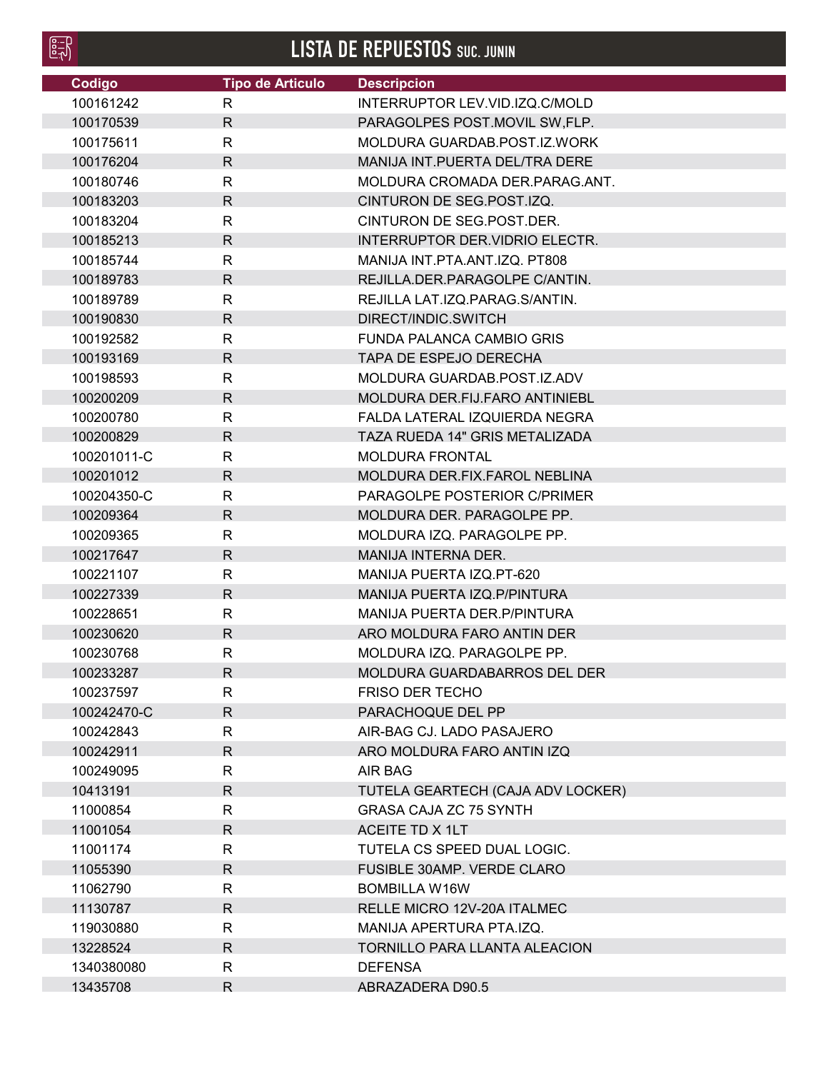# LISTA DE REPUESTOS SUC. JUNIN

| Codigo | Tipo de Articulo | Descripcion |
| --- | --- | --- |
| 100161242 | R | INTERRUPTOR LEV.VID.IZQ.C/MOLD |
| 100170539 | R | PARAGOLPES POST.MOVIL SW,FLP. |
| 100175611 | R | MOLDURA GUARDAB.POST.IZ.WORK |
| 100176204 | R | MANIJA INT.PUERTA DEL/TRA DERE |
| 100180746 | R | MOLDURA CROMADA DER.PARAG.ANT. |
| 100183203 | R | CINTURON DE SEG.POST.IZQ. |
| 100183204 | R | CINTURON DE SEG.POST.DER. |
| 100185213 | R | INTERRUPTOR DER.VIDRIO ELECTR. |
| 100185744 | R | MANIJA INT.PTA.ANT.IZQ. PT808 |
| 100189783 | R | REJILLA.DER.PARAGOLPE C/ANTIN. |
| 100189789 | R | REJILLA LAT.IZQ.PARAG.S/ANTIN. |
| 100190830 | R | DIRECT/INDIC.SWITCH |
| 100192582 | R | FUNDA PALANCA CAMBIO GRIS |
| 100193169 | R | TAPA DE ESPEJO DERECHA |
| 100198593 | R | MOLDURA GUARDAB.POST.IZ.ADV |
| 100200209 | R | MOLDURA DER.FIJ.FARO ANTINIEBL |
| 100200780 | R | FALDA LATERAL IZQUIERDA NEGRA |
| 100200829 | R | TAZA RUEDA 14" GRIS METALIZADA |
| 100201011-C | R | MOLDURA FRONTAL |
| 100201012 | R | MOLDURA DER.FIX.FAROL NEBLINA |
| 100204350-C | R | PARAGOLPE POSTERIOR C/PRIMER |
| 100209364 | R | MOLDURA DER. PARAGOLPE PP. |
| 100209365 | R | MOLDURA IZQ. PARAGOLPE PP. |
| 100217647 | R | MANIJA INTERNA DER. |
| 100221107 | R | MANIJA PUERTA IZQ.PT-620 |
| 100227339 | R | MANIJA PUERTA IZQ.P/PINTURA |
| 100228651 | R | MANIJA PUERTA DER.P/PINTURA |
| 100230620 | R | ARO MOLDURA FARO ANTIN DER |
| 100230768 | R | MOLDURA IZQ. PARAGOLPE PP. |
| 100233287 | R | MOLDURA GUARDABARROS DEL DER |
| 100237597 | R | FRISO DER TECHO |
| 100242470-C | R | PARACHOQUE DEL PP |
| 100242843 | R | AIR-BAG CJ. LADO PASAJERO |
| 100242911 | R | ARO MOLDURA FARO ANTIN IZQ |
| 100249095 | R | AIR BAG |
| 10413191 | R | TUTELA GEARTECH (CAJA ADV LOCKER) |
| 11000854 | R | GRASA CAJA ZC 75 SYNTH |
| 11001054 | R | ACEITE TD X 1LT |
| 11001174 | R | TUTELA CS SPEED DUAL LOGIC. |
| 11055390 | R | FUSIBLE 30AMP. VERDE CLARO |
| 11062790 | R | BOMBILLA W16W |
| 11130787 | R | RELLE MICRO 12V-20A ITALMEC |
| 119030880 | R | MANIJA APERTURA PTA.IZQ. |
| 13228524 | R | TORNILLO PARA LLANTA ALEACION |
| 1340380080 | R | DEFENSA |
| 13435708 | R | ABRAZADERA D90.5 |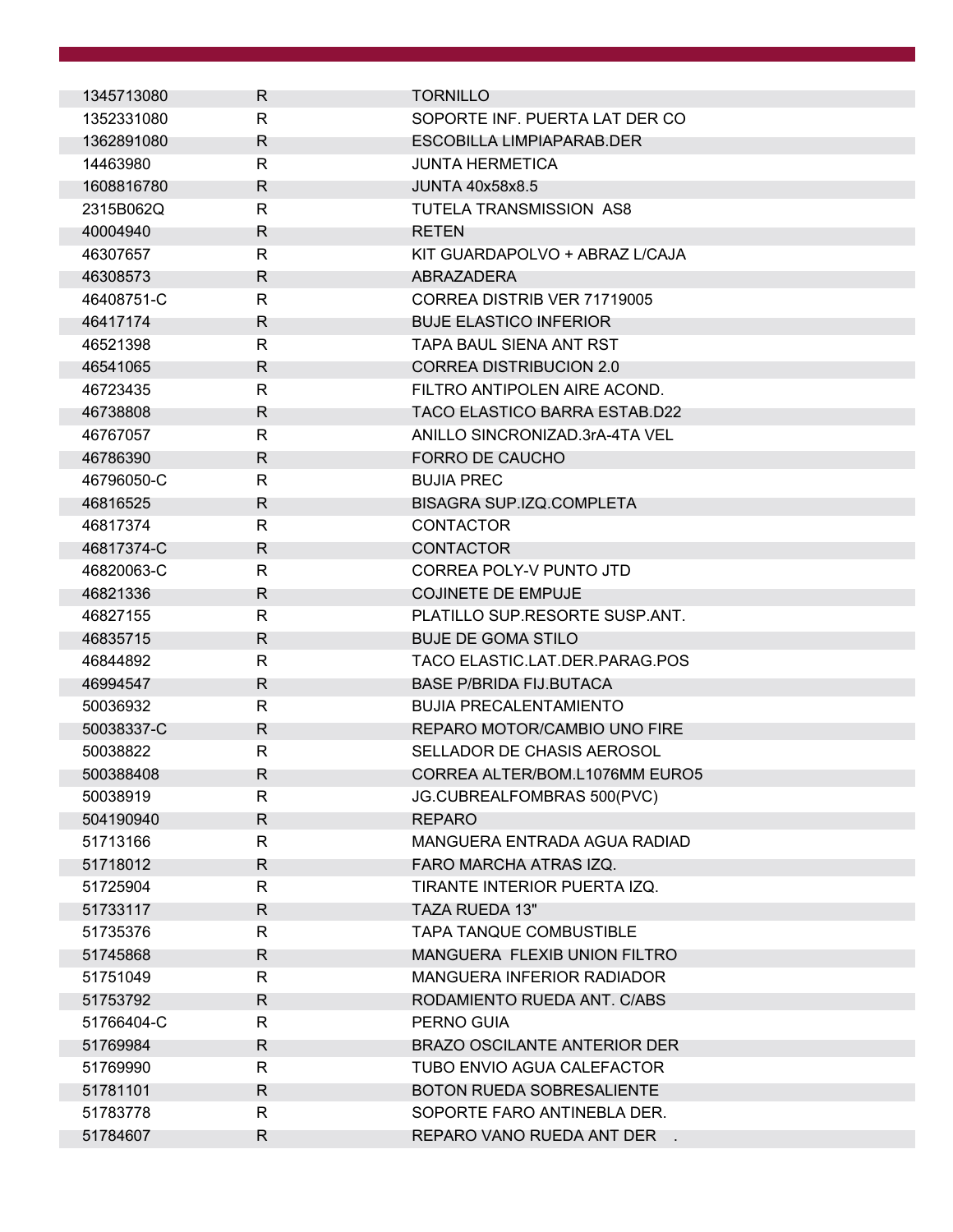| | | |
|---|---|---|
| 1345713080 | R | TORNILLO |
| 1352331080 | R | SOPORTE INF. PUERTA LAT DER CO |
| 1362891080 | R | ESCOBILLA LIMPIAPARAB.DER |
| 14463980 | R | JUNTA HERMETICA |
| 1608816780 | R | JUNTA 40x58x8.5 |
| 2315B062Q | R | TUTELA TRANSMISSION AS8 |
| 40004940 | R | RETEN |
| 46307657 | R | KIT GUARDAPOLVO + ABRAZ L/CAJA |
| 46308573 | R | ABRAZADERA |
| 46408751-C | R | CORREA DISTRIB VER 71719005 |
| 46417174 | R | BUJE ELASTICO INFERIOR |
| 46521398 | R | TAPA BAUL SIENA ANT RST |
| 46541065 | R | CORREA DISTRIBUCION 2.0 |
| 46723435 | R | FILTRO ANTIPOLEN AIRE ACOND. |
| 46738808 | R | TACO ELASTICO BARRA ESTAB.D22 |
| 46767057 | R | ANILLO SINCRONIZAD.3rA-4TA VEL |
| 46786390 | R | FORRO DE CAUCHO |
| 46796050-C | R | BUJIA PREC |
| 46816525 | R | BISAGRA SUP.IZQ.COMPLETA |
| 46817374 | R | CONTACTOR |
| 46817374-C | R | CONTACTOR |
| 46820063-C | R | CORREA POLY-V PUNTO JTD |
| 46821336 | R | COJINETE DE EMPUJE |
| 46827155 | R | PLATILLO SUP.RESORTE SUSP.ANT. |
| 46835715 | R | BUJE DE GOMA STILO |
| 46844892 | R | TACO ELASTIC.LAT.DER.PARAG.POS |
| 46994547 | R | BASE P/BRIDA FIJ.BUTACA |
| 50036932 | R | BUJIA PRECALENTAMIENTO |
| 50038337-C | R | REPARO MOTOR/CAMBIO UNO FIRE |
| 50038822 | R | SELLADOR DE CHASIS AEROSOL |
| 500388408 | R | CORREA ALTER/BOM.L1076MM EURO5 |
| 50038919 | R | JG.CUBREALFOMBRAS 500(PVC) |
| 504190940 | R | REPARO |
| 51713166 | R | MANGUERA ENTRADA AGUA RADIAD |
| 51718012 | R | FARO MARCHA ATRAS IZQ. |
| 51725904 | R | TIRANTE INTERIOR PUERTA IZQ. |
| 51733117 | R | TAZA RUEDA 13" |
| 51735376 | R | TAPA TANQUE COMBUSTIBLE |
| 51745868 | R | MANGUERA FLEXIB UNION FILTRO |
| 51751049 | R | MANGUERA INFERIOR RADIADOR |
| 51753792 | R | RODAMIENTO RUEDA ANT. C/ABS |
| 51766404-C | R | PERNO GUIA |
| 51769984 | R | BRAZO OSCILANTE ANTERIOR DER |
| 51769990 | R | TUBO ENVIO AGUA CALEFACTOR |
| 51781101 | R | BOTON RUEDA SOBRESALIENTE |
| 51783778 | R | SOPORTE FARO ANTINEBLA DER. |
| 51784607 | R | REPARO VANO RUEDA ANT DER . |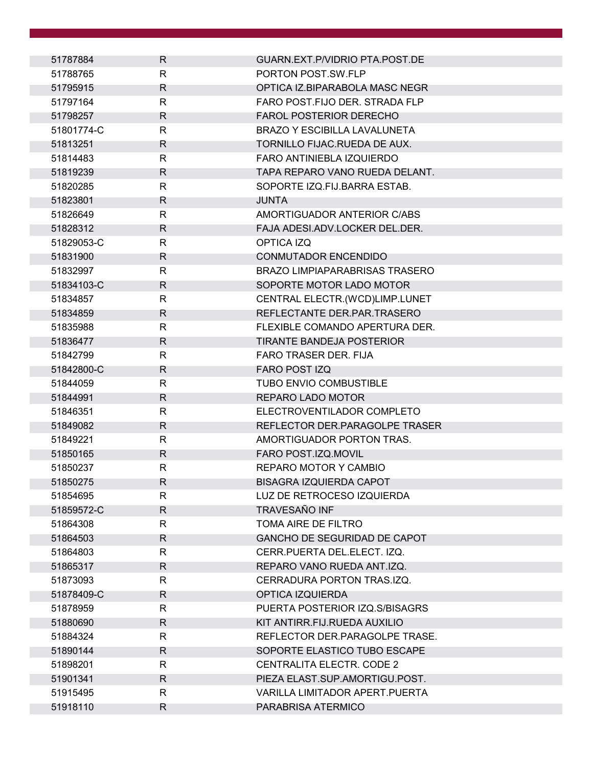| | | |
|---|---|---|
| 51787884 | R | GUARN.EXT.P/VIDRIO PTA.POST.DE |
| 51788765 | R | PORTON POST.SW.FLP |
| 51795915 | R | OPTICA IZ.BIPARABOLA MASC NEGR |
| 51797164 | R | FARO POST.FIJO DER. STRADA FLP |
| 51798257 | R | FAROL POSTERIOR DERECHO |
| 51801774-C | R | BRAZO Y ESCIBILLA LAVALUNETA |
| 51813251 | R | TORNILLO FIJAC.RUEDA DE AUX. |
| 51814483 | R | FARO ANTINIEBLA IZQUIERDO |
| 51819239 | R | TAPA REPARO VANO RUEDA DELANT. |
| 51820285 | R | SOPORTE IZQ.FIJ.BARRA ESTAB. |
| 51823801 | R | JUNTA |
| 51826649 | R | AMORTIGUADOR ANTERIOR C/ABS |
| 51828312 | R | FAJA ADESI.ADV.LOCKER DEL.DER. |
| 51829053-C | R | OPTICA IZQ |
| 51831900 | R | CONMUTADOR ENCENDIDO |
| 51832997 | R | BRAZO LIMPIAPARABRISAS TRASERO |
| 51834103-C | R | SOPORTE MOTOR LADO MOTOR |
| 51834857 | R | CENTRAL ELECTR.(WCD)LIMP.LUNET |
| 51834859 | R | REFLECTANTE DER.PAR.TRASERO |
| 51835988 | R | FLEXIBLE COMANDO APERTURA DER. |
| 51836477 | R | TIRANTE BANDEJA POSTERIOR |
| 51842799 | R | FARO TRASER DER. FIJA |
| 51842800-C | R | FARO POST IZQ |
| 51844059 | R | TUBO ENVIO COMBUSTIBLE |
| 51844991 | R | REPARO LADO MOTOR |
| 51846351 | R | ELECTROVENTILADOR COMPLETO |
| 51849082 | R | REFLECTOR DER.PARAGOLPE TRASER |
| 51849221 | R | AMORTIGUADOR PORTON TRAS. |
| 51850165 | R | FARO POST.IZQ.MOVIL |
| 51850237 | R | REPARO MOTOR Y CAMBIO |
| 51850275 | R | BISAGRA IZQUIERDA CAPOT |
| 51854695 | R | LUZ DE RETROCESO IZQUIERDA |
| 51859572-C | R | TRAVESAÑO INF |
| 51864308 | R | TOMA AIRE DE FILTRO |
| 51864503 | R | GANCHO DE SEGURIDAD DE CAPOT |
| 51864803 | R | CERR.PUERTA DEL.ELECT. IZQ. |
| 51865317 | R | REPARO VANO RUEDA ANT.IZQ. |
| 51873093 | R | CERRADURA PORTON TRAS.IZQ. |
| 51878409-C | R | OPTICA IZQUIERDA |
| 51878959 | R | PUERTA POSTERIOR IZQ.S/BISAGRS |
| 51880690 | R | KIT ANTIRR.FIJ.RUEDA AUXILIO |
| 51884324 | R | REFLECTOR DER.PARAGOLPE TRASE. |
| 51890144 | R | SOPORTE ELASTICO TUBO ESCAPE |
| 51898201 | R | CENTRALITA ELECTR. CODE 2 |
| 51901341 | R | PIEZA ELAST.SUP.AMORTIGU.POST. |
| 51915495 | R | VARILLA LIMITADOR APERT.PUERTA |
| 51918110 | R | PARABRISA ATERMICO |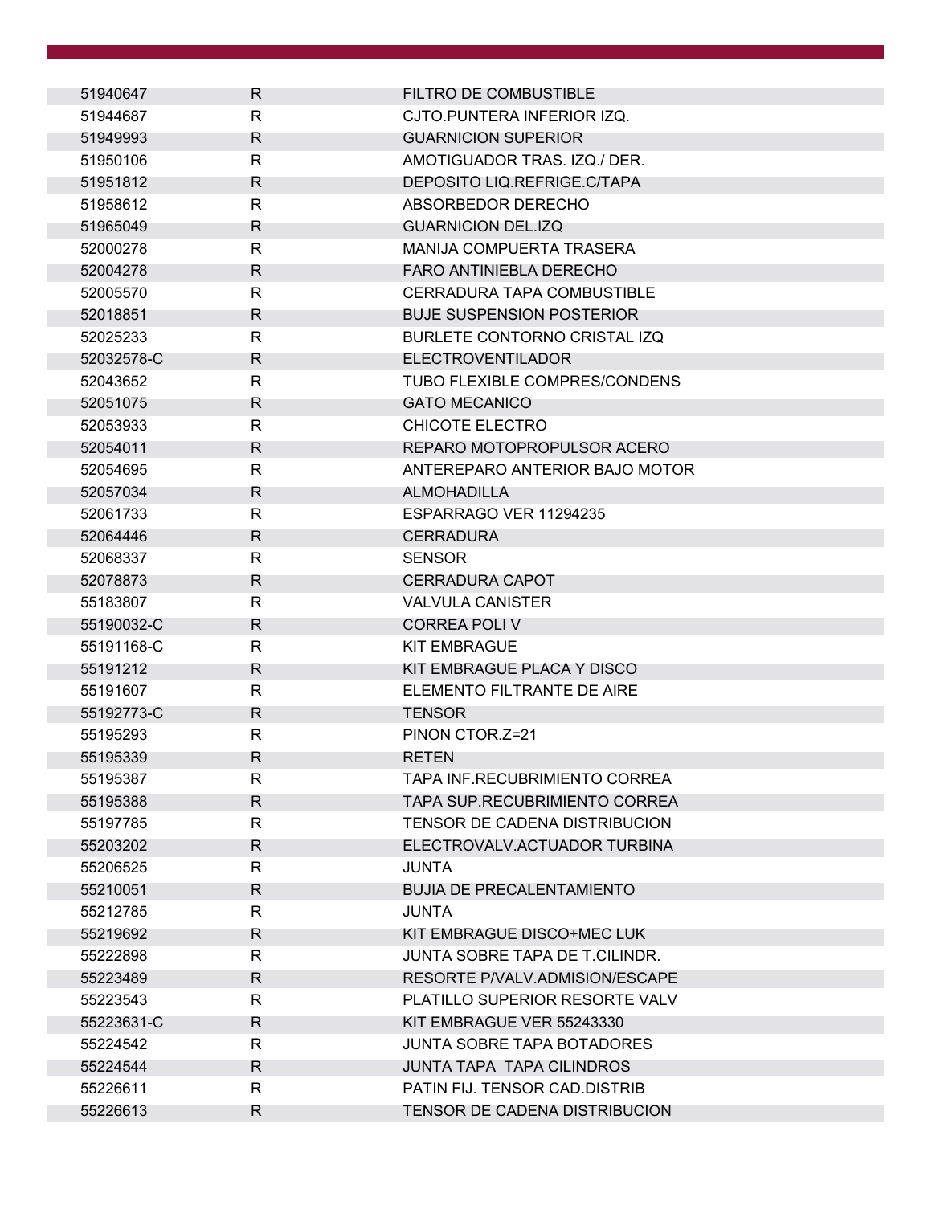| | | |
|---|---|---|
| 51940647 | R | FILTRO DE COMBUSTIBLE |
| 51944687 | R | CJTO.PUNTERA INFERIOR IZQ. |
| 51949993 | R | GUARNICION SUPERIOR |
| 51950106 | R | AMOTIGUADOR TRAS. IZQ./ DER. |
| 51951812 | R | DEPOSITO LIQ.REFRIGE.C/TAPA |
| 51958612 | R | ABSORBEDOR DERECHO |
| 51965049 | R | GUARNICION DEL.IZQ |
| 52000278 | R | MANIJA COMPUERTA TRASERA |
| 52004278 | R | FARO ANTINIEBLA DERECHO |
| 52005570 | R | CERRADURA TAPA COMBUSTIBLE |
| 52018851 | R | BUJE SUSPENSION POSTERIOR |
| 52025233 | R | BURLETE CONTORNO CRISTAL IZQ |
| 52032578-C | R | ELECTROVENTILADOR |
| 52043652 | R | TUBO FLEXIBLE COMPRES/CONDENS |
| 52051075 | R | GATO MECANICO |
| 52053933 | R | CHICOTE ELECTRO |
| 52054011 | R | REPARO MOTOPROPULSOR ACERO |
| 52054695 | R | ANTEREPARO ANTERIOR BAJO MOTOR |
| 52057034 | R | ALMOHADILLA |
| 52061733 | R | ESPARRAGO VER 11294235 |
| 52064446 | R | CERRADURA |
| 52068337 | R | SENSOR |
| 52078873 | R | CERRADURA CAPOT |
| 55183807 | R | VALVULA CANISTER |
| 55190032-C | R | CORREA POLI V |
| 55191168-C | R | KIT EMBRAGUE |
| 55191212 | R | KIT EMBRAGUE PLACA Y DISCO |
| 55191607 | R | ELEMENTO FILTRANTE DE AIRE |
| 55192773-C | R | TENSOR |
| 55195293 | R | PINON CTOR.Z=21 |
| 55195339 | R | RETEN |
| 55195387 | R | TAPA INF.RECUBRIMIENTO CORREA |
| 55195388 | R | TAPA SUP.RECUBRIMIENTO CORREA |
| 55197785 | R | TENSOR DE CADENA DISTRIBUCION |
| 55203202 | R | ELECTROVALV.ACTUADOR TURBINA |
| 55206525 | R | JUNTA |
| 55210051 | R | BUJIA DE PRECALENTAMIENTO |
| 55212785 | R | JUNTA |
| 55219692 | R | KIT EMBRAGUE DISCO+MEC LUK |
| 55222898 | R | JUNTA SOBRE TAPA DE T.CILINDR. |
| 55223489 | R | RESORTE P/VALV.ADMISION/ESCAPE |
| 55223543 | R | PLATILLO SUPERIOR RESORTE VALV |
| 55223631-C | R | KIT EMBRAGUE VER 55243330 |
| 55224542 | R | JUNTA SOBRE TAPA BOTADORES |
| 55224544 | R | JUNTA TAPA TAPA CILINDROS |
| 55226611 | R | PATIN FIJ. TENSOR CAD.DISTRIB |
| 55226613 | R | TENSOR DE CADENA DISTRIBUCION |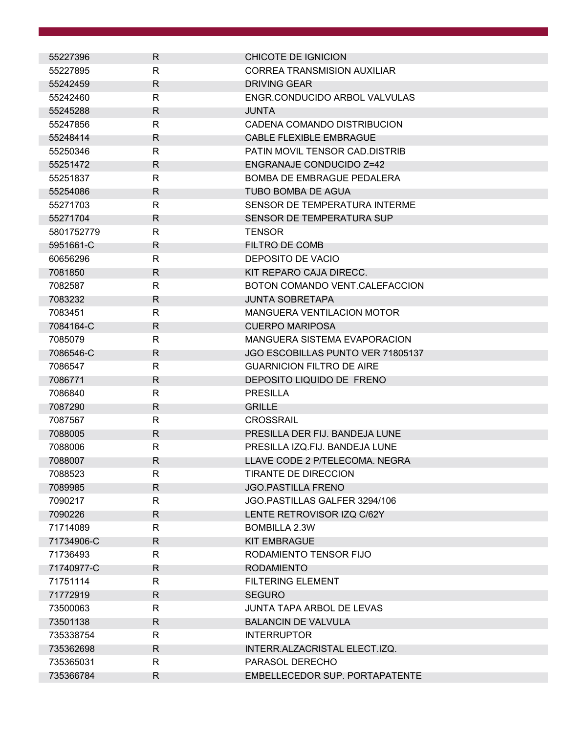| | | |
|---|---|---|
| 55227396 | R | CHICOTE DE IGNICION |
| 55227895 | R | CORREA TRANSMISION AUXILIAR |
| 55242459 | R | DRIVING GEAR |
| 55242460 | R | ENGR.CONDUCIDO ARBOL VALVULAS |
| 55245288 | R | JUNTA |
| 55247856 | R | CADENA COMANDO DISTRIBUCION |
| 55248414 | R | CABLE FLEXIBLE EMBRAGUE |
| 55250346 | R | PATIN MOVIL TENSOR CAD.DISTRIB |
| 55251472 | R | ENGRANAJE CONDUCIDO Z=42 |
| 55251837 | R | BOMBA DE EMBRAGUE PEDALERA |
| 55254086 | R | TUBO BOMBA DE AGUA |
| 55271703 | R | SENSOR DE TEMPERATURA INTERME |
| 55271704 | R | SENSOR DE TEMPERATURA SUP |
| 5801752779 | R | TENSOR |
| 5951661-C | R | FILTRO DE COMB |
| 60656296 | R | DEPOSITO DE VACIO |
| 7081850 | R | KIT REPARO CAJA DIRECC. |
| 7082587 | R | BOTON COMANDO VENT.CALEFACCION |
| 7083232 | R | JUNTA SOBRETAPA |
| 7083451 | R | MANGUERA VENTILACION MOTOR |
| 7084164-C | R | CUERPO MARIPOSA |
| 7085079 | R | MANGUERA SISTEMA EVAPORACION |
| 7086546-C | R | JGO ESCOBILLAS PUNTO VER 71805137 |
| 7086547 | R | GUARNICION FILTRO DE AIRE |
| 7086771 | R | DEPOSITO LIQUIDO DE FRENO |
| 7086840 | R | PRESILLA |
| 7087290 | R | GRILLE |
| 7087567 | R | CROSSRAIL |
| 7088005 | R | PRESILLA DER FIJ. BANDEJA LUNE |
| 7088006 | R | PRESILLA IZQ.FIJ. BANDEJA LUNE |
| 7088007 | R | LLAVE CODE 2 P/TELECOMA. NEGRA |
| 7088523 | R | TIRANTE DE DIRECCION |
| 7089985 | R | JGO.PASTILLA FRENO |
| 7090217 | R | JGO.PASTILLAS GALFER 3294/106 |
| 7090226 | R | LENTE RETROVISOR IZQ C/62Y |
| 71714089 | R | BOMBILLA 2.3W |
| 71734906-C | R | KIT EMBRAGUE |
| 71736493 | R | RODAMIENTO TENSOR FIJO |
| 71740977-C | R | RODAMIENTO |
| 71751114 | R | FILTERING ELEMENT |
| 71772919 | R | SEGURO |
| 73500063 | R | JUNTA TAPA ARBOL DE LEVAS |
| 73501138 | R | BALANCIN DE VALVULA |
| 735338754 | R | INTERRUPTOR |
| 735362698 | R | INTERR.ALZACRISTAL ELECT.IZQ. |
| 735365031 | R | PARASOL DERECHO |
| 735366784 | R | EMBELLECEDOR SUP. PORTAPATENTE |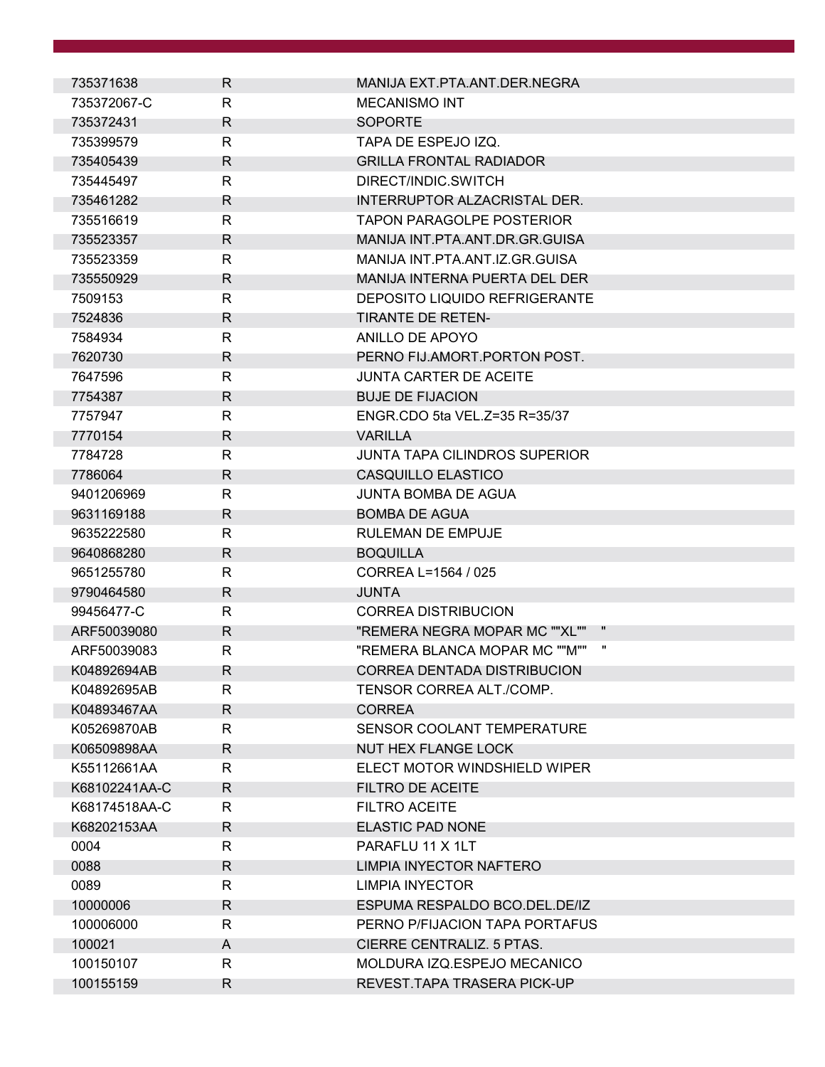| | | |
|---|---|---|
| 735371638 | R | MANIJA EXT.PTA.ANT.DER.NEGRA |
| 735372067-C | R | MECANISMO INT |
| 735372431 | R | SOPORTE |
| 735399579 | R | TAPA DE ESPEJO IZQ. |
| 735405439 | R | GRILLA FRONTAL RADIADOR |
| 735445497 | R | DIRECT/INDIC.SWITCH |
| 735461282 | R | INTERRUPTOR ALZACRISTAL DER. |
| 735516619 | R | TAPON PARAGOLPE POSTERIOR |
| 735523357 | R | MANIJA INT.PTA.ANT.DR.GR.GUISA |
| 735523359 | R | MANIJA INT.PTA.ANT.IZ.GR.GUISA |
| 735550929 | R | MANIJA INTERNA PUERTA DEL DER |
| 7509153 | R | DEPOSITO LIQUIDO REFRIGERANTE |
| 7524836 | R | TIRANTE DE RETEN- |
| 7584934 | R | ANILLO DE APOYO |
| 7620730 | R | PERNO FIJ.AMORT.PORTON POST. |
| 7647596 | R | JUNTA CARTER DE ACEITE |
| 7754387 | R | BUJE DE FIJACION |
| 7757947 | R | ENGR.CDO 5ta VEL.Z=35 R=35/37 |
| 7770154 | R | VARILLA |
| 7784728 | R | JUNTA TAPA CILINDROS SUPERIOR |
| 7786064 | R | CASQUILLO ELASTICO |
| 9401206969 | R | JUNTA BOMBA DE AGUA |
| 9631169188 | R | BOMBA DE AGUA |
| 9635222580 | R | RULEMAN DE EMPUJE |
| 9640868280 | R | BOQUILLA |
| 9651255780 | R | CORREA L=1564 / 025 |
| 9790464580 | R | JUNTA |
| 99456477-C | R | CORREA DISTRIBUCION |
| ARF50039080 | R | "REMERA NEGRA MOPAR MC ""XL"" " |
| ARF50039083 | R | "REMERA BLANCA MOPAR MC ""M"" " |
| K04892694AB | R | CORREA DENTADA DISTRIBUCION |
| K04892695AB | R | TENSOR CORREA ALT./COMP. |
| K04893467AA | R | CORREA |
| K05269870AB | R | SENSOR COOLANT TEMPERATURE |
| K06509898AA | R | NUT HEX FLANGE LOCK |
| K55112661AA | R | ELECT MOTOR WINDSHIELD WIPER |
| K68102241AA-C | R | FILTRO DE ACEITE |
| K68174518AA-C | R | FILTRO ACEITE |
| K68202153AA | R | ELASTIC PAD NONE |
| 0004 | R | PARAFLU 11 X 1LT |
| 0088 | R | LIMPIA INYECTOR NAFTERO |
| 0089 | R | LIMPIA INYECTOR |
| 10000006 | R | ESPUMA RESPALDO BCO.DEL.DE/IZ |
| 100006000 | R | PERNO P/FIJACION TAPA PORTAFUS |
| 100021 | A | CIERRE CENTRALIZ. 5 PTAS. |
| 100150107 | R | MOLDURA IZQ.ESPEJO MECANICO |
| 100155159 | R | REVEST.TAPA TRASERA PICK-UP |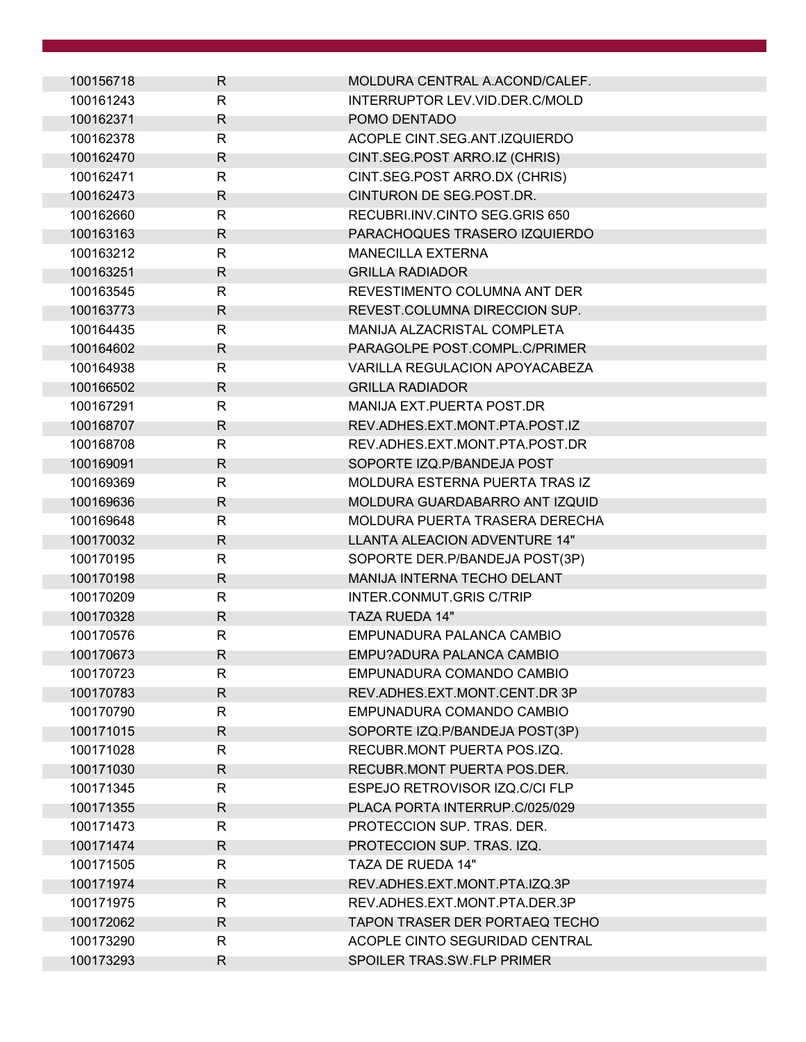| | | |
|---|---|---|
| 100156718 | R | MOLDURA CENTRAL A.ACOND/CALEF. |
| 100161243 | R | INTERRUPTOR LEV.VID.DER.C/MOLD |
| 100162371 | R | POMO DENTADO |
| 100162378 | R | ACOPLE CINT.SEG.ANT.IZQUIERDO |
| 100162470 | R | CINT.SEG.POST ARRO.IZ (CHRIS) |
| 100162471 | R | CINT.SEG.POST ARRO.DX (CHRIS) |
| 100162473 | R | CINTURON DE SEG.POST.DR. |
| 100162660 | R | RECUBRI.INV.CINTO SEG.GRIS 650 |
| 100163163 | R | PARACHOQUES TRASERO IZQUIERDO |
| 100163212 | R | MANECILLA EXTERNA |
| 100163251 | R | GRILLA RADIADOR |
| 100163545 | R | REVESTIMENTO COLUMNA ANT DER |
| 100163773 | R | REVEST.COLUMNA DIRECCION SUP. |
| 100164435 | R | MANIJA ALZACRISTAL COMPLETA |
| 100164602 | R | PARAGOLPE POST.COMPL.C/PRIMER |
| 100164938 | R | VARILLA REGULACION APOYACABEZA |
| 100166502 | R | GRILLA RADIADOR |
| 100167291 | R | MANIJA EXT.PUERTA POST.DR |
| 100168707 | R | REV.ADHES.EXT.MONT.PTA.POST.IZ |
| 100168708 | R | REV.ADHES.EXT.MONT.PTA.POST.DR |
| 100169091 | R | SOPORTE IZQ.P/BANDEJA POST |
| 100169369 | R | MOLDURA ESTERNA PUERTA TRAS IZ |
| 100169636 | R | MOLDURA GUARDABARRO ANT IZQUID |
| 100169648 | R | MOLDURA PUERTA TRASERA DERECHA |
| 100170032 | R | LLANTA ALEACION ADVENTURE 14" |
| 100170195 | R | SOPORTE DER.P/BANDEJA POST(3P) |
| 100170198 | R | MANIJA INTERNA TECHO DELANT |
| 100170209 | R | INTER.CONMUT.GRIS C/TRIP |
| 100170328 | R | TAZA RUEDA 14" |
| 100170576 | R | EMPUNADURA PALANCA CAMBIO |
| 100170673 | R | EMPU?ADURA PALANCA CAMBIO |
| 100170723 | R | EMPUNADURA COMANDO CAMBIO |
| 100170783 | R | REV.ADHES.EXT.MONT.CENT.DR 3P |
| 100170790 | R | EMPUNADURA COMANDO CAMBIO |
| 100171015 | R | SOPORTE IZQ.P/BANDEJA POST(3P) |
| 100171028 | R | RECUBR.MONT PUERTA POS.IZQ. |
| 100171030 | R | RECUBR.MONT PUERTA POS.DER. |
| 100171345 | R | ESPEJO RETROVISOR IZQ.C/CI FLP |
| 100171355 | R | PLACA PORTA INTERRUP.C/025/029 |
| 100171473 | R | PROTECCION SUP. TRAS. DER. |
| 100171474 | R | PROTECCION SUP. TRAS. IZQ. |
| 100171505 | R | TAZA DE RUEDA 14" |
| 100171974 | R | REV.ADHES.EXT.MONT.PTA.IZQ.3P |
| 100171975 | R | REV.ADHES.EXT.MONT.PTA.DER.3P |
| 100172062 | R | TAPON TRASER DER PORTAEQ TECHO |
| 100173290 | R | ACOPLE CINTO SEGURIDAD CENTRAL |
| 100173293 | R | SPOILER TRAS.SW.FLP PRIMER |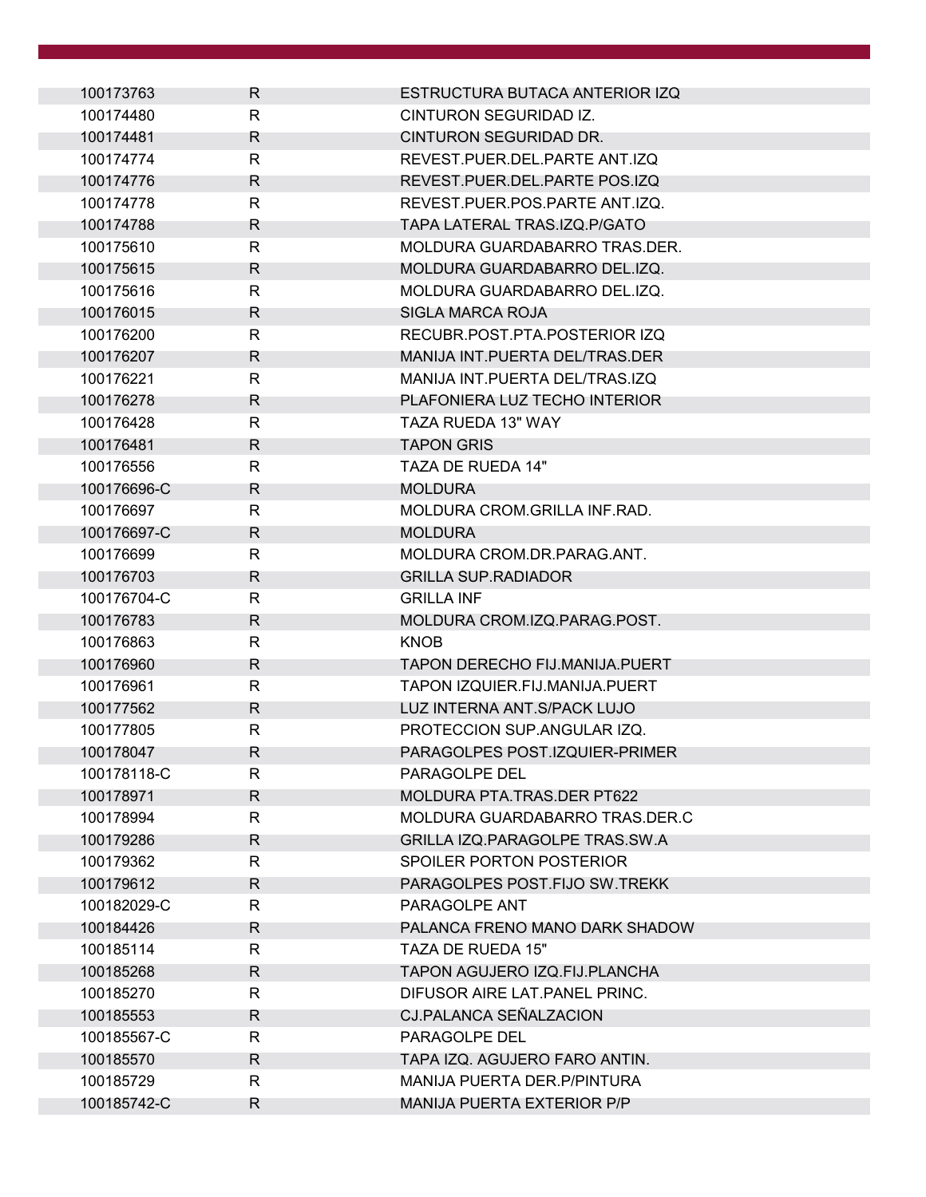| | | |
|---|---|---|
| 100173763 | R | ESTRUCTURA BUTACA ANTERIOR IZQ |
| 100174480 | R | CINTURON SEGURIDAD IZ. |
| 100174481 | R | CINTURON SEGURIDAD DR. |
| 100174774 | R | REVEST.PUER.DEL.PARTE ANT.IZQ |
| 100174776 | R | REVEST.PUER.DEL.PARTE POS.IZQ |
| 100174778 | R | REVEST.PUER.POS.PARTE ANT.IZQ. |
| 100174788 | R | TAPA LATERAL TRAS.IZQ.P/GATO |
| 100175610 | R | MOLDURA GUARDABARRO TRAS.DER. |
| 100175615 | R | MOLDURA GUARDABARRO DEL.IZQ. |
| 100175616 | R | MOLDURA GUARDABARRO DEL.IZQ. |
| 100176015 | R | SIGLA MARCA ROJA |
| 100176200 | R | RECUBR.POST.PTA.POSTERIOR IZQ |
| 100176207 | R | MANIJA INT.PUERTA DEL/TRAS.DER |
| 100176221 | R | MANIJA INT.PUERTA DEL/TRAS.IZQ |
| 100176278 | R | PLAFONIERA LUZ TECHO INTERIOR |
| 100176428 | R | TAZA RUEDA 13" WAY |
| 100176481 | R | TAPON GRIS |
| 100176556 | R | TAZA DE RUEDA 14" |
| 100176696-C | R | MOLDURA |
| 100176697 | R | MOLDURA CROM.GRILLA INF.RAD. |
| 100176697-C | R | MOLDURA |
| 100176699 | R | MOLDURA CROM.DR.PARAG.ANT. |
| 100176703 | R | GRILLA SUP.RADIADOR |
| 100176704-C | R | GRILLA INF |
| 100176783 | R | MOLDURA CROM.IZQ.PARAG.POST. |
| 100176863 | R | KNOB |
| 100176960 | R | TAPON DERECHO FIJ.MANIJA.PUERT |
| 100176961 | R | TAPON IZQUIER.FIJ.MANIJA.PUERT |
| 100177562 | R | LUZ INTERNA ANT.S/PACK LUJO |
| 100177805 | R | PROTECCION SUP.ANGULAR IZQ. |
| 100178047 | R | PARAGOLPES POST.IZQUIER-PRIMER |
| 100178118-C | R | PARAGOLPE DEL |
| 100178971 | R | MOLDURA PTA.TRAS.DER PT622 |
| 100178994 | R | MOLDURA GUARDABARRO TRAS.DER.C |
| 100179286 | R | GRILLA IZQ.PARAGOLPE TRAS.SW.A |
| 100179362 | R | SPOILER PORTON POSTERIOR |
| 100179612 | R | PARAGOLPES POST.FIJO SW.TREKK |
| 100182029-C | R | PARAGOLPE ANT |
| 100184426 | R | PALANCA FRENO MANO DARK SHADOW |
| 100185114 | R | TAZA DE RUEDA 15" |
| 100185268 | R | TAPON AGUJERO IZQ.FIJ.PLANCHA |
| 100185270 | R | DIFUSOR AIRE LAT.PANEL PRINC. |
| 100185553 | R | CJ.PALANCA SEÑALZACION |
| 100185567-C | R | PARAGOLPE DEL |
| 100185570 | R | TAPA IZQ. AGUJERO FARO ANTIN. |
| 100185729 | R | MANIJA PUERTA DER.P/PINTURA |
| 100185742-C | R | MANIJA PUERTA EXTERIOR P/P |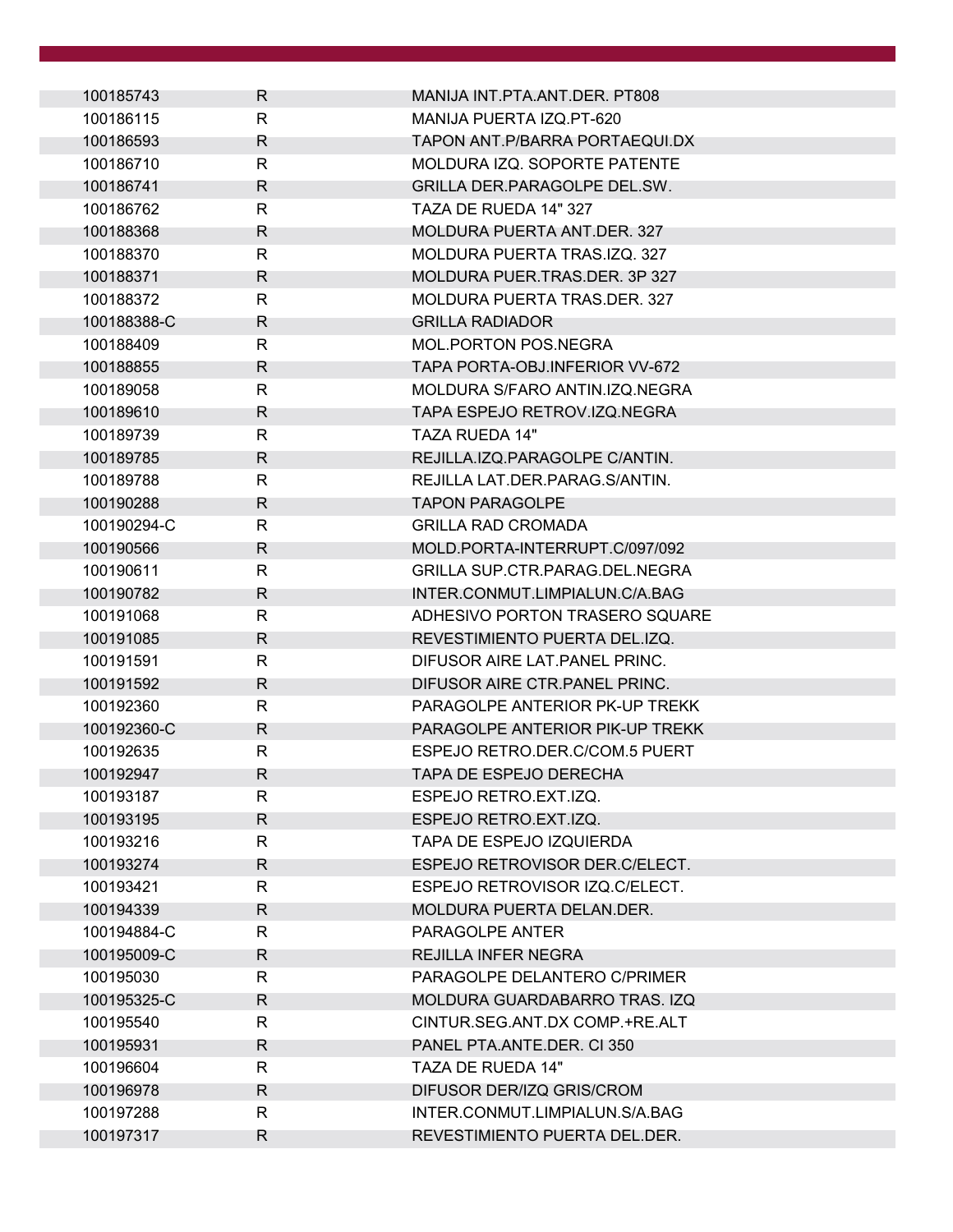| | | |
|---|---|---|
| 100185743 | R | MANIJA INT.PTA.ANT.DER. PT808 |
| 100186115 | R | MANIJA PUERTA IZQ.PT-620 |
| 100186593 | R | TAPON ANT.P/BARRA PORTAEQUI.DX |
| 100186710 | R | MOLDURA IZQ. SOPORTE PATENTE |
| 100186741 | R | GRILLA DER.PARAGOLPE DEL.SW. |
| 100186762 | R | TAZA DE RUEDA 14" 327 |
| 100188368 | R | MOLDURA PUERTA ANT.DER. 327 |
| 100188370 | R | MOLDURA PUERTA TRAS.IZQ. 327 |
| 100188371 | R | MOLDURA PUER.TRAS.DER. 3P 327 |
| 100188372 | R | MOLDURA PUERTA TRAS.DER. 327 |
| 100188388-C | R | GRILLA RADIADOR |
| 100188409 | R | MOL.PORTON POS.NEGRA |
| 100188855 | R | TAPA PORTA-OBJ.INFERIOR VV-672 |
| 100189058 | R | MOLDURA S/FARO ANTIN.IZQ.NEGRA |
| 100189610 | R | TAPA ESPEJO RETROV.IZQ.NEGRA |
| 100189739 | R | TAZA RUEDA 14" |
| 100189785 | R | REJILLA.IZQ.PARAGOLPE C/ANTIN. |
| 100189788 | R | REJILLA LAT.DER.PARAG.S/ANTIN. |
| 100190288 | R | TAPON PARAGOLPE |
| 100190294-C | R | GRILLA RAD CROMADA |
| 100190566 | R | MOLD.PORTA-INTERRUPT.C/097/092 |
| 100190611 | R | GRILLA SUP.CTR.PARAG.DEL.NEGRA |
| 100190782 | R | INTER.CONMUT.LIMPIALUN.C/A.BAG |
| 100191068 | R | ADHESIVO PORTON TRASERO SQUARE |
| 100191085 | R | REVESTIMIENTO PUERTA DEL.IZQ. |
| 100191591 | R | DIFUSOR AIRE LAT.PANEL PRINC. |
| 100191592 | R | DIFUSOR AIRE CTR.PANEL PRINC. |
| 100192360 | R | PARAGOLPE ANTERIOR PK-UP TREKK |
| 100192360-C | R | PARAGOLPE ANTERIOR PIK-UP TREKK |
| 100192635 | R | ESPEJO RETRO.DER.C/COM.5 PUERT |
| 100192947 | R | TAPA DE ESPEJO DERECHA |
| 100193187 | R | ESPEJO RETRO.EXT.IZQ. |
| 100193195 | R | ESPEJO RETRO.EXT.IZQ. |
| 100193216 | R | TAPA DE ESPEJO IZQUIERDA |
| 100193274 | R | ESPEJO RETROVISOR DER.C/ELECT. |
| 100193421 | R | ESPEJO RETROVISOR IZQ.C/ELECT. |
| 100194339 | R | MOLDURA PUERTA DELAN.DER. |
| 100194884-C | R | PARAGOLPE ANTER |
| 100195009-C | R | REJILLA INFER NEGRA |
| 100195030 | R | PARAGOLPE DELANTERO C/PRIMER |
| 100195325-C | R | MOLDURA GUARDABARRO TRAS. IZQ |
| 100195540 | R | CINTUR.SEG.ANT.DX COMP.+RE.ALT |
| 100195931 | R | PANEL PTA.ANTE.DER. CI 350 |
| 100196604 | R | TAZA DE RUEDA 14" |
| 100196978 | R | DIFUSOR DER/IZQ GRIS/CROM |
| 100197288 | R | INTER.CONMUT.LIMPIALUN.S/A.BAG |
| 100197317 | R | REVESTIMIENTO PUERTA DEL.DER. |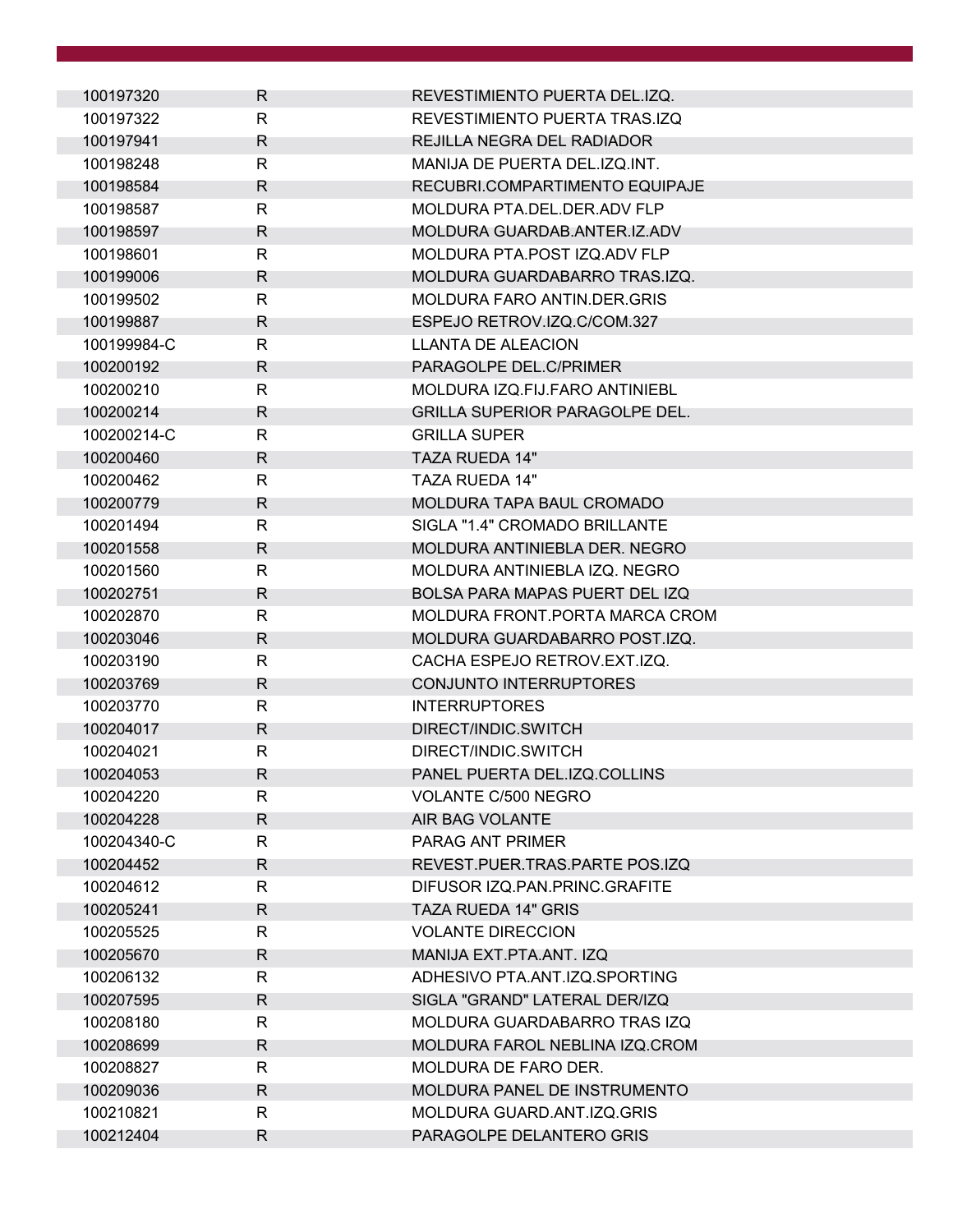| | | |
|---|---|---|
| 100197320 | R | REVESTIMIENTO PUERTA DEL.IZQ. |
| 100197322 | R | REVESTIMIENTO PUERTA TRAS.IZQ |
| 100197941 | R | REJILLA NEGRA DEL RADIADOR |
| 100198248 | R | MANIJA DE PUERTA DEL.IZQ.INT. |
| 100198584 | R | RECUBRI.COMPARTIMENTO EQUIPAJE |
| 100198587 | R | MOLDURA PTA.DEL.DER.ADV FLP |
| 100198597 | R | MOLDURA GUARDAB.ANTER.IZ.ADV |
| 100198601 | R | MOLDURA PTA.POST IZQ.ADV FLP |
| 100199006 | R | MOLDURA GUARDABARRO TRAS.IZQ. |
| 100199502 | R | MOLDURA FARO ANTIN.DER.GRIS |
| 100199887 | R | ESPEJO RETROV.IZQ.C/COM.327 |
| 100199984-C | R | LLANTA DE ALEACION |
| 100200192 | R | PARAGOLPE DEL.C/PRIMER |
| 100200210 | R | MOLDURA IZQ.FIJ.FARO ANTINIEBL |
| 100200214 | R | GRILLA SUPERIOR PARAGOLPE DEL. |
| 100200214-C | R | GRILLA SUPER |
| 100200460 | R | TAZA RUEDA 14" |
| 100200462 | R | TAZA RUEDA 14" |
| 100200779 | R | MOLDURA TAPA BAUL CROMADO |
| 100201494 | R | SIGLA "1.4" CROMADO BRILLANTE |
| 100201558 | R | MOLDURA ANTINIEBLA DER. NEGRO |
| 100201560 | R | MOLDURA ANTINIEBLA IZQ. NEGRO |
| 100202751 | R | BOLSA PARA MAPAS PUERT DEL IZQ |
| 100202870 | R | MOLDURA FRONT.PORTA MARCA CROM |
| 100203046 | R | MOLDURA GUARDABARRO POST.IZQ. |
| 100203190 | R | CACHA ESPEJO RETROV.EXT.IZQ. |
| 100203769 | R | CONJUNTO INTERRUPTORES |
| 100203770 | R | INTERRUPTORES |
| 100204017 | R | DIRECT/INDIC.SWITCH |
| 100204021 | R | DIRECT/INDIC.SWITCH |
| 100204053 | R | PANEL PUERTA DEL.IZQ.COLLINS |
| 100204220 | R | VOLANTE C/500 NEGRO |
| 100204228 | R | AIR BAG VOLANTE |
| 100204340-C | R | PARAG ANT PRIMER |
| 100204452 | R | REVEST.PUER.TRAS.PARTE POS.IZQ |
| 100204612 | R | DIFUSOR IZQ.PAN.PRINC.GRAFITE |
| 100205241 | R | TAZA RUEDA 14" GRIS |
| 100205525 | R | VOLANTE DIRECCION |
| 100205670 | R | MANIJA EXT.PTA.ANT. IZQ |
| 100206132 | R | ADHESIVO PTA.ANT.IZQ.SPORTING |
| 100207595 | R | SIGLA "GRAND" LATERAL DER/IZQ |
| 100208180 | R | MOLDURA GUARDABARRO TRAS IZQ |
| 100208699 | R | MOLDURA FAROL NEBLINA IZQ.CROM |
| 100208827 | R | MOLDURA DE FARO DER. |
| 100209036 | R | MOLDURA PANEL DE INSTRUMENTO |
| 100210821 | R | MOLDURA GUARD.ANT.IZQ.GRIS |
| 100212404 | R | PARAGOLPE DELANTERO GRIS |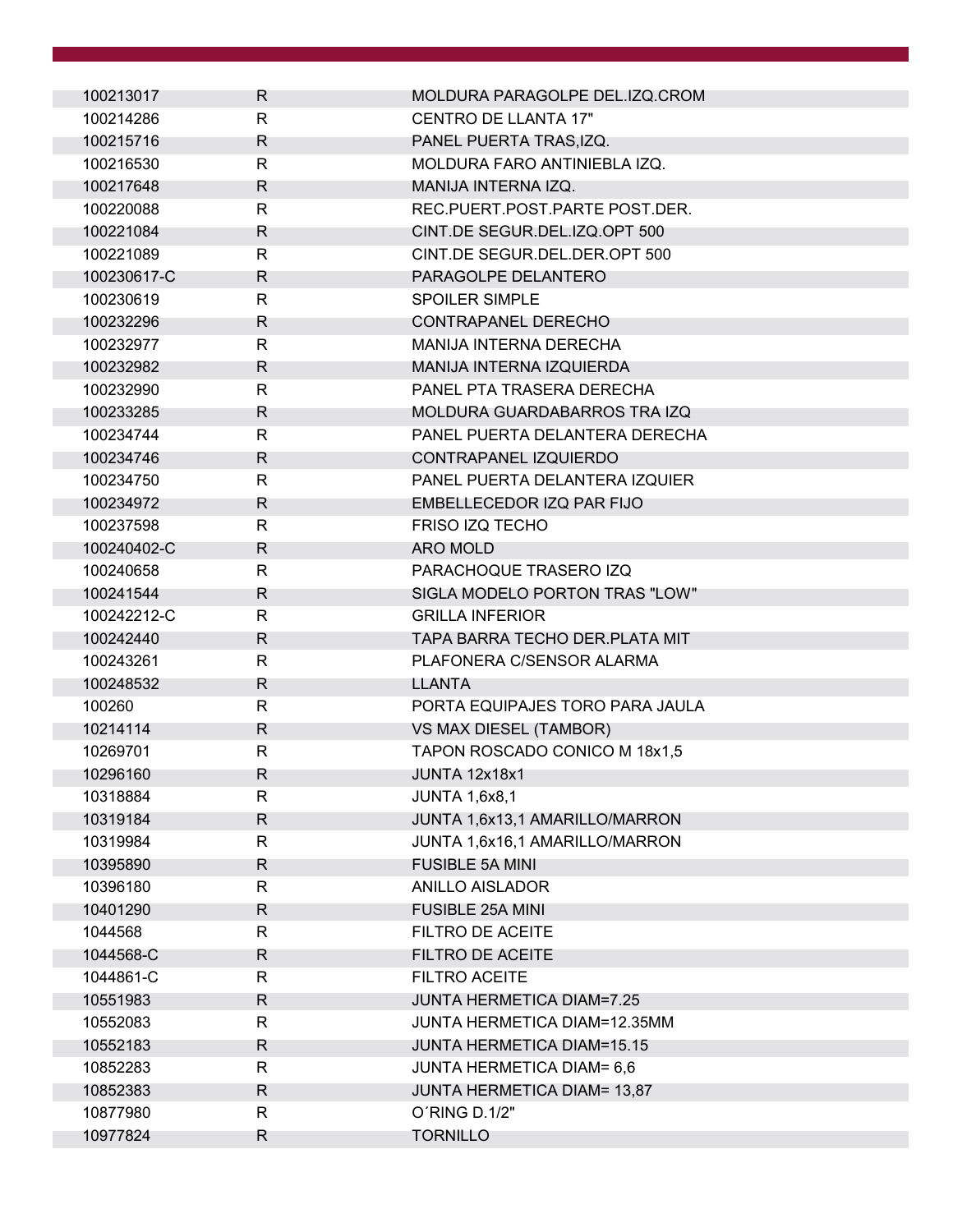| | | |
|---|---|---|
| 100213017 | R | MOLDURA PARAGOLPE DEL.IZQ.CROM |
| 100214286 | R | CENTRO DE LLANTA 17" |
| 100215716 | R | PANEL PUERTA TRAS,IZQ. |
| 100216530 | R | MOLDURA FARO ANTINIEBLA IZQ. |
| 100217648 | R | MANIJA INTERNA IZQ. |
| 100220088 | R | REC.PUERT.POST.PARTE POST.DER. |
| 100221084 | R | CINT.DE SEGUR.DEL.IZQ.OPT 500 |
| 100221089 | R | CINT.DE SEGUR.DEL.DER.OPT 500 |
| 100230617-C | R | PARAGOLPE DELANTERO |
| 100230619 | R | SPOILER SIMPLE |
| 100232296 | R | CONTRAPANEL DERECHO |
| 100232977 | R | MANIJA INTERNA DERECHA |
| 100232982 | R | MANIJA INTERNA IZQUIERDA |
| 100232990 | R | PANEL PTA TRASERA DERECHA |
| 100233285 | R | MOLDURA GUARDABARROS TRA IZQ |
| 100234744 | R | PANEL PUERTA DELANTERA DERECHA |
| 100234746 | R | CONTRAPANEL IZQUIERDO |
| 100234750 | R | PANEL PUERTA DELANTERA IZQUIER |
| 100234972 | R | EMBELLECEDOR IZQ PAR FIJO |
| 100237598 | R | FRISO IZQ TECHO |
| 100240402-C | R | ARO MOLD |
| 100240658 | R | PARACHOQUE TRASERO IZQ |
| 100241544 | R | SIGLA MODELO PORTON TRAS "LOW" |
| 100242212-C | R | GRILLA INFERIOR |
| 100242440 | R | TAPA BARRA TECHO DER.PLATA MIT |
| 100243261 | R | PLAFONERA C/SENSOR ALARMA |
| 100248532 | R | LLANTA |
| 100260 | R | PORTA EQUIPAJES TORO PARA JAULA |
| 10214114 | R | VS MAX DIESEL (TAMBOR) |
| 10269701 | R | TAPON ROSCADO CONICO M 18x1,5 |
| 10296160 | R | JUNTA 12x18x1 |
| 10318884 | R | JUNTA 1,6x8,1 |
| 10319184 | R | JUNTA 1,6x13,1 AMARILLO/MARRON |
| 10319984 | R | JUNTA 1,6x16,1 AMARILLO/MARRON |
| 10395890 | R | FUSIBLE 5A MINI |
| 10396180 | R | ANILLO AISLADOR |
| 10401290 | R | FUSIBLE 25A MINI |
| 1044568 | R | FILTRO DE ACEITE |
| 1044568-C | R | FILTRO DE ACEITE |
| 1044861-C | R | FILTRO ACEITE |
| 10551983 | R | JUNTA HERMETICA DIAM=7.25 |
| 10552083 | R | JUNTA HERMETICA DIAM=12.35MM |
| 10552183 | R | JUNTA HERMETICA DIAM=15.15 |
| 10852283 | R | JUNTA HERMETICA DIAM= 6,6 |
| 10852383 | R | JUNTA HERMETICA DIAM= 13,87 |
| 10877980 | R | O´RING D.1/2" |
| 10977824 | R | TORNILLO |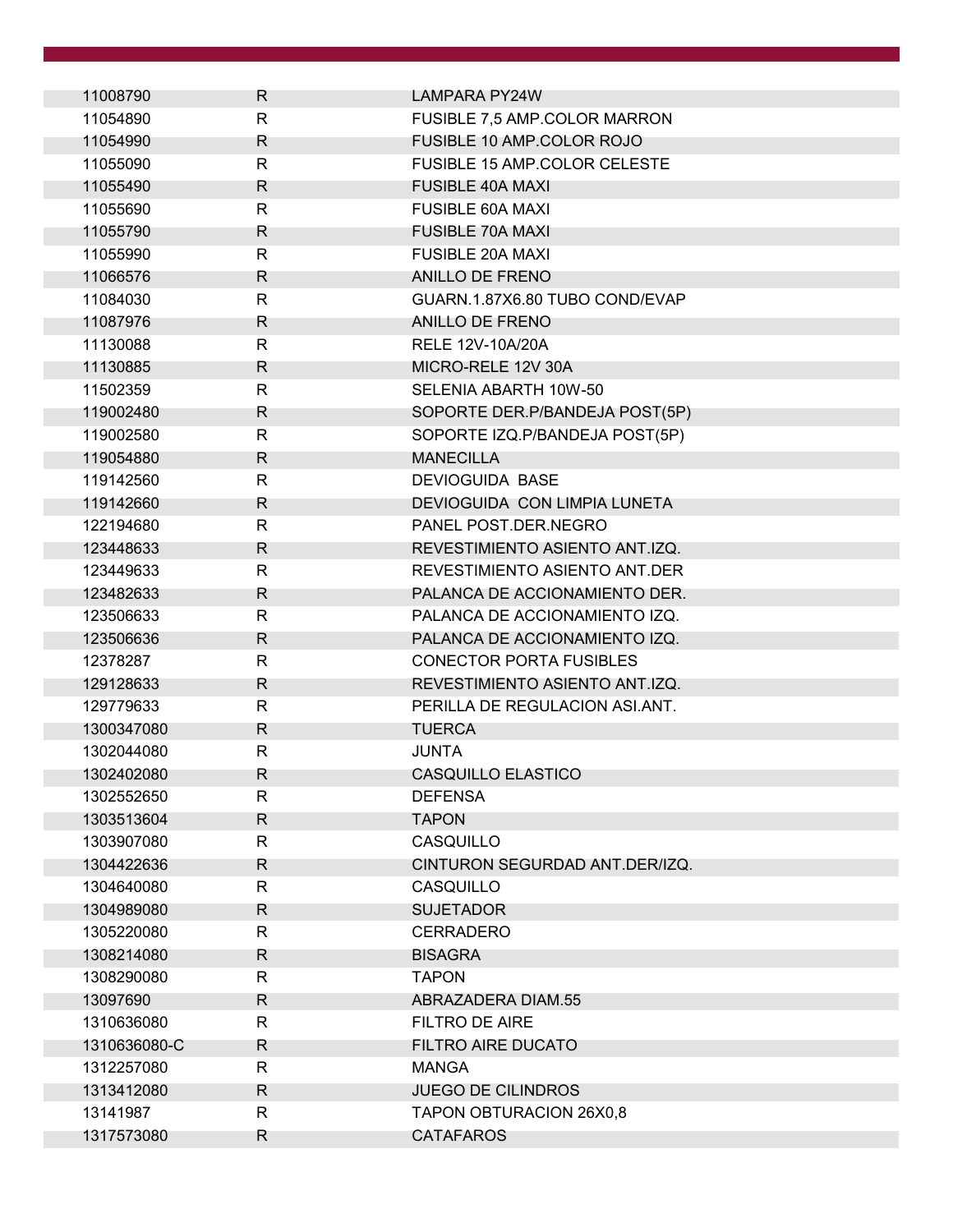| | | |
|---|---|---|
| 11008790 | R | LAMPARA PY24W |
| 11054890 | R | FUSIBLE 7,5 AMP.COLOR MARRON |
| 11054990 | R | FUSIBLE 10 AMP.COLOR ROJO |
| 11055090 | R | FUSIBLE 15 AMP.COLOR CELESTE |
| 11055490 | R | FUSIBLE 40A MAXI |
| 11055690 | R | FUSIBLE 60A MAXI |
| 11055790 | R | FUSIBLE 70A MAXI |
| 11055990 | R | FUSIBLE 20A MAXI |
| 11066576 | R | ANILLO DE FRENO |
| 11084030 | R | GUARN.1.87X6.80 TUBO COND/EVAP |
| 11087976 | R | ANILLO DE FRENO |
| 11130088 | R | RELE 12V-10A/20A |
| 11130885 | R | MICRO-RELE 12V 30A |
| 11502359 | R | SELENIA ABARTH 10W-50 |
| 119002480 | R | SOPORTE DER.P/BANDEJA POST(5P) |
| 119002580 | R | SOPORTE IZQ.P/BANDEJA POST(5P) |
| 119054880 | R | MANECILLA |
| 119142560 | R | DEVIOGUIDA BASE |
| 119142660 | R | DEVIOGUIDA CON LIMPIA LUNETA |
| 122194680 | R | PANEL POST.DER.NEGRO |
| 123448633 | R | REVESTIMIENTO ASIENTO ANT.IZQ. |
| 123449633 | R | REVESTIMIENTO ASIENTO ANT.DER |
| 123482633 | R | PALANCA DE ACCIONAMIENTO DER. |
| 123506633 | R | PALANCA DE ACCIONAMIENTO IZQ. |
| 123506636 | R | PALANCA DE ACCIONAMIENTO IZQ. |
| 12378287 | R | CONECTOR PORTA FUSIBLES |
| 129128633 | R | REVESTIMIENTO ASIENTO ANT.IZQ. |
| 129779633 | R | PERILLA DE REGULACION ASI.ANT. |
| 1300347080 | R | TUERCA |
| 1302044080 | R | JUNTA |
| 1302402080 | R | CASQUILLO ELASTICO |
| 1302552650 | R | DEFENSA |
| 1303513604 | R | TAPON |
| 1303907080 | R | CASQUILLO |
| 1304422636 | R | CINTURON SEGURDAD ANT.DER/IZQ. |
| 1304640080 | R | CASQUILLO |
| 1304989080 | R | SUJETADOR |
| 1305220080 | R | CERRADERO |
| 1308214080 | R | BISAGRA |
| 1308290080 | R | TAPON |
| 13097690 | R | ABRAZADERA DIAM.55 |
| 1310636080 | R | FILTRO DE AIRE |
| 1310636080-C | R | FILTRO AIRE DUCATO |
| 1312257080 | R | MANGA |
| 1313412080 | R | JUEGO DE CILINDROS |
| 13141987 | R | TAPON OBTURACION 26X0,8 |
| 1317573080 | R | CATAFAROS |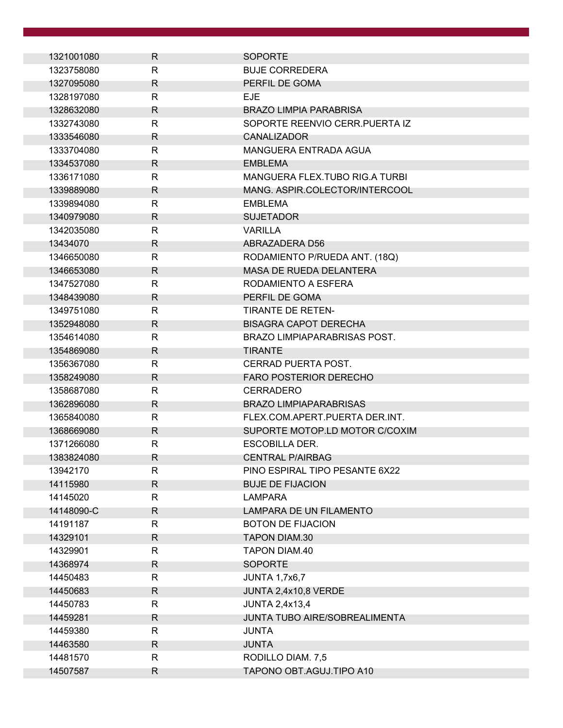| | | |
|---|---|---|
| 1321001080 | R | SOPORTE |
| 1323758080 | R | BUJE CORREDERA |
| 1327095080 | R | PERFIL DE GOMA |
| 1328197080 | R | EJE |
| 1328632080 | R | BRAZO LIMPIA PARABRISA |
| 1332743080 | R | SOPORTE REENVIO CERR.PUERTA IZ |
| 1333546080 | R | CANALIZADOR |
| 1333704080 | R | MANGUERA ENTRADA AGUA |
| 1334537080 | R | EMBLEMA |
| 1336171080 | R | MANGUERA FLEX.TUBO RIG.A TURBI |
| 1339889080 | R | MANG. ASPIR.COLECTOR/INTERCOOL |
| 1339894080 | R | EMBLEMA |
| 1340979080 | R | SUJETADOR |
| 1342035080 | R | VARILLA |
| 13434070 | R | ABRAZADERA D56 |
| 1346650080 | R | RODAMIENTO P/RUEDA ANT. (18Q) |
| 1346653080 | R | MASA DE RUEDA DELANTERA |
| 1347527080 | R | RODAMIENTO A ESFERA |
| 1348439080 | R | PERFIL DE GOMA |
| 1349751080 | R | TIRANTE DE RETEN- |
| 1352948080 | R | BISAGRA CAPOT DERECHA |
| 1354614080 | R | BRAZO LIMPIAPARABRISAS POST. |
| 1354869080 | R | TIRANTE |
| 1356367080 | R | CERRAD PUERTA POST. |
| 1358249080 | R | FARO POSTERIOR DERECHO |
| 1358687080 | R | CERRADERO |
| 1362896080 | R | BRAZO LIMPIAPARABRISAS |
| 1365840080 | R | FLEX.COM.APERT.PUERTA DER.INT. |
| 1368669080 | R | SUPORTE MOTOP.LD MOTOR C/COXIM |
| 1371266080 | R | ESCOBILLA DER. |
| 1383824080 | R | CENTRAL P/AIRBAG |
| 13942170 | R | PINO ESPIRAL TIPO PESANTE 6X22 |
| 14115980 | R | BUJE DE FIJACION |
| 14145020 | R | LAMPARA |
| 14148090-C | R | LAMPARA DE UN FILAMENTO |
| 14191187 | R | BOTON DE FIJACION |
| 14329101 | R | TAPON DIAM.30 |
| 14329901 | R | TAPON DIAM.40 |
| 14368974 | R | SOPORTE |
| 14450483 | R | JUNTA 1,7x6,7 |
| 14450683 | R | JUNTA 2,4x10,8 VERDE |
| 14450783 | R | JUNTA 2,4x13,4 |
| 14459281 | R | JUNTA TUBO AIRE/SOBREALIMENTA |
| 14459380 | R | JUNTA |
| 14463580 | R | JUNTA |
| 14481570 | R | RODILLO DIAM. 7,5 |
| 14507587 | R | TAPONO OBT.AGUJ.TIPO A10 |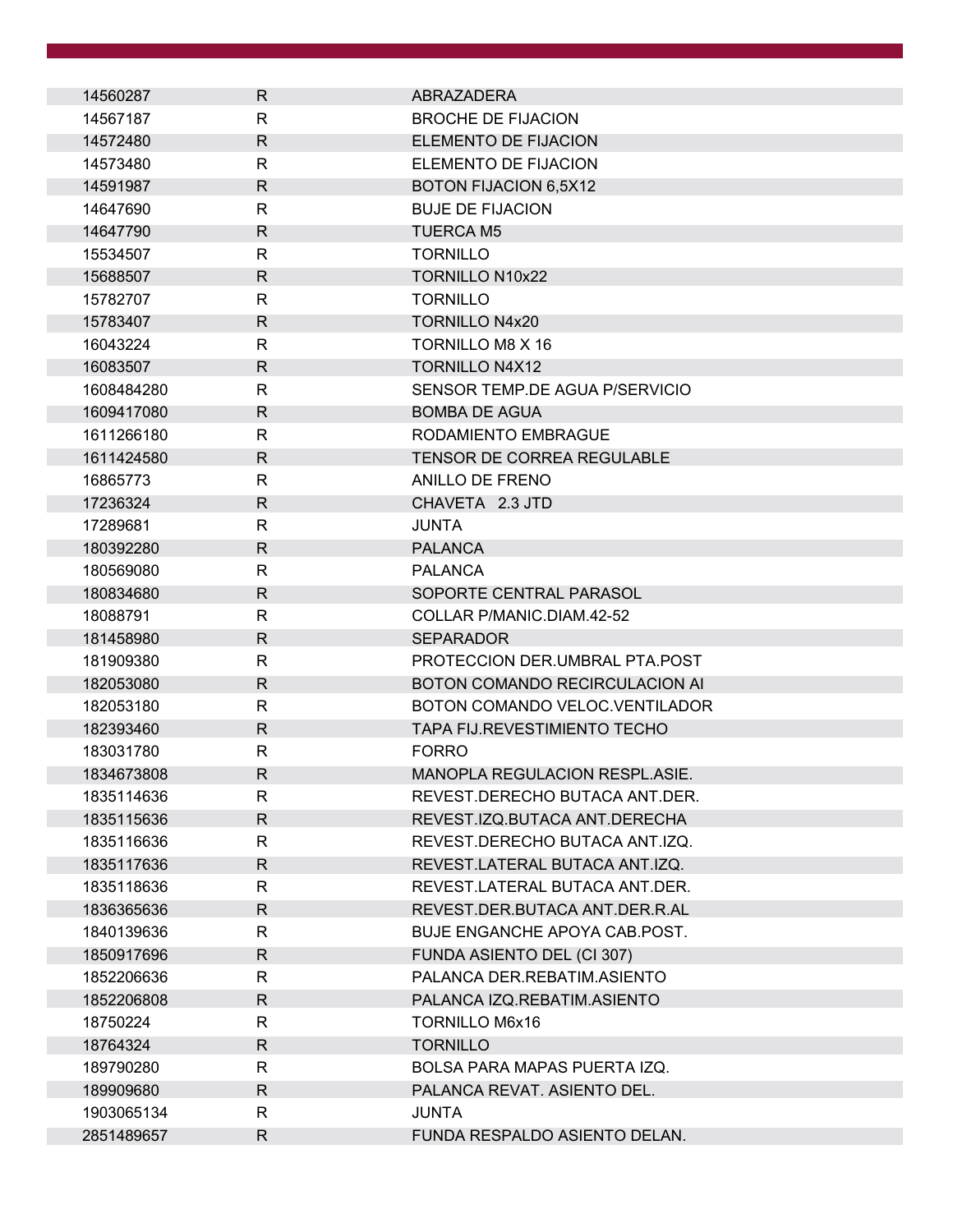| | | |
|---|---|---|
| 14560287 | R | ABRAZADERA |
| 14567187 | R | BROCHE DE FIJACION |
| 14572480 | R | ELEMENTO DE FIJACION |
| 14573480 | R | ELEMENTO DE FIJACION |
| 14591987 | R | BOTON FIJACION 6,5X12 |
| 14647690 | R | BUJE DE FIJACION |
| 14647790 | R | TUERCA M5 |
| 15534507 | R | TORNILLO |
| 15688507 | R | TORNILLO N10x22 |
| 15782707 | R | TORNILLO |
| 15783407 | R | TORNILLO N4x20 |
| 16043224 | R | TORNILLO M8 X 16 |
| 16083507 | R | TORNILLO N4X12 |
| 1608484280 | R | SENSOR TEMP.DE AGUA P/SERVICIO |
| 1609417080 | R | BOMBA DE AGUA |
| 1611266180 | R | RODAMIENTO EMBRAGUE |
| 1611424580 | R | TENSOR DE CORREA REGULABLE |
| 16865773 | R | ANILLO DE FRENO |
| 17236324 | R | CHAVETA 2.3 JTD |
| 17289681 | R | JUNTA |
| 180392280 | R | PALANCA |
| 180569080 | R | PALANCA |
| 180834680 | R | SOPORTE CENTRAL PARASOL |
| 18088791 | R | COLLAR P/MANIC.DIAM.42-52 |
| 181458980 | R | SEPARADOR |
| 181909380 | R | PROTECCION DER.UMBRAL PTA.POST |
| 182053080 | R | BOTON COMANDO RECIRCULACION AI |
| 182053180 | R | BOTON COMANDO VELOC.VENTILADOR |
| 182393460 | R | TAPA FIJ.REVESTIMIENTO TECHO |
| 183031780 | R | FORRO |
| 1834673808 | R | MANOPLA REGULACION RESPL.ASIE. |
| 1835114636 | R | REVEST.DERECHO BUTACA ANT.DER. |
| 1835115636 | R | REVEST.IZQ.BUTACA ANT.DERECHA |
| 1835116636 | R | REVEST.DERECHO BUTACA ANT.IZQ. |
| 1835117636 | R | REVEST.LATERAL BUTACA ANT.IZQ. |
| 1835118636 | R | REVEST.LATERAL BUTACA ANT.DER. |
| 1836365636 | R | REVEST.DER.BUTACA ANT.DER.R.AL |
| 1840139636 | R | BUJE ENGANCHE APOYA CAB.POST. |
| 1850917696 | R | FUNDA ASIENTO DEL (CI 307) |
| 1852206636 | R | PALANCA DER.REBATIM.ASIENTO |
| 1852206808 | R | PALANCA IZQ.REBATIM.ASIENTO |
| 18750224 | R | TORNILLO M6x16 |
| 18764324 | R | TORNILLO |
| 189790280 | R | BOLSA PARA MAPAS PUERTA IZQ. |
| 189909680 | R | PALANCA REVAT. ASIENTO DEL. |
| 1903065134 | R | JUNTA |
| 2851489657 | R | FUNDA RESPALDO ASIENTO DELAN. |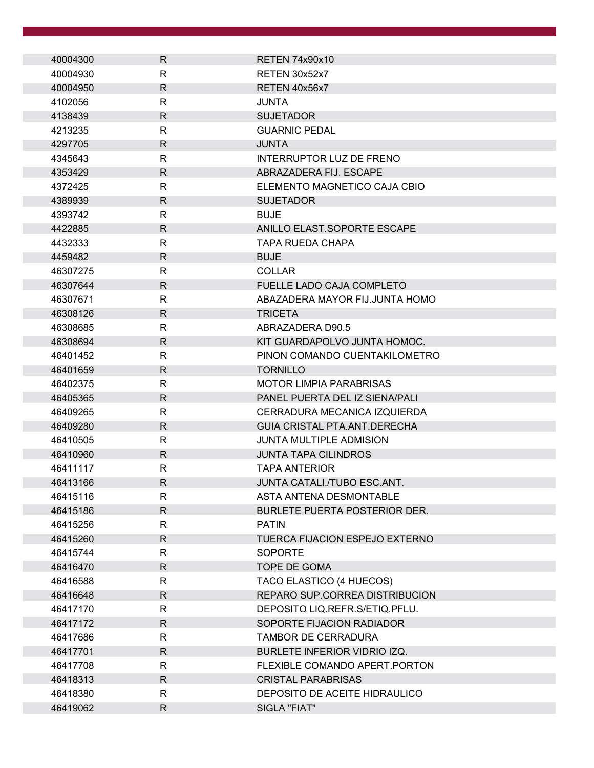| | | |
|---|---|---|
| 40004300 | R | RETEN 74x90x10 |
| 40004930 | R | RETEN 30x52x7 |
| 40004950 | R | RETEN 40x56x7 |
| 4102056 | R | JUNTA |
| 4138439 | R | SUJETADOR |
| 4213235 | R | GUARNIC PEDAL |
| 4297705 | R | JUNTA |
| 4345643 | R | INTERRUPTOR LUZ DE FRENO |
| 4353429 | R | ABRAZADERA FIJ. ESCAPE |
| 4372425 | R | ELEMENTO MAGNETICO CAJA CBIO |
| 4389939 | R | SUJETADOR |
| 4393742 | R | BUJE |
| 4422885 | R | ANILLO ELAST.SOPORTE ESCAPE |
| 4432333 | R | TAPA RUEDA CHAPA |
| 4459482 | R | BUJE |
| 46307275 | R | COLLAR |
| 46307644 | R | FUELLE LADO CAJA COMPLETO |
| 46307671 | R | ABAZADERA MAYOR FIJ.JUNTA HOMO |
| 46308126 | R | TRICETA |
| 46308685 | R | ABRAZADERA D90.5 |
| 46308694 | R | KIT GUARDAPOLVO JUNTA HOMOC. |
| 46401452 | R | PINON COMANDO CUENTAKILOMETRO |
| 46401659 | R | TORNILLO |
| 46402375 | R | MOTOR LIMPIA PARABRISAS |
| 46405365 | R | PANEL PUERTA DEL IZ SIENA/PALI |
| 46409265 | R | CERRADURA MECANICA IZQUIERDA |
| 46409280 | R | GUIA CRISTAL PTA.ANT.DERECHA |
| 46410505 | R | JUNTA MULTIPLE ADMISION |
| 46410960 | R | JUNTA TAPA CILINDROS |
| 46411117 | R | TAPA ANTERIOR |
| 46413166 | R | JUNTA CATALI./TUBO ESC.ANT. |
| 46415116 | R | ASTA ANTENA DESMONTABLE |
| 46415186 | R | BURLETE PUERTA POSTERIOR DER. |
| 46415256 | R | PATIN |
| 46415260 | R | TUERCA FIJACION ESPEJO EXTERNO |
| 46415744 | R | SOPORTE |
| 46416470 | R | TOPE DE GOMA |
| 46416588 | R | TACO ELASTICO (4 HUECOS) |
| 46416648 | R | REPARO SUP.CORREA DISTRIBUCION |
| 46417170 | R | DEPOSITO LIQ.REFR.S/ETIQ.PFLU. |
| 46417172 | R | SOPORTE FIJACION RADIADOR |
| 46417686 | R | TAMBOR DE CERRADURA |
| 46417701 | R | BURLETE INFERIOR VIDRIO IZQ. |
| 46417708 | R | FLEXIBLE COMANDO APERT.PORTON |
| 46418313 | R | CRISTAL PARABRISAS |
| 46418380 | R | DEPOSITO DE ACEITE HIDRAULICO |
| 46419062 | R | SIGLA "FIAT" |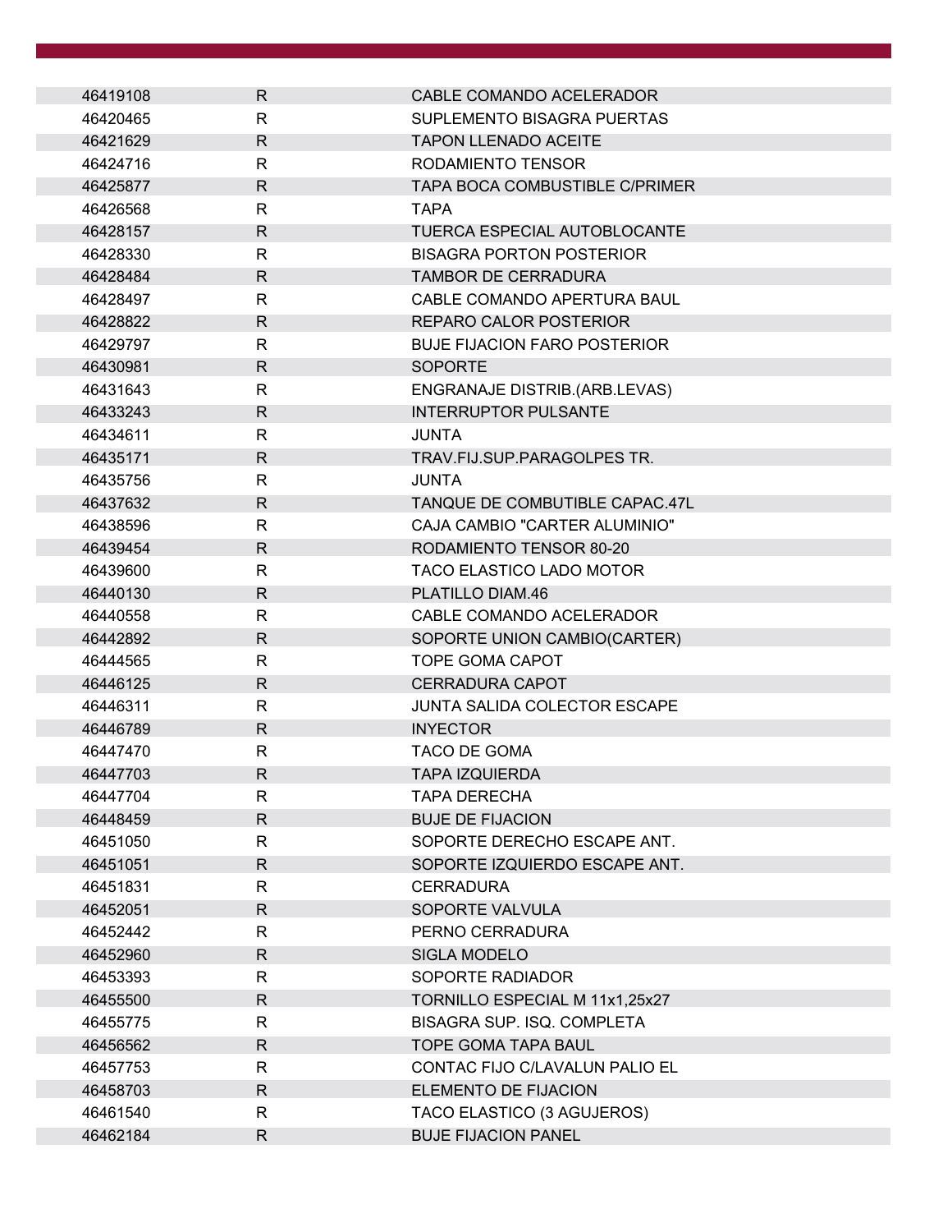| | | |
|---|---|---|
| 46419108 | R | CABLE COMANDO ACELERADOR |
| 46420465 | R | SUPLEMENTO BISAGRA PUERTAS |
| 46421629 | R | TAPON LLENADO ACEITE |
| 46424716 | R | RODAMIENTO TENSOR |
| 46425877 | R | TAPA BOCA COMBUSTIBLE C/PRIMER |
| 46426568 | R | TAPA |
| 46428157 | R | TUERCA ESPECIAL AUTOBLOCANTE |
| 46428330 | R | BISAGRA PORTON POSTERIOR |
| 46428484 | R | TAMBOR DE CERRADURA |
| 46428497 | R | CABLE COMANDO APERTURA BAUL |
| 46428822 | R | REPARO CALOR POSTERIOR |
| 46429797 | R | BUJE FIJACION FARO POSTERIOR |
| 46430981 | R | SOPORTE |
| 46431643 | R | ENGRANAJE DISTRIB.(ARB.LEVAS) |
| 46433243 | R | INTERRUPTOR PULSANTE |
| 46434611 | R | JUNTA |
| 46435171 | R | TRAV.FIJ.SUP.PARAGOLPES TR. |
| 46435756 | R | JUNTA |
| 46437632 | R | TANQUE DE COMBUTIBLE CAPAC.47L |
| 46438596 | R | CAJA CAMBIO "CARTER ALUMINIO" |
| 46439454 | R | RODAMIENTO TENSOR 80-20 |
| 46439600 | R | TACO ELASTICO LADO MOTOR |
| 46440130 | R | PLATILLO DIAM.46 |
| 46440558 | R | CABLE COMANDO ACELERADOR |
| 46442892 | R | SOPORTE UNION CAMBIO(CARTER) |
| 46444565 | R | TOPE GOMA CAPOT |
| 46446125 | R | CERRADURA CAPOT |
| 46446311 | R | JUNTA SALIDA COLECTOR ESCAPE |
| 46446789 | R | INYECTOR |
| 46447470 | R | TACO DE GOMA |
| 46447703 | R | TAPA IZQUIERDA |
| 46447704 | R | TAPA DERECHA |
| 46448459 | R | BUJE DE FIJACION |
| 46451050 | R | SOPORTE DERECHO ESCAPE ANT. |
| 46451051 | R | SOPORTE IZQUIERDO ESCAPE ANT. |
| 46451831 | R | CERRADURA |
| 46452051 | R | SOPORTE VALVULA |
| 46452442 | R | PERNO CERRADURA |
| 46452960 | R | SIGLA MODELO |
| 46453393 | R | SOPORTE RADIADOR |
| 46455500 | R | TORNILLO ESPECIAL M 11x1,25x27 |
| 46455775 | R | BISAGRA SUP. ISQ. COMPLETA |
| 46456562 | R | TOPE GOMA TAPA BAUL |
| 46457753 | R | CONTAC FIJO C/LAVALUN PALIO EL |
| 46458703 | R | ELEMENTO DE FIJACION |
| 46461540 | R | TACO ELASTICO (3 AGUJEROS) |
| 46462184 | R | BUJE FIJACION PANEL |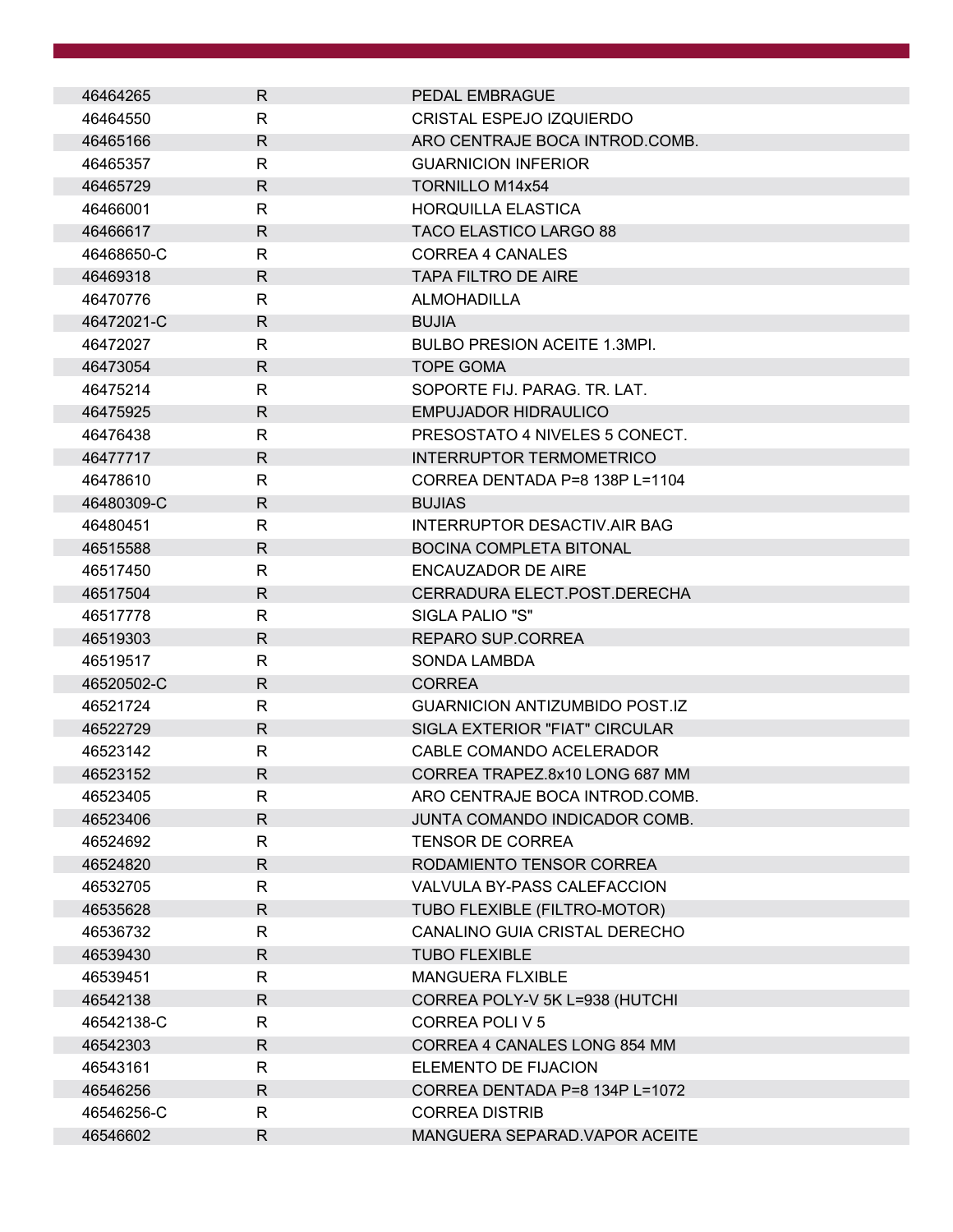| | | |
|---|---|---|
| 46464265 | R | PEDAL EMBRAGUE |
| 46464550 | R | CRISTAL ESPEJO IZQUIERDO |
| 46465166 | R | ARO CENTRAJE BOCA INTROD.COMB. |
| 46465357 | R | GUARNICION INFERIOR |
| 46465729 | R | TORNILLO M14x54 |
| 46466001 | R | HORQUILLA ELASTICA |
| 46466617 | R | TACO ELASTICO LARGO 88 |
| 46468650-C | R | CORREA 4 CANALES |
| 46469318 | R | TAPA FILTRO DE AIRE |
| 46470776 | R | ALMOHADILLA |
| 46472021-C | R | BUJIA |
| 46472027 | R | BULBO PRESION ACEITE 1.3MPI. |
| 46473054 | R | TOPE GOMA |
| 46475214 | R | SOPORTE FIJ. PARAG. TR. LAT. |
| 46475925 | R | EMPUJADOR HIDRAULICO |
| 46476438 | R | PRESOSTATO 4 NIVELES 5 CONECT. |
| 46477717 | R | INTERRUPTOR TERMOMETRICO |
| 46478610 | R | CORREA DENTADA P=8 138P L=1104 |
| 46480309-C | R | BUJIAS |
| 46480451 | R | INTERRUPTOR DESACTIV.AIR BAG |
| 46515588 | R | BOCINA COMPLETA BITONAL |
| 46517450 | R | ENCAUZADOR DE AIRE |
| 46517504 | R | CERRADURA ELECT.POST.DERECHA |
| 46517778 | R | SIGLA PALIO "S" |
| 46519303 | R | REPARO SUP.CORREA |
| 46519517 | R | SONDA LAMBDA |
| 46520502-C | R | CORREA |
| 46521724 | R | GUARNICION ANTIZUMBIDO POST.IZ |
| 46522729 | R | SIGLA EXTERIOR "FIAT" CIRCULAR |
| 46523142 | R | CABLE COMANDO ACELERADOR |
| 46523152 | R | CORREA TRAPEZ.8x10 LONG 687 MM |
| 46523405 | R | ARO CENTRAJE BOCA INTROD.COMB. |
| 46523406 | R | JUNTA COMANDO INDICADOR COMB. |
| 46524692 | R | TENSOR DE CORREA |
| 46524820 | R | RODAMIENTO TENSOR CORREA |
| 46532705 | R | VALVULA BY-PASS CALEFACCION |
| 46535628 | R | TUBO FLEXIBLE (FILTRO-MOTOR) |
| 46536732 | R | CANALINO GUIA CRISTAL DERECHO |
| 46539430 | R | TUBO FLEXIBLE |
| 46539451 | R | MANGUERA FLXIBLE |
| 46542138 | R | CORREA POLY-V 5K L=938 (HUTCHI |
| 46542138-C | R | CORREA POLI V 5 |
| 46542303 | R | CORREA 4 CANALES LONG 854 MM |
| 46543161 | R | ELEMENTO DE FIJACION |
| 46546256 | R | CORREA DENTADA P=8 134P L=1072 |
| 46546256-C | R | CORREA DISTRIB |
| 46546602 | R | MANGUERA SEPARAD.VAPOR ACEITE |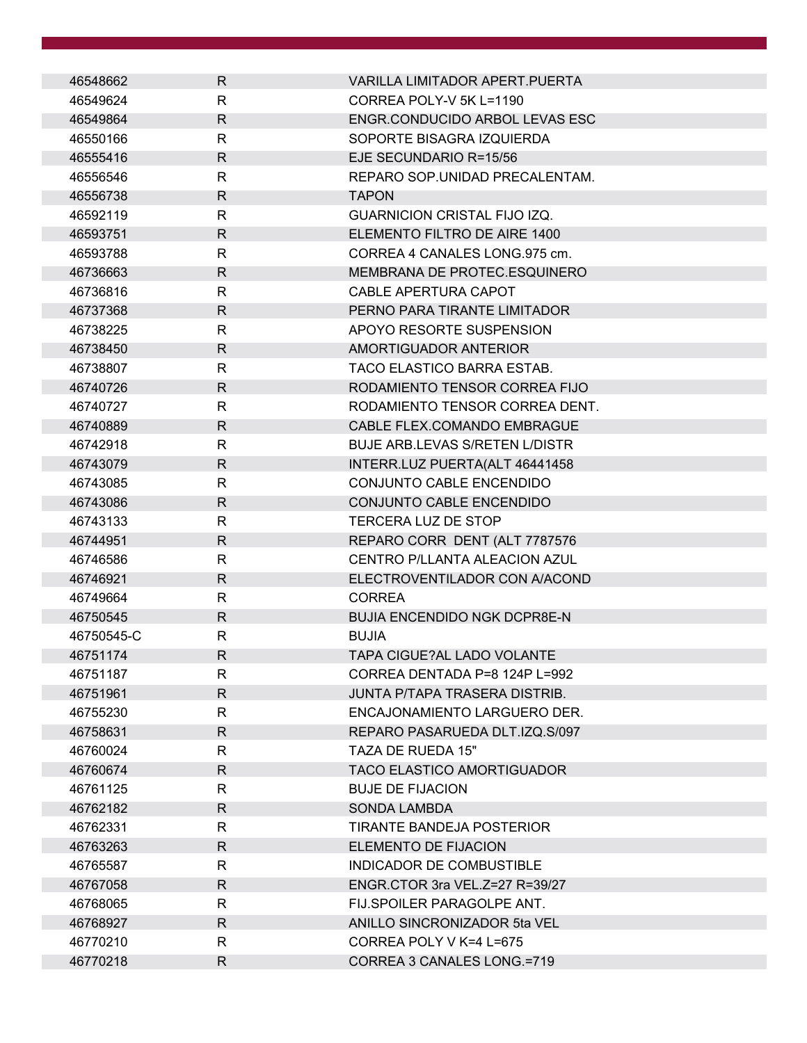| | | |
|---|---|---|
| 46548662 | R | VARILLA LIMITADOR APERT.PUERTA |
| 46549624 | R | CORREA POLY-V 5K L=1190 |
| 46549864 | R | ENGR.CONDUCIDO ARBOL LEVAS ESC |
| 46550166 | R | SOPORTE BISAGRA IZQUIERDA |
| 46555416 | R | EJE SECUNDARIO R=15/56 |
| 46556546 | R | REPARO SOP.UNIDAD PRECALENTAM. |
| 46556738 | R | TAPON |
| 46592119 | R | GUARNICION CRISTAL FIJO IZQ. |
| 46593751 | R | ELEMENTO FILTRO DE AIRE 1400 |
| 46593788 | R | CORREA 4 CANALES LONG.975 cm. |
| 46736663 | R | MEMBRANA DE PROTEC.ESQUINERO |
| 46736816 | R | CABLE APERTURA CAPOT |
| 46737368 | R | PERNO PARA TIRANTE LIMITADOR |
| 46738225 | R | APOYO RESORTE SUSPENSION |
| 46738450 | R | AMORTIGUADOR ANTERIOR |
| 46738807 | R | TACO ELASTICO BARRA ESTAB. |
| 46740726 | R | RODAMIENTO TENSOR CORREA FIJO |
| 46740727 | R | RODAMIENTO TENSOR CORREA DENT. |
| 46740889 | R | CABLE FLEX.COMANDO EMBRAGUE |
| 46742918 | R | BUJE ARB.LEVAS S/RETEN L/DISTR |
| 46743079 | R | INTERR.LUZ PUERTA(ALT 46441458 |
| 46743085 | R | CONJUNTO CABLE ENCENDIDO |
| 46743086 | R | CONJUNTO CABLE ENCENDIDO |
| 46743133 | R | TERCERA LUZ DE STOP |
| 46744951 | R | REPARO CORR DENT (ALT 7787576 |
| 46746586 | R | CENTRO P/LLANTA ALEACION AZUL |
| 46746921 | R | ELECTROVENTILADOR CON A/ACOND |
| 46749664 | R | CORREA |
| 46750545 | R | BUJIA ENCENDIDO NGK DCPR8E-N |
| 46750545-C | R | BUJIA |
| 46751174 | R | TAPA CIGUE?AL LADO VOLANTE |
| 46751187 | R | CORREA DENTADA P=8 124P L=992 |
| 46751961 | R | JUNTA P/TAPA TRASERA DISTRIB. |
| 46755230 | R | ENCAJONAMIENTO LARGUERO DER. |
| 46758631 | R | REPARO PASARUEDA DLT.IZQ.S/097 |
| 46760024 | R | TAZA DE RUEDA 15" |
| 46760674 | R | TACO ELASTICO AMORTIGUADOR |
| 46761125 | R | BUJE DE FIJACION |
| 46762182 | R | SONDA LAMBDA |
| 46762331 | R | TIRANTE BANDEJA POSTERIOR |
| 46763263 | R | ELEMENTO DE FIJACION |
| 46765587 | R | INDICADOR DE COMBUSTIBLE |
| 46767058 | R | ENGR.CTOR 3ra VEL.Z=27 R=39/27 |
| 46768065 | R | FIJ.SPOILER PARAGOLPE ANT. |
| 46768927 | R | ANILLO SINCRONIZADOR 5ta VEL |
| 46770210 | R | CORREA POLY V K=4 L=675 |
| 46770218 | R | CORREA 3 CANALES LONG.=719 |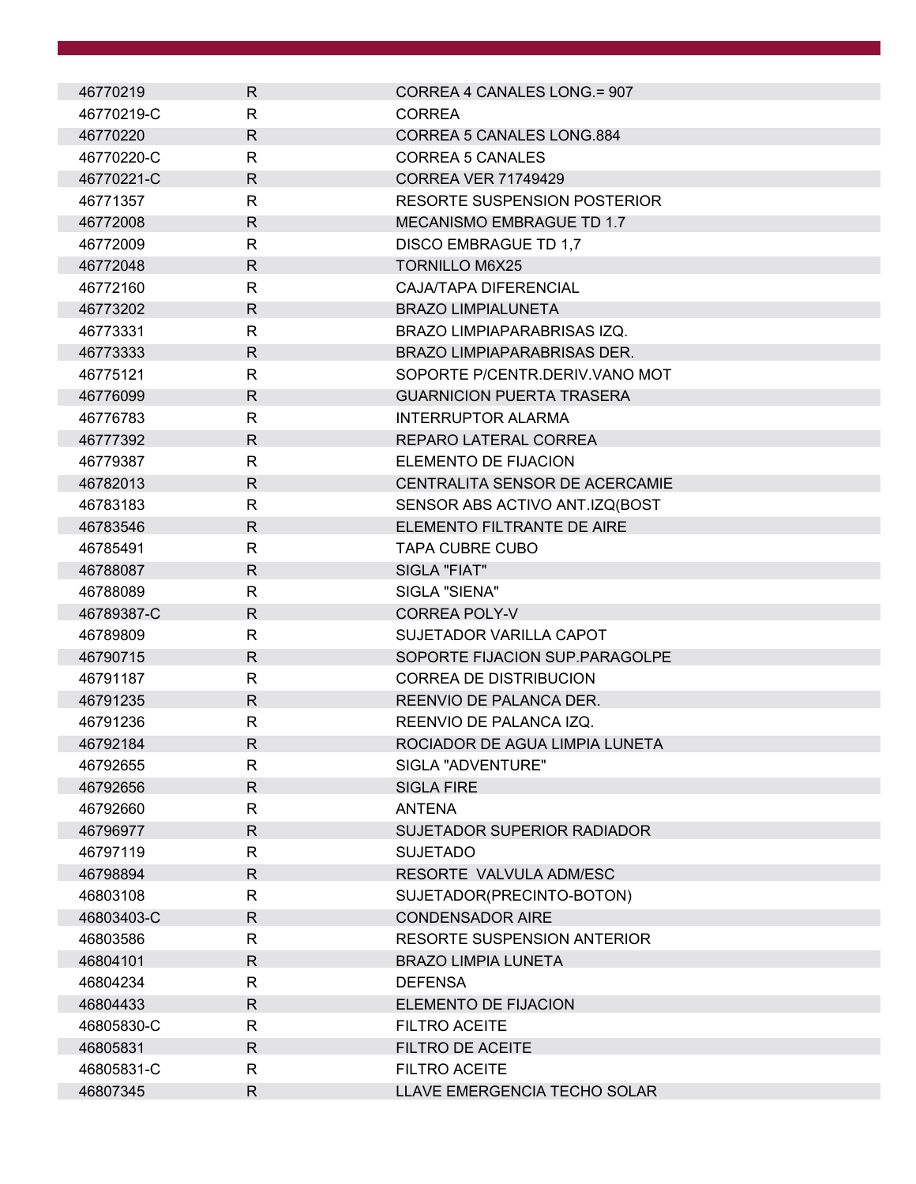| | | |
|---|---|---|
| 46770219 | R | CORREA 4 CANALES LONG.= 907 |
| 46770219-C | R | CORREA |
| 46770220 | R | CORREA 5 CANALES LONG.884 |
| 46770220-C | R | CORREA 5 CANALES |
| 46770221-C | R | CORREA VER 71749429 |
| 46771357 | R | RESORTE SUSPENSION POSTERIOR |
| 46772008 | R | MECANISMO EMBRAGUE TD 1.7 |
| 46772009 | R | DISCO EMBRAGUE TD 1,7 |
| 46772048 | R | TORNILLO M6X25 |
| 46772160 | R | CAJA/TAPA DIFERENCIAL |
| 46773202 | R | BRAZO LIMPIALUNETA |
| 46773331 | R | BRAZO LIMPIAPARABRISAS IZQ. |
| 46773333 | R | BRAZO LIMPIAPARABRISAS DER. |
| 46775121 | R | SOPORTE P/CENTR.DERIV.VANO MOT |
| 46776099 | R | GUARNICION PUERTA TRASERA |
| 46776783 | R | INTERRUPTOR ALARMA |
| 46777392 | R | REPARO LATERAL CORREA |
| 46779387 | R | ELEMENTO DE FIJACION |
| 46782013 | R | CENTRALITA SENSOR DE ACERCAMIE |
| 46783183 | R | SENSOR ABS ACTIVO ANT.IZQ(BOST |
| 46783546 | R | ELEMENTO FILTRANTE DE AIRE |
| 46785491 | R | TAPA CUBRE CUBO |
| 46788087 | R | SIGLA "FIAT" |
| 46788089 | R | SIGLA "SIENA" |
| 46789387-C | R | CORREA POLY-V |
| 46789809 | R | SUJETADOR VARILLA CAPOT |
| 46790715 | R | SOPORTE FIJACION SUP.PARAGOLPE |
| 46791187 | R | CORREA DE DISTRIBUCION |
| 46791235 | R | REENVIO DE PALANCA DER. |
| 46791236 | R | REENVIO DE PALANCA IZQ. |
| 46792184 | R | ROCIADOR DE AGUA LIMPIA LUNETA |
| 46792655 | R | SIGLA "ADVENTURE" |
| 46792656 | R | SIGLA FIRE |
| 46792660 | R | ANTENA |
| 46796977 | R | SUJETADOR SUPERIOR RADIADOR |
| 46797119 | R | SUJETADO |
| 46798894 | R | RESORTE VALVULA ADM/ESC |
| 46803108 | R | SUJETADOR(PRECINTO-BOTON) |
| 46803403-C | R | CONDENSADOR AIRE |
| 46803586 | R | RESORTE SUSPENSION ANTERIOR |
| 46804101 | R | BRAZO LIMPIA LUNETA |
| 46804234 | R | DEFENSA |
| 46804433 | R | ELEMENTO DE FIJACION |
| 46805830-C | R | FILTRO ACEITE |
| 46805831 | R | FILTRO DE ACEITE |
| 46805831-C | R | FILTRO ACEITE |
| 46807345 | R | LLAVE EMERGENCIA TECHO SOLAR |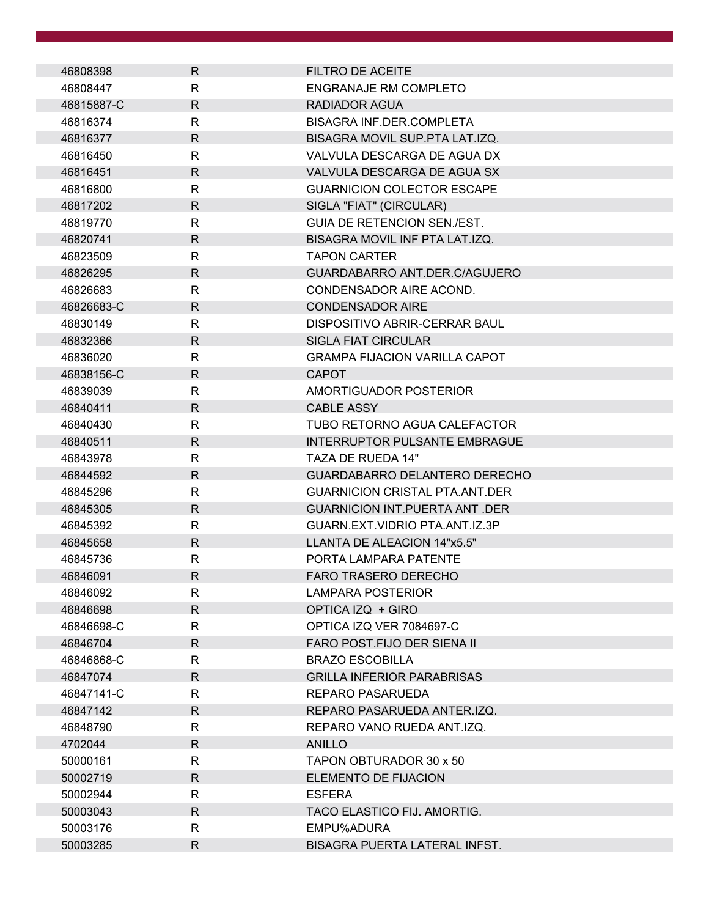| | | |
|---|---|---|
| 46808398 | R | FILTRO DE ACEITE |
| 46808447 | R | ENGRANAJE RM COMPLETO |
| 46815887-C | R | RADIADOR AGUA |
| 46816374 | R | BISAGRA INF.DER.COMPLETA |
| 46816377 | R | BISAGRA MOVIL SUP.PTA LAT.IZQ. |
| 46816450 | R | VALVULA DESCARGA DE AGUA DX |
| 46816451 | R | VALVULA DESCARGA DE AGUA SX |
| 46816800 | R | GUARNICION COLECTOR ESCAPE |
| 46817202 | R | SIGLA "FIAT" (CIRCULAR) |
| 46819770 | R | GUIA DE RETENCION SEN./EST. |
| 46820741 | R | BISAGRA MOVIL INF PTA LAT.IZQ. |
| 46823509 | R | TAPON CARTER |
| 46826295 | R | GUARDABARRO ANT.DER.C/AGUJERO |
| 46826683 | R | CONDENSADOR AIRE ACOND. |
| 46826683-C | R | CONDENSADOR AIRE |
| 46830149 | R | DISPOSITIVO ABRIR-CERRAR BAUL |
| 46832366 | R | SIGLA FIAT CIRCULAR |
| 46836020 | R | GRAMPA FIJACION VARILLA CAPOT |
| 46838156-C | R | CAPOT |
| 46839039 | R | AMORTIGUADOR POSTERIOR |
| 46840411 | R | CABLE ASSY |
| 46840430 | R | TUBO RETORNO AGUA CALEFACTOR |
| 46840511 | R | INTERRUPTOR PULSANTE EMBRAGUE |
| 46843978 | R | TAZA DE RUEDA 14" |
| 46844592 | R | GUARDABARRO DELANTERO DERECHO |
| 46845296 | R | GUARNICION CRISTAL PTA.ANT.DER |
| 46845305 | R | GUARNICION INT.PUERTA ANT .DER |
| 46845392 | R | GUARN.EXT.VIDRIO PTA.ANT.IZ.3P |
| 46845658 | R | LLANTA DE ALEACION 14"x5.5" |
| 46845736 | R | PORTA LAMPARA PATENTE |
| 46846091 | R | FARO TRASERO DERECHO |
| 46846092 | R | LAMPARA POSTERIOR |
| 46846698 | R | OPTICA IZQ + GIRO |
| 46846698-C | R | OPTICA IZQ VER 7084697-C |
| 46846704 | R | FARO POST.FIJO DER SIENA II |
| 46846868-C | R | BRAZO ESCOBILLA |
| 46847074 | R | GRILLA INFERIOR PARABRISAS |
| 46847141-C | R | REPARO PASARUEDA |
| 46847142 | R | REPARO PASARUEDA ANTER.IZQ. |
| 46848790 | R | REPARO VANO RUEDA ANT.IZQ. |
| 4702044 | R | ANILLO |
| 50000161 | R | TAPON OBTURADOR 30 x 50 |
| 50002719 | R | ELEMENTO DE FIJACION |
| 50002944 | R | ESFERA |
| 50003043 | R | TACO ELASTICO FIJ. AMORTIG. |
| 50003176 | R | EMPU%ADURA |
| 50003285 | R | BISAGRA PUERTA LATERAL INFST. |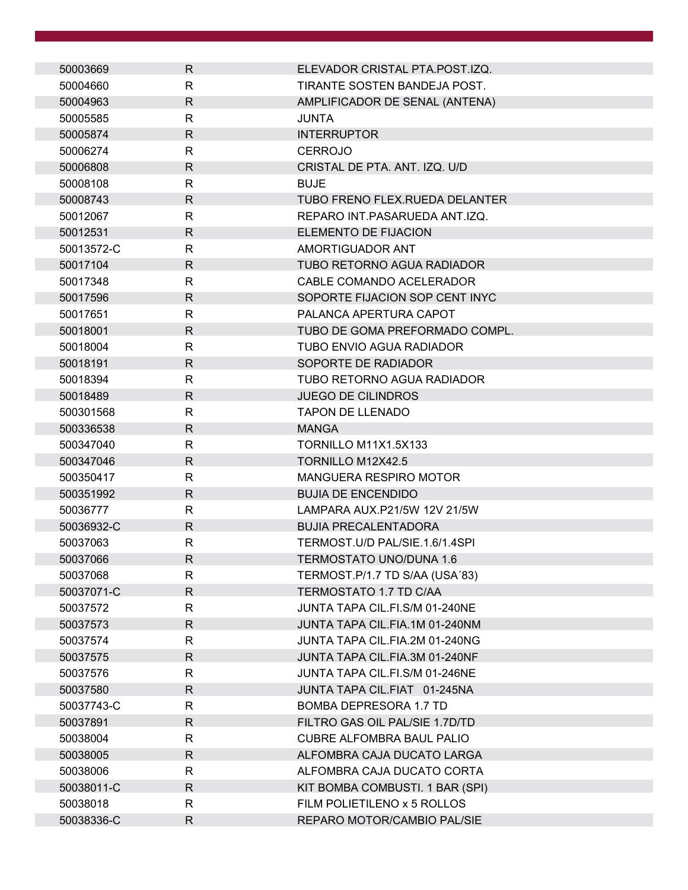| | | |
|---|---|---|
| 50003669 | R | ELEVADOR CRISTAL PTA.POST.IZQ. |
| 50004660 | R | TIRANTE SOSTEN BANDEJA POST. |
| 50004963 | R | AMPLIFICADOR DE SENAL (ANTENA) |
| 50005585 | R | JUNTA |
| 50005874 | R | INTERRUPTOR |
| 50006274 | R | CERROJO |
| 50006808 | R | CRISTAL DE PTA. ANT. IZQ. U/D |
| 50008108 | R | BUJE |
| 50008743 | R | TUBO FRENO FLEX.RUEDA DELANTER |
| 50012067 | R | REPARO INT.PASARUEDA ANT.IZQ. |
| 50012531 | R | ELEMENTO DE FIJACION |
| 50013572-C | R | AMORTIGUADOR ANT |
| 50017104 | R | TUBO RETORNO AGUA RADIADOR |
| 50017348 | R | CABLE COMANDO ACELERADOR |
| 50017596 | R | SOPORTE FIJACION SOP CENT INYC |
| 50017651 | R | PALANCA APERTURA CAPOT |
| 50018001 | R | TUBO DE GOMA PREFORMADO COMPL. |
| 50018004 | R | TUBO ENVIO AGUA RADIADOR |
| 50018191 | R | SOPORTE DE RADIADOR |
| 50018394 | R | TUBO RETORNO AGUA RADIADOR |
| 50018489 | R | JUEGO DE CILINDROS |
| 500301568 | R | TAPON DE LLENADO |
| 500336538 | R | MANGA |
| 500347040 | R | TORNILLO M11X1.5X133 |
| 500347046 | R | TORNILLO M12X42.5 |
| 500350417 | R | MANGUERA RESPIRO MOTOR |
| 500351992 | R | BUJIA DE ENCENDIDO |
| 50036777 | R | LAMPARA AUX.P21/5W 12V 21/5W |
| 50036932-C | R | BUJIA PRECALENTADORA |
| 50037063 | R | TERMOST.U/D PAL/SIE.1.6/1.4SPI |
| 50037066 | R | TERMOSTATO UNO/DUNA 1.6 |
| 50037068 | R | TERMOST.P/1.7 TD S/AA (USA´83) |
| 50037071-C | R | TERMOSTATO 1.7 TD C/AA |
| 50037572 | R | JUNTA TAPA CIL.FI.S/M 01-240NE |
| 50037573 | R | JUNTA TAPA CIL.FIA.1M 01-240NM |
| 50037574 | R | JUNTA TAPA CIL.FIA.2M 01-240NG |
| 50037575 | R | JUNTA TAPA CIL.FIA.3M 01-240NF |
| 50037576 | R | JUNTA TAPA CIL.FI.S/M 01-246NE |
| 50037580 | R | JUNTA TAPA CIL.FIAT 01-245NA |
| 50037743-C | R | BOMBA DEPRESORA 1.7 TD |
| 50037891 | R | FILTRO GAS OIL PAL/SIE 1.7D/TD |
| 50038004 | R | CUBRE ALFOMBRA BAUL PALIO |
| 50038005 | R | ALFOMBRA CAJA DUCATO LARGA |
| 50038006 | R | ALFOMBRA CAJA DUCATO CORTA |
| 50038011-C | R | KIT BOMBA COMBUSTI. 1 BAR (SPI) |
| 50038018 | R | FILM POLIETILENO x 5 ROLLOS |
| 50038336-C | R | REPARO MOTOR/CAMBIO PAL/SIE |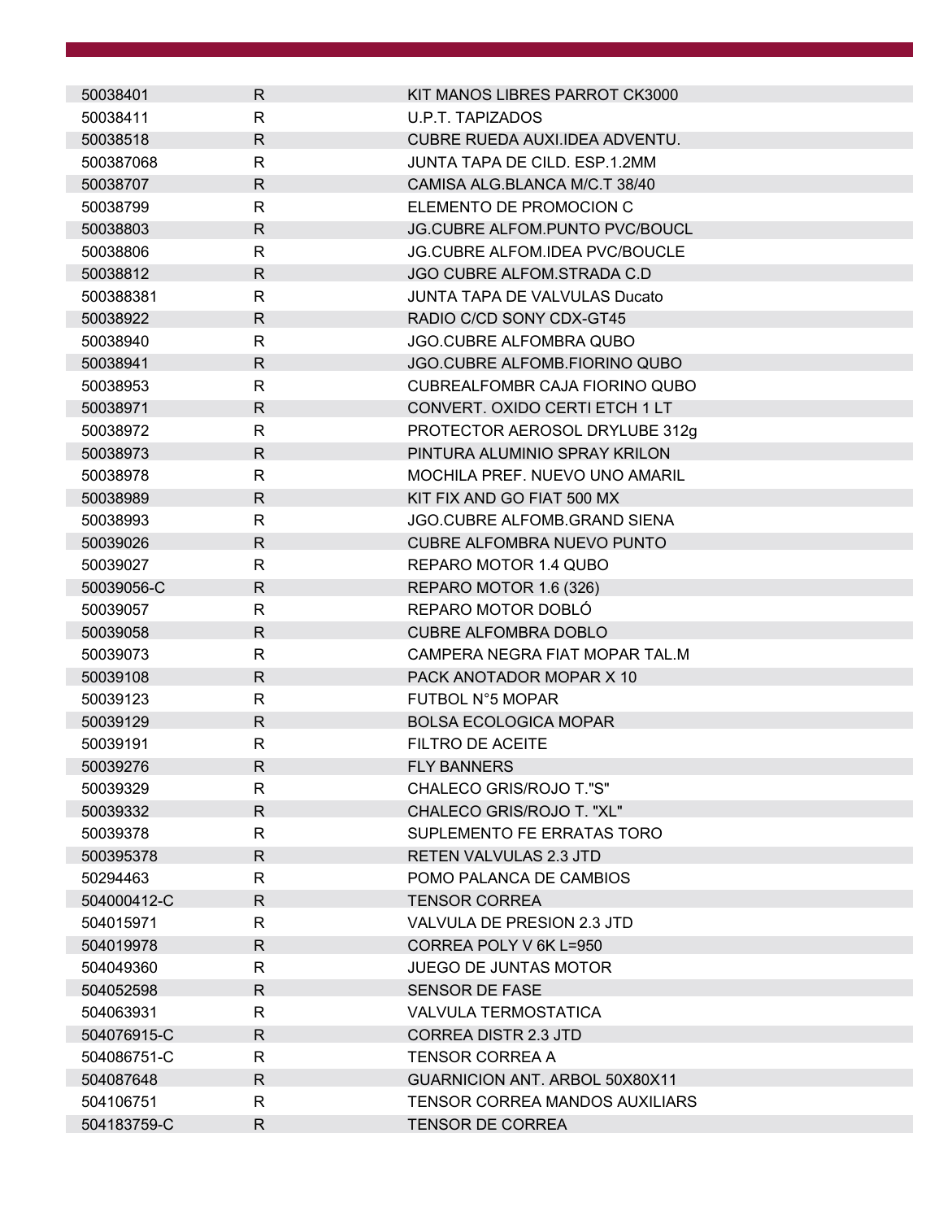| | | |
|---|---|---|
| 50038401 | R | KIT MANOS LIBRES PARROT CK3000 |
| 50038411 | R | U.P.T. TAPIZADOS |
| 50038518 | R | CUBRE RUEDA AUXI.IDEA ADVENTU. |
| 500387068 | R | JUNTA TAPA DE CILD. ESP.1.2MM |
| 50038707 | R | CAMISA ALG.BLANCA M/C.T 38/40 |
| 50038799 | R | ELEMENTO DE PROMOCION C |
| 50038803 | R | JG.CUBRE ALFOM.PUNTO PVC/BOUCL |
| 50038806 | R | JG.CUBRE ALFOM.IDEA PVC/BOUCLE |
| 50038812 | R | JGO CUBRE ALFOM.STRADA C.D |
| 500388381 | R | JUNTA TAPA DE VALVULAS Ducato |
| 50038922 | R | RADIO C/CD SONY CDX-GT45 |
| 50038940 | R | JGO.CUBRE ALFOMBRA QUBO |
| 50038941 | R | JGO.CUBRE ALFOMB.FIORINO QUBO |
| 50038953 | R | CUBREALFOMBR CAJA FIORINO QUBO |
| 50038971 | R | CONVERT. OXIDO CERTI ETCH 1 LT |
| 50038972 | R | PROTECTOR AEROSOL DRYLUBE 312g |
| 50038973 | R | PINTURA ALUMINIO SPRAY KRILON |
| 50038978 | R | MOCHILA PREF. NUEVO UNO AMARIL |
| 50038989 | R | KIT FIX AND GO FIAT 500 MX |
| 50038993 | R | JGO.CUBRE ALFOMB.GRAND SIENA |
| 50039026 | R | CUBRE ALFOMBRA NUEVO PUNTO |
| 50039027 | R | REPARO MOTOR 1.4 QUBO |
| 50039056-C | R | REPARO MOTOR 1.6 (326) |
| 50039057 | R | REPARO MOTOR DOBLÓ |
| 50039058 | R | CUBRE ALFOMBRA DOBLO |
| 50039073 | R | CAMPERA NEGRA FIAT MOPAR TAL.M |
| 50039108 | R | PACK ANOTADOR MOPAR X 10 |
| 50039123 | R | FUTBOL N°5 MOPAR |
| 50039129 | R | BOLSA ECOLOGICA MOPAR |
| 50039191 | R | FILTRO DE ACEITE |
| 50039276 | R | FLY BANNERS |
| 50039329 | R | CHALECO GRIS/ROJO T."S" |
| 50039332 | R | CHALECO GRIS/ROJO T. "XL" |
| 50039378 | R | SUPLEMENTO FE ERRATAS TORO |
| 500395378 | R | RETEN VALVULAS 2.3 JTD |
| 50294463 | R | POMO PALANCA DE CAMBIOS |
| 504000412-C | R | TENSOR CORREA |
| 504015971 | R | VALVULA DE PRESION 2.3 JTD |
| 504019978 | R | CORREA POLY V 6K L=950 |
| 504049360 | R | JUEGO DE JUNTAS MOTOR |
| 504052598 | R | SENSOR DE FASE |
| 504063931 | R | VALVULA TERMOSTATICA |
| 504076915-C | R | CORREA DISTR 2.3 JTD |
| 504086751-C | R | TENSOR CORREA A |
| 504087648 | R | GUARNICION ANT. ARBOL 50X80X11 |
| 504106751 | R | TENSOR CORREA MANDOS AUXILIARS |
| 504183759-C | R | TENSOR DE CORREA |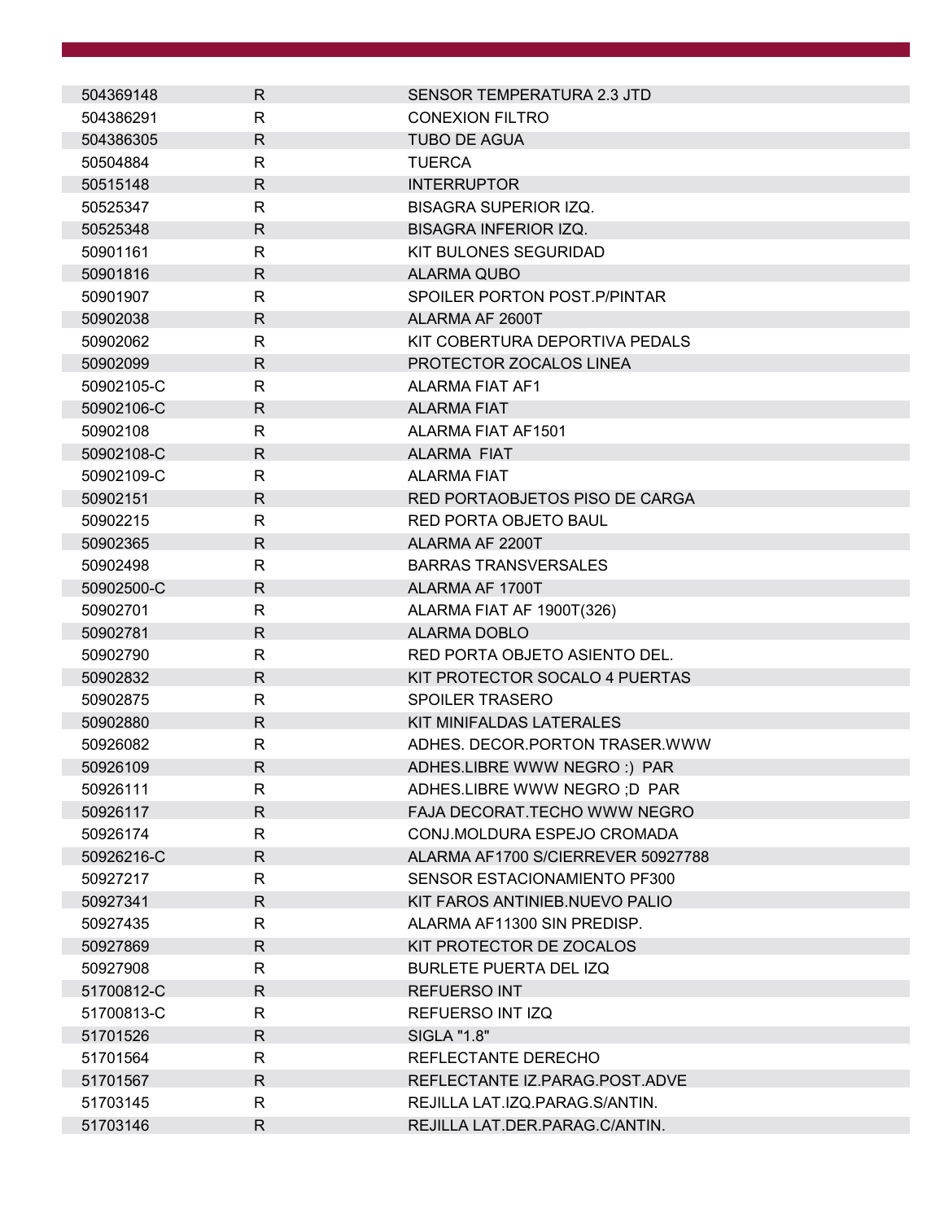| | | |
|---|---|---|
| 504369148 | R | SENSOR TEMPERATURA 2.3 JTD |
| 504386291 | R | CONEXION FILTRO |
| 504386305 | R | TUBO DE AGUA |
| 50504884 | R | TUERCA |
| 50515148 | R | INTERRUPTOR |
| 50525347 | R | BISAGRA SUPERIOR IZQ. |
| 50525348 | R | BISAGRA INFERIOR IZQ. |
| 50901161 | R | KIT BULONES SEGURIDAD |
| 50901816 | R | ALARMA QUBO |
| 50901907 | R | SPOILER PORTON POST.P/PINTAR |
| 50902038 | R | ALARMA AF 2600T |
| 50902062 | R | KIT COBERTURA DEPORTIVA PEDALS |
| 50902099 | R | PROTECTOR ZOCALOS LINEA |
| 50902105-C | R | ALARMA FIAT AF1 |
| 50902106-C | R | ALARMA FIAT |
| 50902108 | R | ALARMA FIAT AF1501 |
| 50902108-C | R | ALARMA  FIAT |
| 50902109-C | R | ALARMA FIAT |
| 50902151 | R | RED PORTAOBJETOS PISO DE CARGA |
| 50902215 | R | RED PORTA OBJETO BAUL |
| 50902365 | R | ALARMA AF 2200T |
| 50902498 | R | BARRAS TRANSVERSALES |
| 50902500-C | R | ALARMA AF 1700T |
| 50902701 | R | ALARMA FIAT AF 1900T(326) |
| 50902781 | R | ALARMA DOBLO |
| 50902790 | R | RED PORTA OBJETO ASIENTO DEL. |
| 50902832 | R | KIT PROTECTOR SOCALO 4 PUERTAS |
| 50902875 | R | SPOILER TRASERO |
| 50902880 | R | KIT MINIFALDAS LATERALES |
| 50926082 | R | ADHES. DECOR.PORTON TRASER.WWW |
| 50926109 | R | ADHES.LIBRE WWW NEGRO :)  PAR |
| 50926111 | R | ADHES.LIBRE WWW NEGRO ;D  PAR |
| 50926117 | R | FAJA DECORAT.TECHO WWW NEGRO |
| 50926174 | R | CONJ.MOLDURA ESPEJO CROMADA |
| 50926216-C | R | ALARMA AF1700 S/CIERREVER 50927788 |
| 50927217 | R | SENSOR ESTACIONAMIENTO PF300 |
| 50927341 | R | KIT FAROS ANTINIEB.NUEVO PALIO |
| 50927435 | R | ALARMA AF11300 SIN PREDISP. |
| 50927869 | R | KIT PROTECTOR DE ZOCALOS |
| 50927908 | R | BURLETE PUERTA DEL IZQ |
| 51700812-C | R | REFUERSO INT |
| 51700813-C | R | REFUERSO INT IZQ |
| 51701526 | R | SIGLA "1.8" |
| 51701564 | R | REFLECTANTE DERECHO |
| 51701567 | R | REFLECTANTE IZ.PARAG.POST.ADVE |
| 51703145 | R | REJILLA LAT.IZQ.PARAG.S/ANTIN. |
| 51703146 | R | REJILLA LAT.DER.PARAG.C/ANTIN. |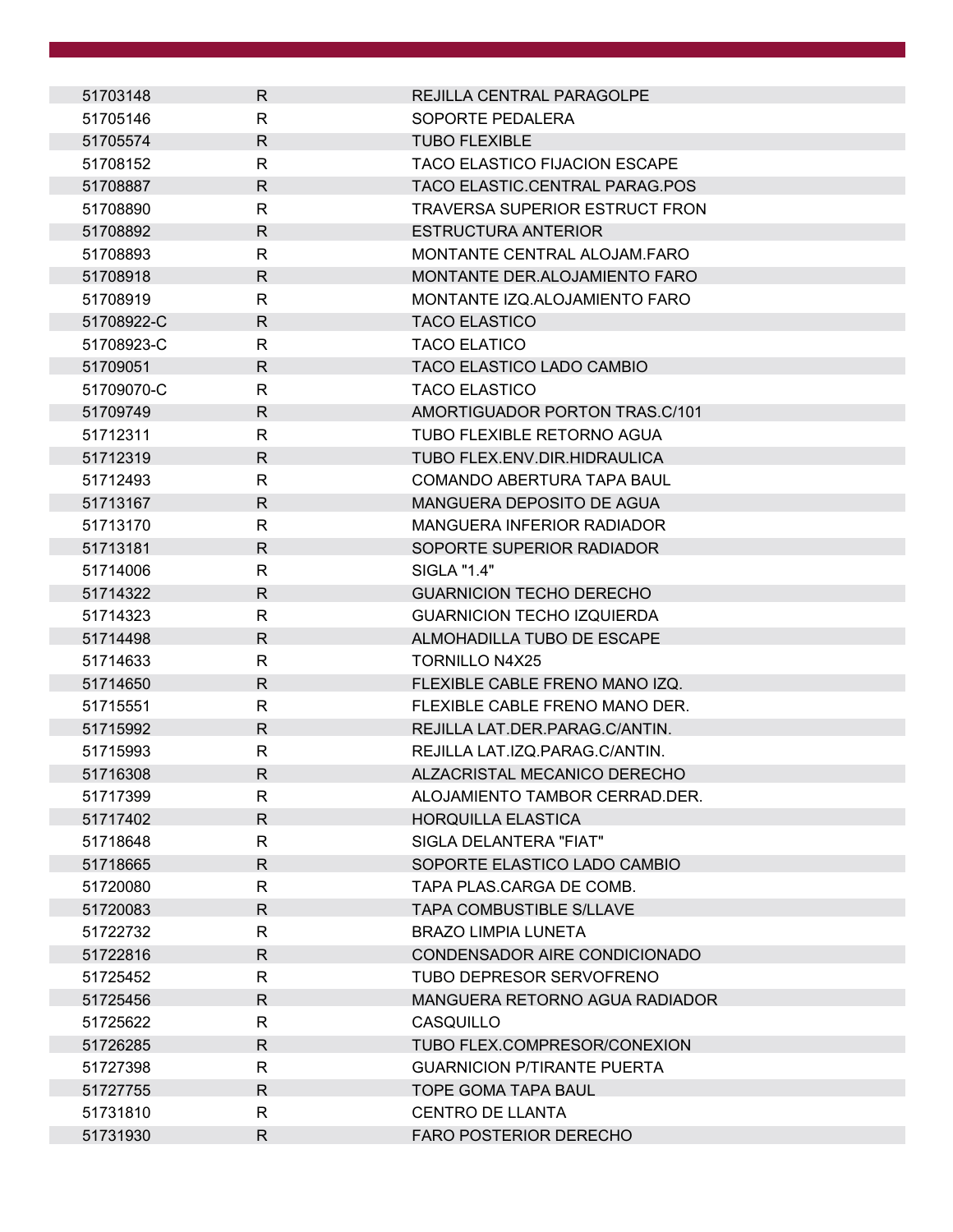| | | |
|---|---|---|
| 51703148 | R | REJILLA CENTRAL PARAGOLPE |
| 51705146 | R | SOPORTE PEDALERA |
| 51705574 | R | TUBO FLEXIBLE |
| 51708152 | R | TACO ELASTICO FIJACION ESCAPE |
| 51708887 | R | TACO ELASTIC.CENTRAL PARAG.POS |
| 51708890 | R | TRAVERSA SUPERIOR ESTRUCT FRON |
| 51708892 | R | ESTRUCTURA ANTERIOR |
| 51708893 | R | MONTANTE CENTRAL ALOJAM.FARO |
| 51708918 | R | MONTANTE DER.ALOJAMIENTO FARO |
| 51708919 | R | MONTANTE IZQ.ALOJAMIENTO FARO |
| 51708922-C | R | TACO ELASTICO |
| 51708923-C | R | TACO ELATICO |
| 51709051 | R | TACO ELASTICO LADO CAMBIO |
| 51709070-C | R | TACO ELASTICO |
| 51709749 | R | AMORTIGUADOR PORTON TRAS.C/101 |
| 51712311 | R | TUBO FLEXIBLE RETORNO AGUA |
| 51712319 | R | TUBO FLEX.ENV.DIR.HIDRAULICA |
| 51712493 | R | COMANDO ABERTURA TAPA BAUL |
| 51713167 | R | MANGUERA DEPOSITO DE AGUA |
| 51713170 | R | MANGUERA INFERIOR RADIADOR |
| 51713181 | R | SOPORTE SUPERIOR RADIADOR |
| 51714006 | R | SIGLA "1.4" |
| 51714322 | R | GUARNICION TECHO DERECHO |
| 51714323 | R | GUARNICION TECHO IZQUIERDA |
| 51714498 | R | ALMOHADILLA TUBO DE ESCAPE |
| 51714633 | R | TORNILLO N4X25 |
| 51714650 | R | FLEXIBLE CABLE FRENO MANO IZQ. |
| 51715551 | R | FLEXIBLE CABLE FRENO MANO DER. |
| 51715992 | R | REJILLA LAT.DER.PARAG.C/ANTIN. |
| 51715993 | R | REJILLA LAT.IZQ.PARAG.C/ANTIN. |
| 51716308 | R | ALZACRISTAL MECANICO DERECHO |
| 51717399 | R | ALOJAMIENTO TAMBOR CERRAD.DER. |
| 51717402 | R | HORQUILLA ELASTICA |
| 51718648 | R | SIGLA DELANTERA "FIAT" |
| 51718665 | R | SOPORTE ELASTICO LADO CAMBIO |
| 51720080 | R | TAPA PLAS.CARGA DE COMB. |
| 51720083 | R | TAPA COMBUSTIBLE S/LLAVE |
| 51722732 | R | BRAZO LIMPIA LUNETA |
| 51722816 | R | CONDENSADOR AIRE CONDICIONADO |
| 51725452 | R | TUBO DEPRESOR SERVOFRENO |
| 51725456 | R | MANGUERA RETORNO AGUA RADIADOR |
| 51725622 | R | CASQUILLO |
| 51726285 | R | TUBO FLEX.COMPRESOR/CONEXION |
| 51727398 | R | GUARNICION P/TIRANTE PUERTA |
| 51727755 | R | TOPE GOMA TAPA BAUL |
| 51731810 | R | CENTRO DE LLANTA |
| 51731930 | R | FARO POSTERIOR DERECHO |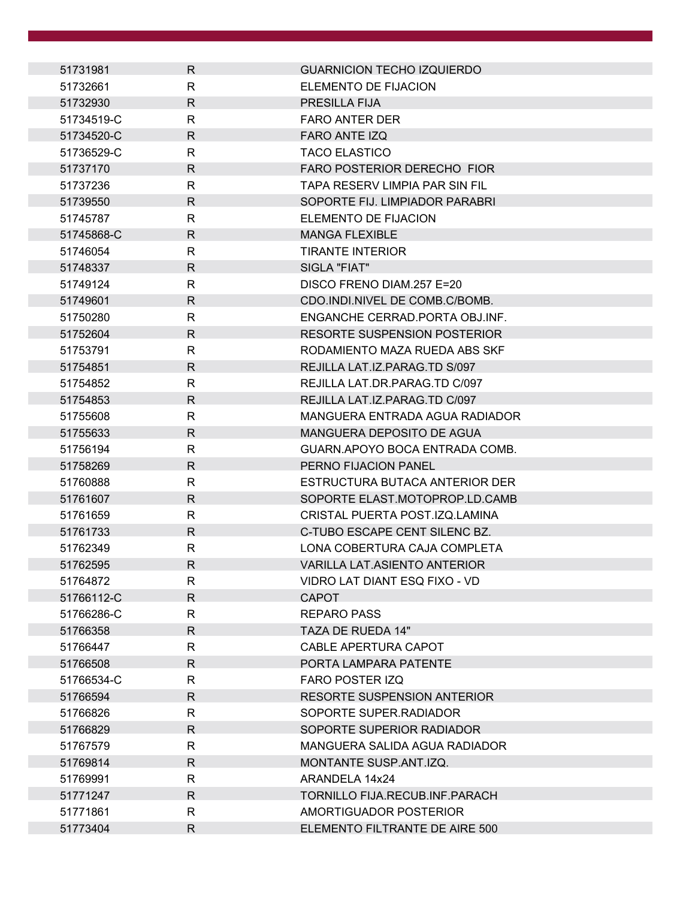| | | |
|---|---|---|
| 51731981 | R | GUARNICION TECHO IZQUIERDO |
| 51732661 | R | ELEMENTO DE FIJACION |
| 51732930 | R | PRESILLA FIJA |
| 51734519-C | R | FARO ANTER DER |
| 51734520-C | R | FARO ANTE IZQ |
| 51736529-C | R | TACO ELASTICO |
| 51737170 | R | FARO POSTERIOR DERECHO FIOR |
| 51737236 | R | TAPA RESERV LIMPIA PAR SIN FIL |
| 51739550 | R | SOPORTE FIJ. LIMPIADOR PARABRI |
| 51745787 | R | ELEMENTO DE FIJACION |
| 51745868-C | R | MANGA FLEXIBLE |
| 51746054 | R | TIRANTE INTERIOR |
| 51748337 | R | SIGLA "FIAT" |
| 51749124 | R | DISCO FRENO DIAM.257 E=20 |
| 51749601 | R | CDO.INDI.NIVEL DE COMB.C/BOMB. |
| 51750280 | R | ENGANCHE CERRAD.PORTA OBJ.INF. |
| 51752604 | R | RESORTE SUSPENSION POSTERIOR |
| 51753791 | R | RODAMIENTO MAZA RUEDA ABS SKF |
| 51754851 | R | REJILLA LAT.IZ.PARAG.TD S/097 |
| 51754852 | R | REJILLA LAT.DR.PARAG.TD C/097 |
| 51754853 | R | REJILLA LAT.IZ.PARAG.TD C/097 |
| 51755608 | R | MANGUERA ENTRADA AGUA RADIADOR |
| 51755633 | R | MANGUERA DEPOSITO DE AGUA |
| 51756194 | R | GUARN.APOYO BOCA ENTRADA COMB. |
| 51758269 | R | PERNO FIJACION PANEL |
| 51760888 | R | ESTRUCTURA BUTACA ANTERIOR DER |
| 51761607 | R | SOPORTE ELAST.MOTOPROP.LD.CAMB |
| 51761659 | R | CRISTAL PUERTA POST.IZQ.LAMINA |
| 51761733 | R | C-TUBO ESCAPE CENT SILENC BZ. |
| 51762349 | R | LONA COBERTURA CAJA COMPLETA |
| 51762595 | R | VARILLA LAT.ASIENTO ANTERIOR |
| 51764872 | R | VIDRO LAT DIANT ESQ FIXO - VD |
| 51766112-C | R | CAPOT |
| 51766286-C | R | REPARO PASS |
| 51766358 | R | TAZA DE RUEDA 14" |
| 51766447 | R | CABLE APERTURA CAPOT |
| 51766508 | R | PORTA LAMPARA PATENTE |
| 51766534-C | R | FARO POSTER IZQ |
| 51766594 | R | RESORTE SUSPENSION ANTERIOR |
| 51766826 | R | SOPORTE SUPER.RADIADOR |
| 51766829 | R | SOPORTE SUPERIOR RADIADOR |
| 51767579 | R | MANGUERA SALIDA AGUA RADIADOR |
| 51769814 | R | MONTANTE SUSP.ANT.IZQ. |
| 51769991 | R | ARANDELA 14x24 |
| 51771247 | R | TORNILLO FIJA.RECUB.INF.PARACH |
| 51771861 | R | AMORTIGUADOR POSTERIOR |
| 51773404 | R | ELEMENTO FILTRANTE DE AIRE 500 |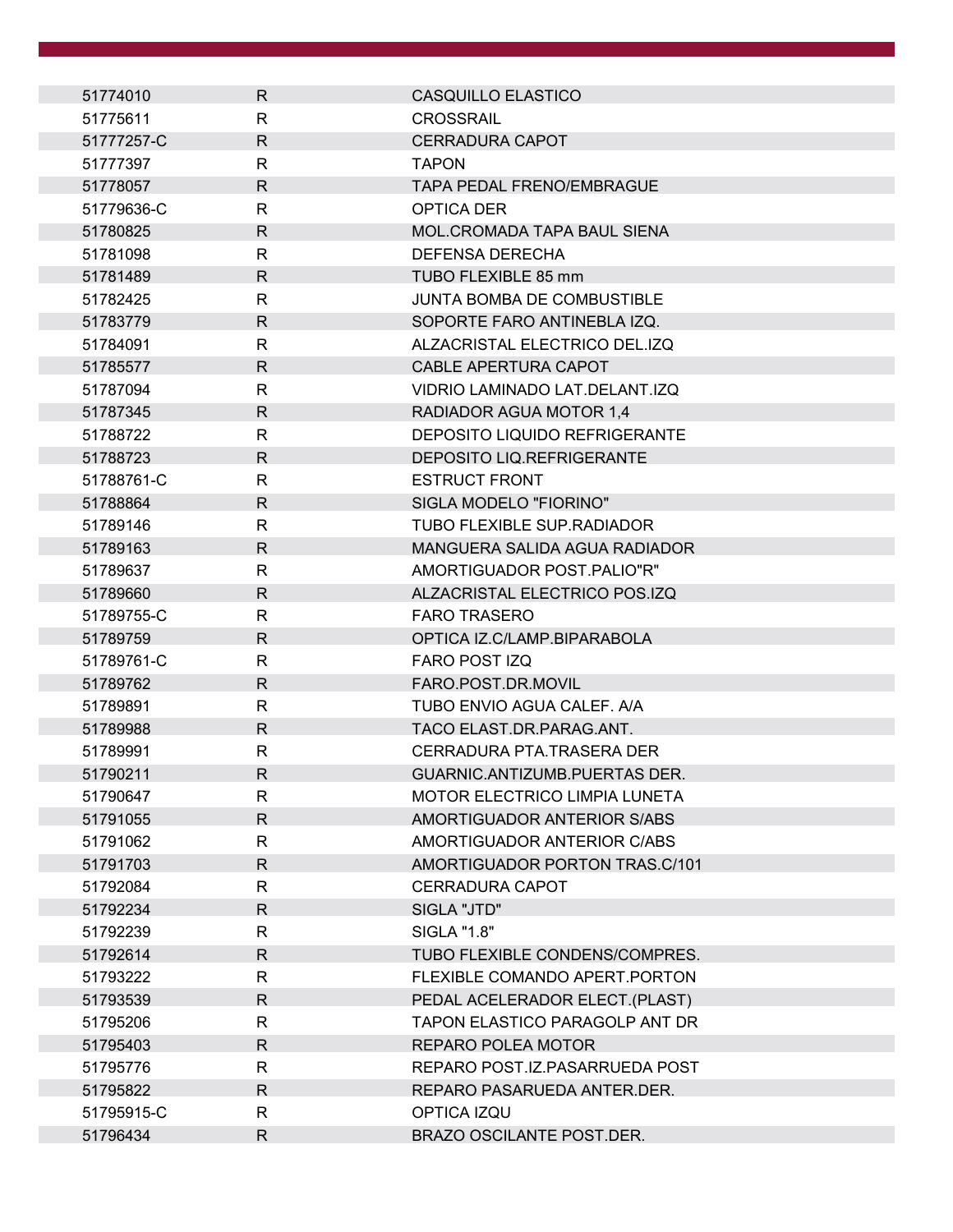| | | |
|---|---|---|
| 51774010 | R | CASQUILLO ELASTICO |
| 51775611 | R | CROSSRAIL |
| 51777257-C | R | CERRADURA CAPOT |
| 51777397 | R | TAPON |
| 51778057 | R | TAPA PEDAL FRENO/EMBRAGUE |
| 51779636-C | R | OPTICA DER |
| 51780825 | R | MOL.CROMADA TAPA BAUL SIENA |
| 51781098 | R | DEFENSA DERECHA |
| 51781489 | R | TUBO FLEXIBLE 85 mm |
| 51782425 | R | JUNTA BOMBA DE COMBUSTIBLE |
| 51783779 | R | SOPORTE FARO ANTINEBLA IZQ. |
| 51784091 | R | ALZACRISTAL ELECTRICO DEL.IZQ |
| 51785577 | R | CABLE APERTURA CAPOT |
| 51787094 | R | VIDRIO LAMINADO LAT.DELANT.IZQ |
| 51787345 | R | RADIADOR AGUA MOTOR 1,4 |
| 51788722 | R | DEPOSITO LIQUIDO REFRIGERANTE |
| 51788723 | R | DEPOSITO LIQ.REFRIGERANTE |
| 51788761-C | R | ESTRUCT FRONT |
| 51788864 | R | SIGLA MODELO "FIORINO" |
| 51789146 | R | TUBO FLEXIBLE SUP.RADIADOR |
| 51789163 | R | MANGUERA SALIDA AGUA RADIADOR |
| 51789637 | R | AMORTIGUADOR POST.PALIO"R" |
| 51789660 | R | ALZACRISTAL ELECTRICO POS.IZQ |
| 51789755-C | R | FARO TRASERO |
| 51789759 | R | OPTICA IZ.C/LAMP.BIPARABOLA |
| 51789761-C | R | FARO POST IZQ |
| 51789762 | R | FARO.POST.DR.MOVIL |
| 51789891 | R | TUBO ENVIO AGUA CALEF. A/A |
| 51789988 | R | TACO ELAST.DR.PARAG.ANT. |
| 51789991 | R | CERRADURA PTA.TRASERA DER |
| 51790211 | R | GUARNIC.ANTIZUMB.PUERTAS DER. |
| 51790647 | R | MOTOR ELECTRICO LIMPIA LUNETA |
| 51791055 | R | AMORTIGUADOR ANTERIOR S/ABS |
| 51791062 | R | AMORTIGUADOR ANTERIOR C/ABS |
| 51791703 | R | AMORTIGUADOR PORTON TRAS.C/101 |
| 51792084 | R | CERRADURA CAPOT |
| 51792234 | R | SIGLA "JTD" |
| 51792239 | R | SIGLA "1.8" |
| 51792614 | R | TUBO FLEXIBLE CONDENS/COMPRES. |
| 51793222 | R | FLEXIBLE COMANDO APERT.PORTON |
| 51793539 | R | PEDAL ACELERADOR ELECT.(PLAST) |
| 51795206 | R | TAPON ELASTICO PARAGOLP ANT DR |
| 51795403 | R | REPARO POLEA MOTOR |
| 51795776 | R | REPARO POST.IZ.PASARRUEDA POST |
| 51795822 | R | REPARO PASARUEDA ANTER.DER. |
| 51795915-C | R | OPTICA IZQU |
| 51796434 | R | BRAZO OSCILANTE POST.DER. |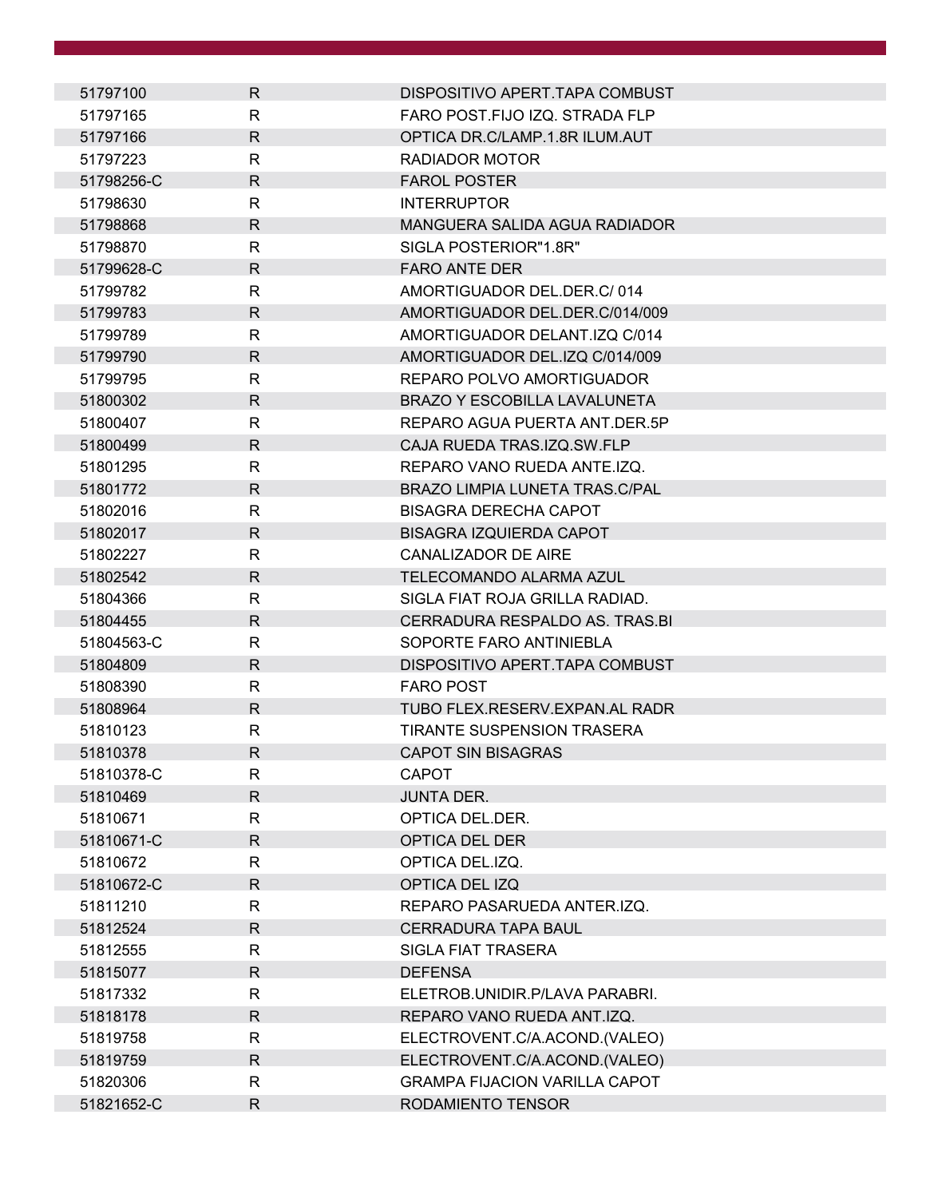| | | |
|---|---|---|
| 51797100 | R | DISPOSITIVO APERT.TAPA COMBUST |
| 51797165 | R | FARO POST.FIJO IZQ. STRADA FLP |
| 51797166 | R | OPTICA DR.C/LAMP.1.8R ILUM.AUT |
| 51797223 | R | RADIADOR MOTOR |
| 51798256-C | R | FAROL POSTER |
| 51798630 | R | INTERRUPTOR |
| 51798868 | R | MANGUERA SALIDA AGUA RADIADOR |
| 51798870 | R | SIGLA POSTERIOR"1.8R" |
| 51799628-C | R | FARO ANTE DER |
| 51799782 | R | AMORTIGUADOR DEL.DER.C/ 014 |
| 51799783 | R | AMORTIGUADOR DEL.DER.C/014/009 |
| 51799789 | R | AMORTIGUADOR DELANT.IZQ C/014 |
| 51799790 | R | AMORTIGUADOR DEL.IZQ C/014/009 |
| 51799795 | R | REPARO POLVO AMORTIGUADOR |
| 51800302 | R | BRAZO Y ESCOBILLA LAVALUNETA |
| 51800407 | R | REPARO AGUA PUERTA ANT.DER.5P |
| 51800499 | R | CAJA RUEDA TRAS.IZQ.SW.FLP |
| 51801295 | R | REPARO VANO RUEDA ANTE.IZQ. |
| 51801772 | R | BRAZO LIMPIA LUNETA TRAS.C/PAL |
| 51802016 | R | BISAGRA DERECHA CAPOT |
| 51802017 | R | BISAGRA IZQUIERDA CAPOT |
| 51802227 | R | CANALIZADOR DE AIRE |
| 51802542 | R | TELECOMANDO ALARMA AZUL |
| 51804366 | R | SIGLA FIAT ROJA GRILLA RADIAD. |
| 51804455 | R | CERRADURA RESPALDO AS. TRAS.BI |
| 51804563-C | R | SOPORTE FARO ANTINIEBLA |
| 51804809 | R | DISPOSITIVO APERT.TAPA COMBUST |
| 51808390 | R | FARO POST |
| 51808964 | R | TUBO FLEX.RESERV.EXPAN.AL RADR |
| 51810123 | R | TIRANTE SUSPENSION TRASERA |
| 51810378 | R | CAPOT SIN BISAGRAS |
| 51810378-C | R | CAPOT |
| 51810469 | R | JUNTA DER. |
| 51810671 | R | OPTICA DEL.DER. |
| 51810671-C | R | OPTICA DEL DER |
| 51810672 | R | OPTICA DEL.IZQ. |
| 51810672-C | R | OPTICA DEL IZQ |
| 51811210 | R | REPARO PASARUEDA ANTER.IZQ. |
| 51812524 | R | CERRADURA TAPA BAUL |
| 51812555 | R | SIGLA FIAT TRASERA |
| 51815077 | R | DEFENSA |
| 51817332 | R | ELETROB.UNIDIR.P/LAVA PARABRI. |
| 51818178 | R | REPARO VANO RUEDA ANT.IZQ. |
| 51819758 | R | ELECTROVENT.C/A.ACOND.(VALEO) |
| 51819759 | R | ELECTROVENT.C/A.ACOND.(VALEO) |
| 51820306 | R | GRAMPA FIJACION VARILLA CAPOT |
| 51821652-C | R | RODAMIENTO TENSOR |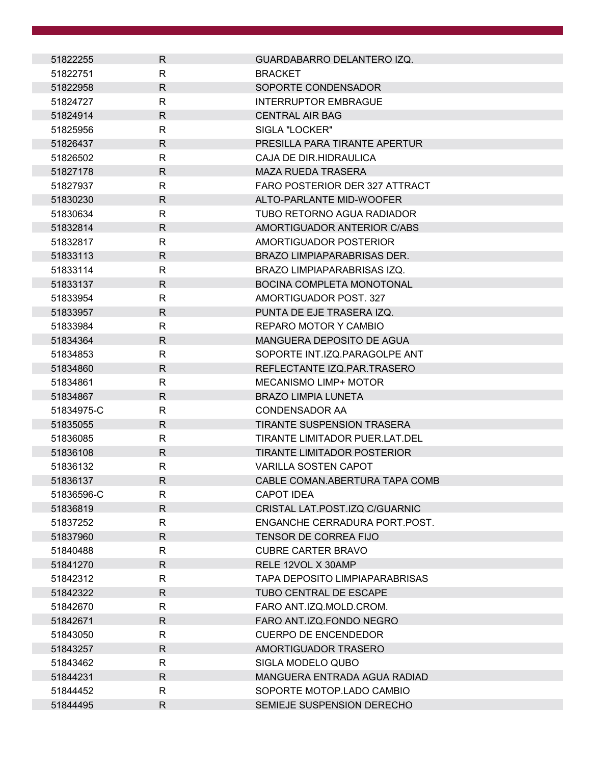| | | |
|---|---|---|
| 51822255 | R | GUARDABARRO DELANTERO IZQ. |
| 51822751 | R | BRACKET |
| 51822958 | R | SOPORTE CONDENSADOR |
| 51824727 | R | INTERRUPTOR EMBRAGUE |
| 51824914 | R | CENTRAL AIR BAG |
| 51825956 | R | SIGLA "LOCKER" |
| 51826437 | R | PRESILLA PARA TIRANTE APERTUR |
| 51826502 | R | CAJA DE DIR.HIDRAULICA |
| 51827178 | R | MAZA RUEDA TRASERA |
| 51827937 | R | FARO POSTERIOR DER 327 ATTRACT |
| 51830230 | R | ALTO-PARLANTE MID-WOOFER |
| 51830634 | R | TUBO RETORNO AGUA RADIADOR |
| 51832814 | R | AMORTIGUADOR ANTERIOR C/ABS |
| 51832817 | R | AMORTIGUADOR POSTERIOR |
| 51833113 | R | BRAZO LIMPIAPARABRISAS DER. |
| 51833114 | R | BRAZO LIMPIAPARABRISAS IZQ. |
| 51833137 | R | BOCINA COMPLETA MONOTONAL |
| 51833954 | R | AMORTIGUADOR POST. 327 |
| 51833957 | R | PUNTA DE EJE TRASERA IZQ. |
| 51833984 | R | REPARO MOTOR Y CAMBIO |
| 51834364 | R | MANGUERA DEPOSITO DE AGUA |
| 51834853 | R | SOPORTE INT.IZQ.PARAGOLPE ANT |
| 51834860 | R | REFLECTANTE IZQ.PAR.TRASERO |
| 51834861 | R | MECANISMO LIMP+ MOTOR |
| 51834867 | R | BRAZO LIMPIA LUNETA |
| 51834975-C | R | CONDENSADOR AA |
| 51835055 | R | TIRANTE SUSPENSION TRASERA |
| 51836085 | R | TIRANTE LIMITADOR PUER.LAT.DEL |
| 51836108 | R | TIRANTE LIMITADOR POSTERIOR |
| 51836132 | R | VARILLA SOSTEN CAPOT |
| 51836137 | R | CABLE COMAN.ABERTURA TAPA COMB |
| 51836596-C | R | CAPOT IDEA |
| 51836819 | R | CRISTAL LAT.POST.IZQ C/GUARNIC |
| 51837252 | R | ENGANCHE CERRADURA PORT.POST. |
| 51837960 | R | TENSOR DE CORREA FIJO |
| 51840488 | R | CUBRE CARTER BRAVO |
| 51841270 | R | RELE 12VOL X 30AMP |
| 51842312 | R | TAPA DEPOSITO LIMPIAPARABRISAS |
| 51842322 | R | TUBO CENTRAL DE ESCAPE |
| 51842670 | R | FARO ANT.IZQ.MOLD.CROM. |
| 51842671 | R | FARO ANT.IZQ.FONDO NEGRO |
| 51843050 | R | CUERPO DE ENCENDEDOR |
| 51843257 | R | AMORTIGUADOR TRASERO |
| 51843462 | R | SIGLA MODELO QUBO |
| 51844231 | R | MANGUERA ENTRADA AGUA RADIAD |
| 51844452 | R | SOPORTE MOTOP.LADO CAMBIO |
| 51844495 | R | SEMIEJE SUSPENSION DERECHO |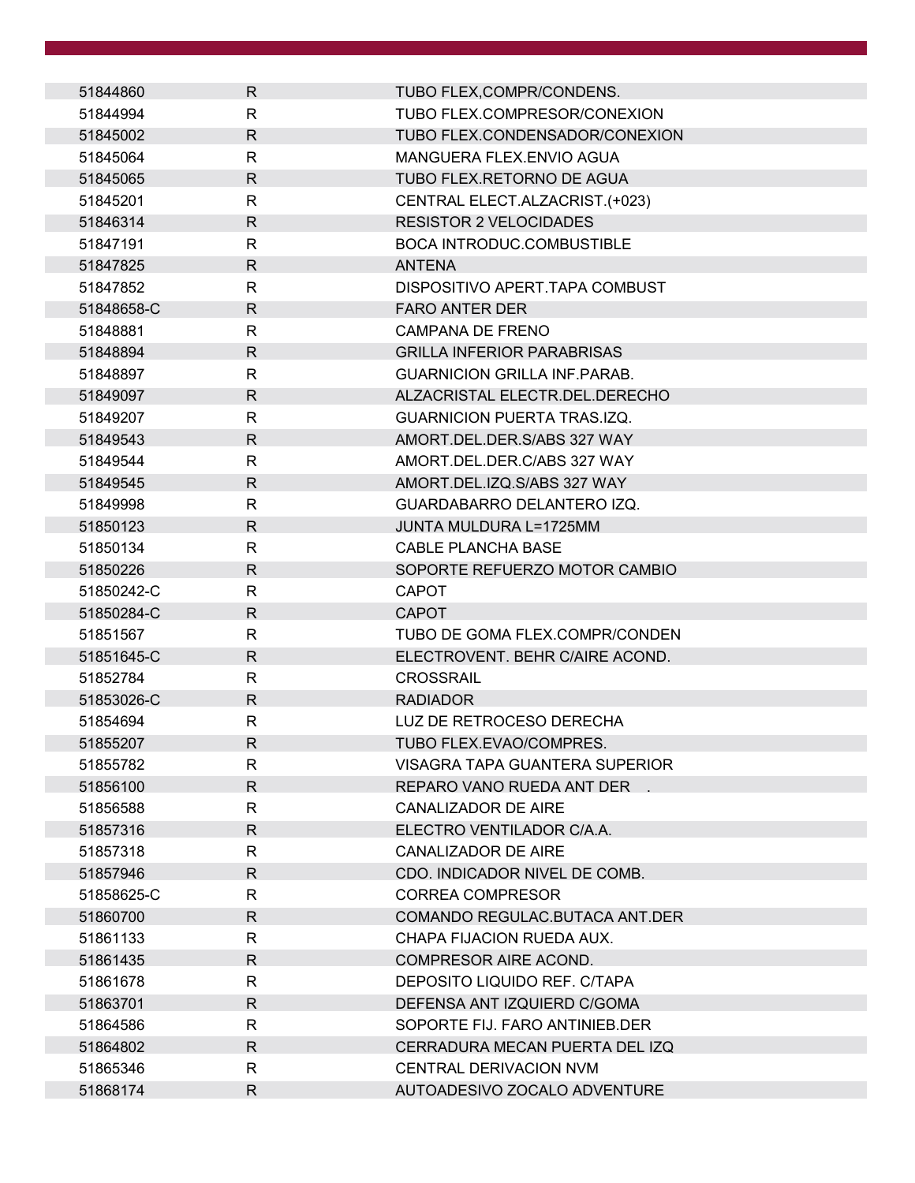| | | |
|---|---|---|
| 51844860 | R | TUBO FLEX,COMPR/CONDENS. |
| 51844994 | R | TUBO FLEX.COMPRESOR/CONEXION |
| 51845002 | R | TUBO FLEX.CONDENSADOR/CONEXION |
| 51845064 | R | MANGUERA FLEX.ENVIO AGUA |
| 51845065 | R | TUBO FLEX.RETORNO DE AGUA |
| 51845201 | R | CENTRAL ELECT.ALZACRIST.(+023) |
| 51846314 | R | RESISTOR 2 VELOCIDADES |
| 51847191 | R | BOCA INTRODUC.COMBUSTIBLE |
| 51847825 | R | ANTENA |
| 51847852 | R | DISPOSITIVO APERT.TAPA COMBUST |
| 51848658-C | R | FARO ANTER DER |
| 51848881 | R | CAMPANA DE FRENO |
| 51848894 | R | GRILLA INFERIOR PARABRISAS |
| 51848897 | R | GUARNICION GRILLA INF.PARAB. |
| 51849097 | R | ALZACRISTAL ELECTR.DEL.DERECHO |
| 51849207 | R | GUARNICION PUERTA TRAS.IZQ. |
| 51849543 | R | AMORT.DEL.DER.S/ABS 327 WAY |
| 51849544 | R | AMORT.DEL.DER.C/ABS 327 WAY |
| 51849545 | R | AMORT.DEL.IZQ.S/ABS 327 WAY |
| 51849998 | R | GUARDABARRO DELANTERO IZQ. |
| 51850123 | R | JUNTA MULDURA L=1725MM |
| 51850134 | R | CABLE PLANCHA BASE |
| 51850226 | R | SOPORTE REFUERZO MOTOR CAMBIO |
| 51850242-C | R | CAPOT |
| 51850284-C | R | CAPOT |
| 51851567 | R | TUBO DE GOMA FLEX.COMPR/CONDEN |
| 51851645-C | R | ELECTROVENT. BEHR C/AIRE ACOND. |
| 51852784 | R | CROSSRAIL |
| 51853026-C | R | RADIADOR |
| 51854694 | R | LUZ DE RETROCESO DERECHA |
| 51855207 | R | TUBO FLEX.EVAO/COMPRES. |
| 51855782 | R | VISAGRA TAPA GUANTERA SUPERIOR |
| 51856100 | R | REPARO VANO RUEDA ANT DER . |
| 51856588 | R | CANALIZADOR DE AIRE |
| 51857316 | R | ELECTRO VENTILADOR C/A.A. |
| 51857318 | R | CANALIZADOR DE AIRE |
| 51857946 | R | CDO. INDICADOR NIVEL DE COMB. |
| 51858625-C | R | CORREA COMPRESOR |
| 51860700 | R | COMANDO REGULAC.BUTACA ANT.DER |
| 51861133 | R | CHAPA FIJACION RUEDA AUX. |
| 51861435 | R | COMPRESOR AIRE ACOND. |
| 51861678 | R | DEPOSITO LIQUIDO REF. C/TAPA |
| 51863701 | R | DEFENSA ANT IZQUIERD C/GOMA |
| 51864586 | R | SOPORTE FIJ. FARO ANTINIEB.DER |
| 51864802 | R | CERRADURA MECAN PUERTA DEL IZQ |
| 51865346 | R | CENTRAL DERIVACION NVM |
| 51868174 | R | AUTOADESIVO ZOCALO ADVENTURE |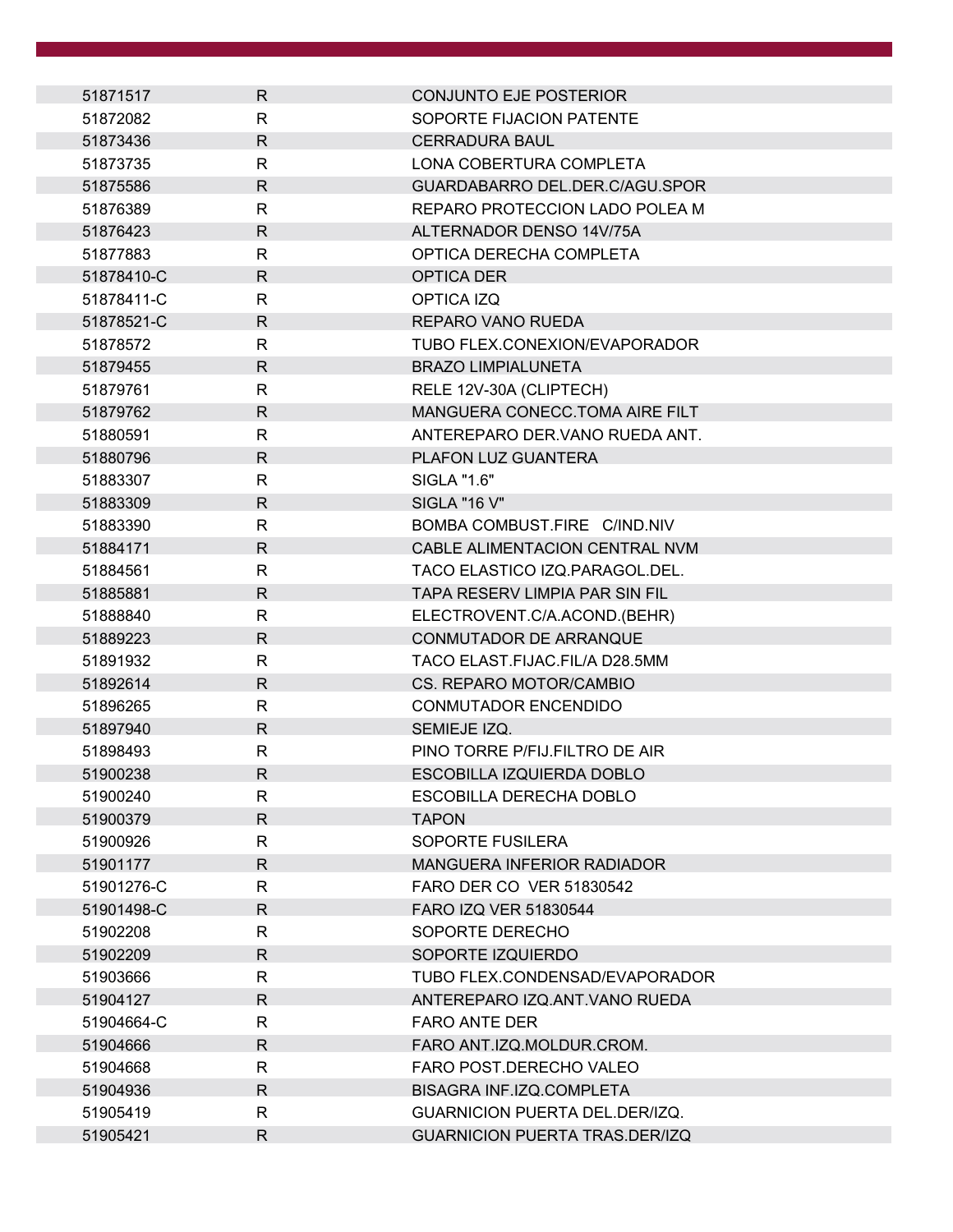| | | |
|---|---|---|
| 51871517 | R | CONJUNTO EJE POSTERIOR |
| 51872082 | R | SOPORTE FIJACION PATENTE |
| 51873436 | R | CERRADURA BAUL |
| 51873735 | R | LONA COBERTURA COMPLETA |
| 51875586 | R | GUARDABARRO DEL.DER.C/AGU.SPOR |
| 51876389 | R | REPARO PROTECCION LADO POLEA M |
| 51876423 | R | ALTERNADOR DENSO 14V/75A |
| 51877883 | R | OPTICA DERECHA COMPLETA |
| 51878410-C | R | OPTICA DER |
| 51878411-C | R | OPTICA IZQ |
| 51878521-C | R | REPARO VANO RUEDA |
| 51878572 | R | TUBO FLEX.CONEXION/EVAPORADOR |
| 51879455 | R | BRAZO LIMPIALUNETA |
| 51879761 | R | RELE 12V-30A (CLIPTECH) |
| 51879762 | R | MANGUERA CONECC.TOMA AIRE FILT |
| 51880591 | R | ANTEREPARO DER.VANO RUEDA ANT. |
| 51880796 | R | PLAFON LUZ GUANTERA |
| 51883307 | R | SIGLA "1.6" |
| 51883309 | R | SIGLA "16 V" |
| 51883390 | R | BOMBA COMBUST.FIRE C/IND.NIV |
| 51884171 | R | CABLE ALIMENTACION CENTRAL NVM |
| 51884561 | R | TACO ELASTICO IZQ.PARAGOL.DEL. |
| 51885881 | R | TAPA RESERV LIMPIA PAR SIN FIL |
| 51888840 | R | ELECTROVENT.C/A.ACOND.(BEHR) |
| 51889223 | R | CONMUTADOR DE ARRANQUE |
| 51891932 | R | TACO ELAST.FIJAC.FIL/A D28.5MM |
| 51892614 | R | CS. REPARO MOTOR/CAMBIO |
| 51896265 | R | CONMUTADOR ENCENDIDO |
| 51897940 | R | SEMIEJE IZQ. |
| 51898493 | R | PINO TORRE P/FIJ.FILTRO DE AIR |
| 51900238 | R | ESCOBILLA IZQUIERDA DOBLO |
| 51900240 | R | ESCOBILLA DERECHA DOBLO |
| 51900379 | R | TAPON |
| 51900926 | R | SOPORTE FUSILERA |
| 51901177 | R | MANGUERA INFERIOR RADIADOR |
| 51901276-C | R | FARO DER CO VER 51830542 |
| 51901498-C | R | FARO IZQ VER 51830544 |
| 51902208 | R | SOPORTE DERECHO |
| 51902209 | R | SOPORTE IZQUIERDO |
| 51903666 | R | TUBO FLEX.CONDENSAD/EVAPORADOR |
| 51904127 | R | ANTEREPARO IZQ.ANT.VANO RUEDA |
| 51904664-C | R | FARO ANTE DER |
| 51904666 | R | FARO ANT.IZQ.MOLDUR.CROM. |
| 51904668 | R | FARO POST.DERECHO VALEO |
| 51904936 | R | BISAGRA INF.IZQ.COMPLETA |
| 51905419 | R | GUARNICION PUERTA DEL.DER/IZQ. |
| 51905421 | R | GUARNICION PUERTA TRAS.DER/IZQ |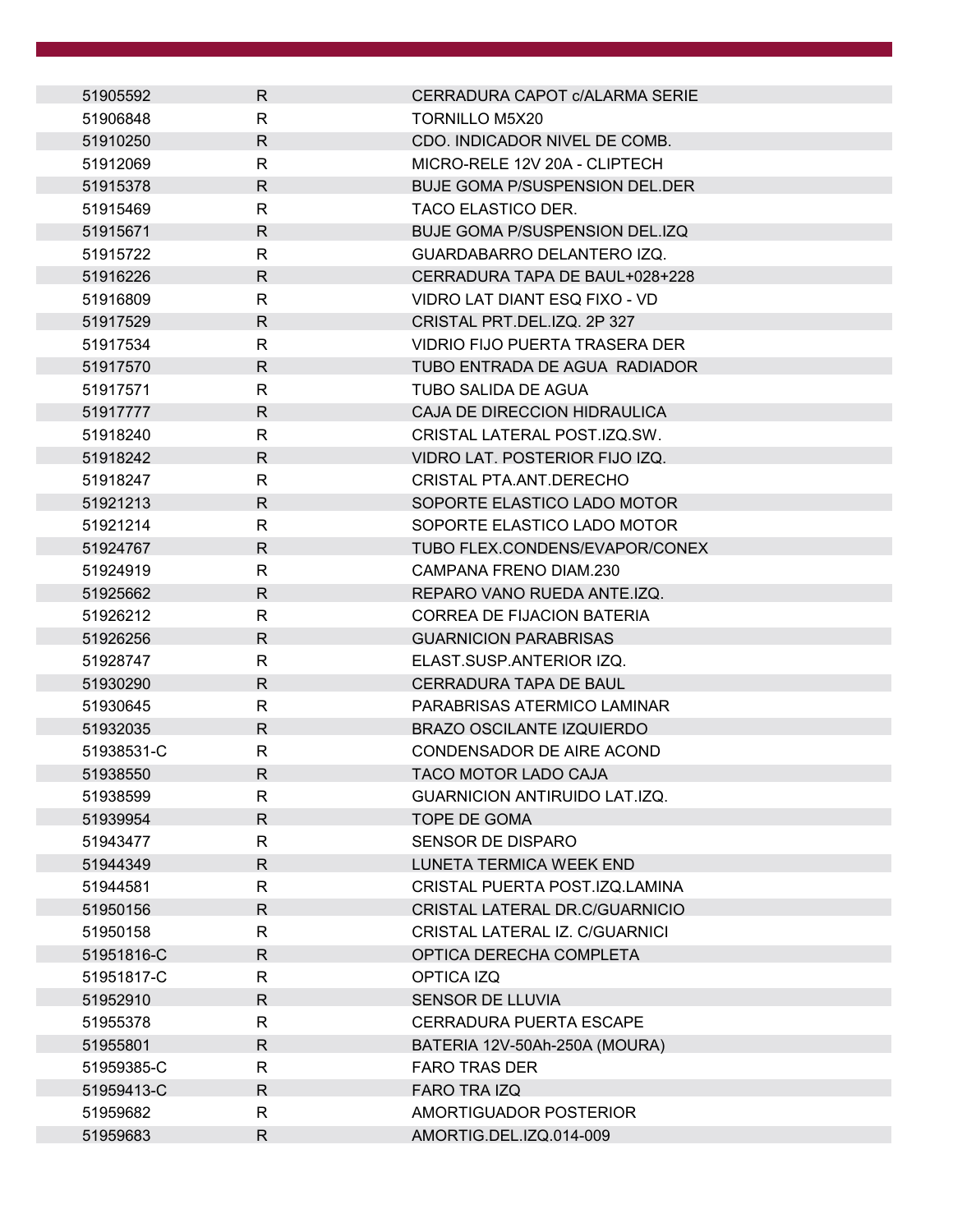| | | |
|---|---|---|
| 51905592 | R | CERRADURA CAPOT c/ALARMA SERIE |
| 51906848 | R | TORNILLO M5X20 |
| 51910250 | R | CDO. INDICADOR NIVEL DE COMB. |
| 51912069 | R | MICRO-RELE 12V 20A - CLIPTECH |
| 51915378 | R | BUJE GOMA P/SUSPENSION DEL.DER |
| 51915469 | R | TACO ELASTICO DER. |
| 51915671 | R | BUJE GOMA P/SUSPENSION DEL.IZQ |
| 51915722 | R | GUARDABARRO DELANTERO IZQ. |
| 51916226 | R | CERRADURA TAPA DE BAUL+028+228 |
| 51916809 | R | VIDRO LAT DIANT ESQ FIXO - VD |
| 51917529 | R | CRISTAL PRT.DEL.IZQ. 2P 327 |
| 51917534 | R | VIDRIO FIJO PUERTA TRASERA DER |
| 51917570 | R | TUBO ENTRADA DE AGUA RADIADOR |
| 51917571 | R | TUBO SALIDA DE AGUA |
| 51917777 | R | CAJA DE DIRECCION HIDRAULICA |
| 51918240 | R | CRISTAL LATERAL POST.IZQ.SW. |
| 51918242 | R | VIDRO LAT. POSTERIOR FIJO IZQ. |
| 51918247 | R | CRISTAL PTA.ANT.DERECHO |
| 51921213 | R | SOPORTE ELASTICO LADO MOTOR |
| 51921214 | R | SOPORTE ELASTICO LADO MOTOR |
| 51924767 | R | TUBO FLEX.CONDENS/EVAPOR/CONEX |
| 51924919 | R | CAMPANA FRENO DIAM.230 |
| 51925662 | R | REPARO VANO RUEDA ANTE.IZQ. |
| 51926212 | R | CORREA DE FIJACION BATERIA |
| 51926256 | R | GUARNICION PARABRISAS |
| 51928747 | R | ELAST.SUSP.ANTERIOR IZQ. |
| 51930290 | R | CERRADURA TAPA DE BAUL |
| 51930645 | R | PARABRISAS ATERMICO LAMINAR |
| 51932035 | R | BRAZO OSCILANTE IZQUIERDO |
| 51938531-C | R | CONDENSADOR DE AIRE ACOND |
| 51938550 | R | TACO MOTOR LADO CAJA |
| 51938599 | R | GUARNICION ANTIRUIDO LAT.IZQ. |
| 51939954 | R | TOPE DE GOMA |
| 51943477 | R | SENSOR DE DISPARO |
| 51944349 | R | LUNETA TERMICA WEEK END |
| 51944581 | R | CRISTAL PUERTA POST.IZQ.LAMINA |
| 51950156 | R | CRISTAL LATERAL DR.C/GUARNICIO |
| 51950158 | R | CRISTAL LATERAL IZ. C/GUARNICI |
| 51951816-C | R | OPTICA DERECHA COMPLETA |
| 51951817-C | R | OPTICA IZQ |
| 51952910 | R | SENSOR DE LLUVIA |
| 51955378 | R | CERRADURA PUERTA ESCAPE |
| 51955801 | R | BATERIA 12V-50Ah-250A (MOURA) |
| 51959385-C | R | FARO TRAS DER |
| 51959413-C | R | FARO TRA IZQ |
| 51959682 | R | AMORTIGUADOR POSTERIOR |
| 51959683 | R | AMORTIG.DEL.IZQ.014-009 |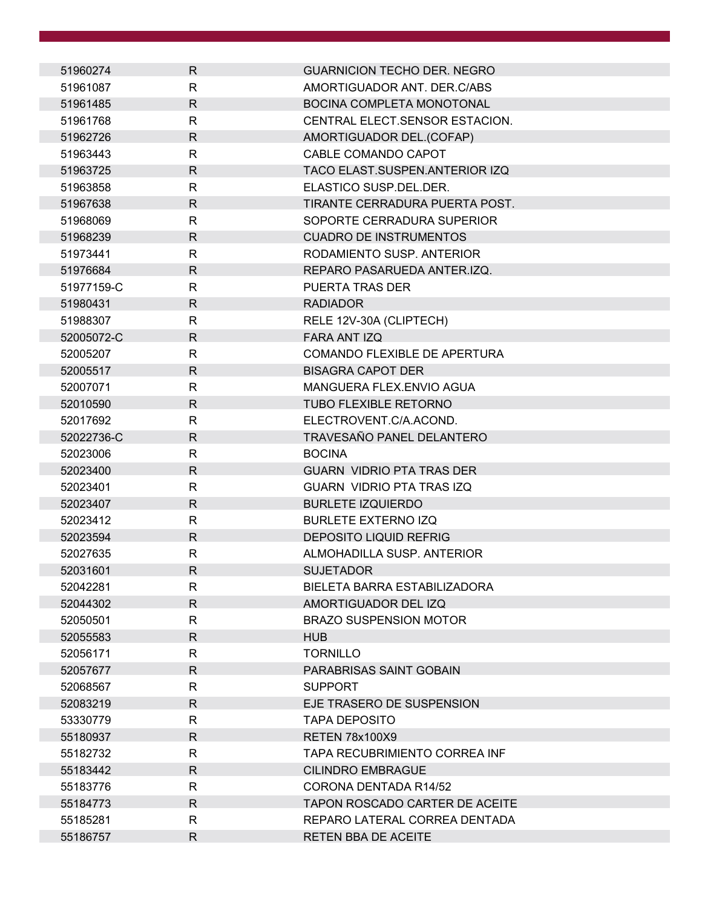| | | |
|---|---|---|
| 51960274 | R | GUARNICION TECHO DER. NEGRO |
| 51961087 | R | AMORTIGUADOR ANT. DER.C/ABS |
| 51961485 | R | BOCINA COMPLETA MONOTONAL |
| 51961768 | R | CENTRAL ELECT.SENSOR ESTACION. |
| 51962726 | R | AMORTIGUADOR DEL.(COFAP) |
| 51963443 | R | CABLE COMANDO CAPOT |
| 51963725 | R | TACO ELAST.SUSPEN.ANTERIOR IZQ |
| 51963858 | R | ELASTICO SUSP.DEL.DER. |
| 51967638 | R | TIRANTE CERRADURA PUERTA POST. |
| 51968069 | R | SOPORTE CERRADURA SUPERIOR |
| 51968239 | R | CUADRO DE INSTRUMENTOS |
| 51973441 | R | RODAMIENTO SUSP. ANTERIOR |
| 51976684 | R | REPARO PASARUEDA ANTER.IZQ. |
| 51977159-C | R | PUERTA TRAS DER |
| 51980431 | R | RADIADOR |
| 51988307 | R | RELE 12V-30A (CLIPTECH) |
| 52005072-C | R | FARA ANT IZQ |
| 52005207 | R | COMANDO FLEXIBLE DE APERTURA |
| 52005517 | R | BISAGRA CAPOT DER |
| 52007071 | R | MANGUERA FLEX.ENVIO AGUA |
| 52010590 | R | TUBO FLEXIBLE RETORNO |
| 52017692 | R | ELECTROVENT.C/A.ACOND. |
| 52022736-C | R | TRAVESAÑO PANEL DELANTERO |
| 52023006 | R | BOCINA |
| 52023400 | R | GUARN VIDRIO PTA TRAS DER |
| 52023401 | R | GUARN VIDRIO PTA TRAS IZQ |
| 52023407 | R | BURLETE IZQUIERDO |
| 52023412 | R | BURLETE EXTERNO IZQ |
| 52023594 | R | DEPOSITO LIQUID REFRIG |
| 52027635 | R | ALMOHADILLA SUSP. ANTERIOR |
| 52031601 | R | SUJETADOR |
| 52042281 | R | BIELETA BARRA ESTABILIZADORA |
| 52044302 | R | AMORTIGUADOR DEL IZQ |
| 52050501 | R | BRAZO SUSPENSION MOTOR |
| 52055583 | R | HUB |
| 52056171 | R | TORNILLO |
| 52057677 | R | PARABRISAS SAINT GOBAIN |
| 52068567 | R | SUPPORT |
| 52083219 | R | EJE TRASERO DE SUSPENSION |
| 53330779 | R | TAPA DEPOSITO |
| 55180937 | R | RETEN 78x100X9 |
| 55182732 | R | TAPA RECUBRIMIENTO CORREA INF |
| 55183442 | R | CILINDRO EMBRAGUE |
| 55183776 | R | CORONA DENTADA R14/52 |
| 55184773 | R | TAPON ROSCADO CARTER DE ACEITE |
| 55185281 | R | REPARO LATERAL CORREA DENTADA |
| 55186757 | R | RETEN BBA DE ACEITE |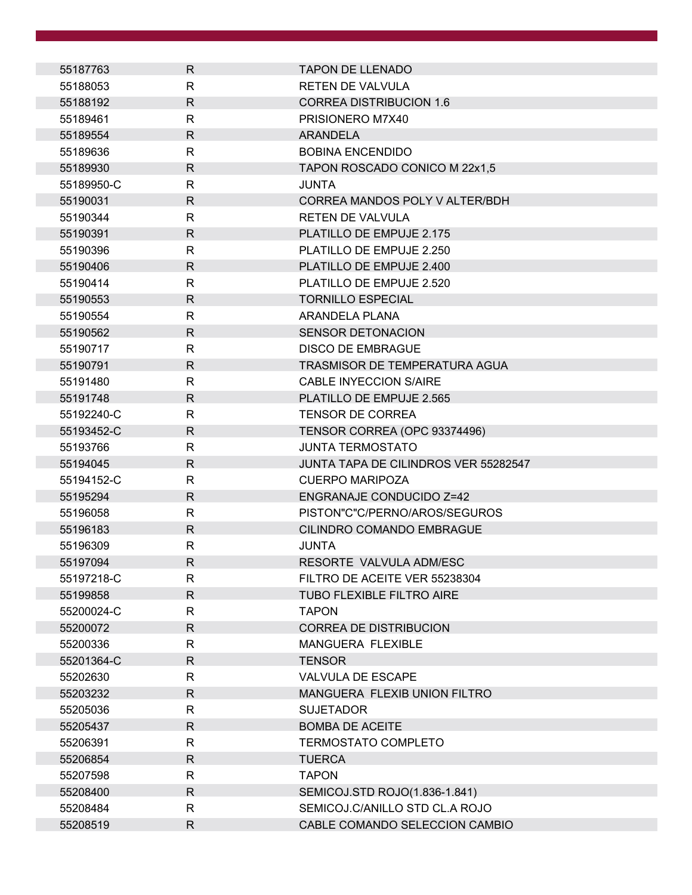| | | |
|---|---|---|
| 55187763 | R | TAPON DE LLENADO |
| 55188053 | R | RETEN DE VALVULA |
| 55188192 | R | CORREA DISTRIBUCION 1.6 |
| 55189461 | R | PRISIONERO M7X40 |
| 55189554 | R | ARANDELA |
| 55189636 | R | BOBINA ENCENDIDO |
| 55189930 | R | TAPON ROSCADO CONICO M 22x1,5 |
| 55189950-C | R | JUNTA |
| 55190031 | R | CORREA MANDOS POLY V ALTER/BDH |
| 55190344 | R | RETEN DE VALVULA |
| 55190391 | R | PLATILLO DE EMPUJE 2.175 |
| 55190396 | R | PLATILLO DE EMPUJE 2.250 |
| 55190406 | R | PLATILLO DE EMPUJE 2.400 |
| 55190414 | R | PLATILLO DE EMPUJE 2.520 |
| 55190553 | R | TORNILLO ESPECIAL |
| 55190554 | R | ARANDELA PLANA |
| 55190562 | R | SENSOR DETONACION |
| 55190717 | R | DISCO DE EMBRAGUE |
| 55190791 | R | TRASMISOR DE TEMPERATURA AGUA |
| 55191480 | R | CABLE INYECCION S/AIRE |
| 55191748 | R | PLATILLO DE EMPUJE 2.565 |
| 55192240-C | R | TENSOR DE CORREA |
| 55193452-C | R | TENSOR CORREA (OPC 93374496) |
| 55193766 | R | JUNTA TERMOSTATO |
| 55194045 | R | JUNTA TAPA DE CILINDROS VER 55282547 |
| 55194152-C | R | CUERPO MARIPOZA |
| 55195294 | R | ENGRANAJE CONDUCIDO Z=42 |
| 55196058 | R | PISTON"C"C/PERNO/AROS/SEGUROS |
| 55196183 | R | CILINDRO COMANDO EMBRAGUE |
| 55196309 | R | JUNTA |
| 55197094 | R | RESORTE VALVULA ADM/ESC |
| 55197218-C | R | FILTRO DE ACEITE VER 55238304 |
| 55199858 | R | TUBO FLEXIBLE FILTRO AIRE |
| 55200024-C | R | TAPON |
| 55200072 | R | CORREA DE DISTRIBUCION |
| 55200336 | R | MANGUERA FLEXIBLE |
| 55201364-C | R | TENSOR |
| 55202630 | R | VALVULA DE ESCAPE |
| 55203232 | R | MANGUERA FLEXIB UNION FILTRO |
| 55205036 | R | SUJETADOR |
| 55205437 | R | BOMBA DE ACEITE |
| 55206391 | R | TERMOSTATO COMPLETO |
| 55206854 | R | TUERCA |
| 55207598 | R | TAPON |
| 55208400 | R | SEMICOJ.STD ROJO(1.836-1.841) |
| 55208484 | R | SEMICOJ.C/ANILLO STD CL.A ROJO |
| 55208519 | R | CABLE COMANDO SELECCION CAMBIO |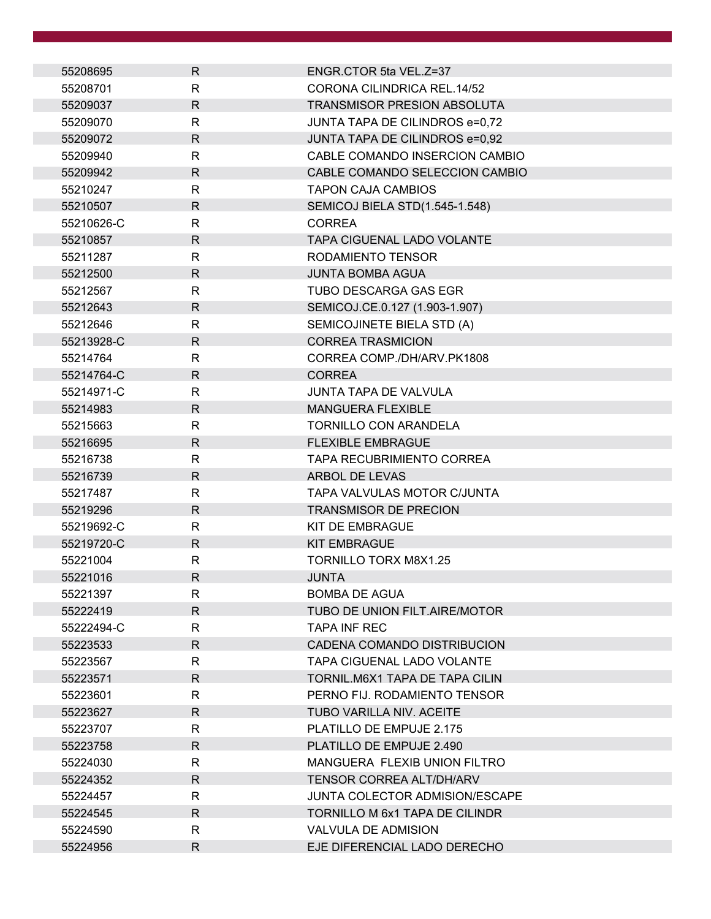| | | |
|---|---|---|
| 55208695 | R | ENGR.CTOR 5ta VEL.Z=37 |
| 55208701 | R | CORONA CILINDRICA REL.14/52 |
| 55209037 | R | TRANSMISOR PRESION ABSOLUTA |
| 55209070 | R | JUNTA TAPA DE CILINDROS e=0,72 |
| 55209072 | R | JUNTA TAPA DE CILINDROS e=0,92 |
| 55209940 | R | CABLE COMANDO INSERCION CAMBIO |
| 55209942 | R | CABLE COMANDO SELECCION CAMBIO |
| 55210247 | R | TAPON CAJA CAMBIOS |
| 55210507 | R | SEMICOJ BIELA STD(1.545-1.548) |
| 55210626-C | R | CORREA |
| 55210857 | R | TAPA CIGUENAL LADO VOLANTE |
| 55211287 | R | RODAMIENTO TENSOR |
| 55212500 | R | JUNTA BOMBA AGUA |
| 55212567 | R | TUBO DESCARGA GAS EGR |
| 55212643 | R | SEMICOJ.CE.0.127 (1.903-1.907) |
| 55212646 | R | SEMICOJINETE BIELA STD (A) |
| 55213928-C | R | CORREA TRASMICION |
| 55214764 | R | CORREA COMP./DH/ARV.PK1808 |
| 55214764-C | R | CORREA |
| 55214971-C | R | JUNTA TAPA DE VALVULA |
| 55214983 | R | MANGUERA FLEXIBLE |
| 55215663 | R | TORNILLO CON ARANDELA |
| 55216695 | R | FLEXIBLE EMBRAGUE |
| 55216738 | R | TAPA RECUBRIMIENTO CORREA |
| 55216739 | R | ARBOL DE LEVAS |
| 55217487 | R | TAPA VALVULAS MOTOR C/JUNTA |
| 55219296 | R | TRANSMISOR DE PRECION |
| 55219692-C | R | KIT DE EMBRAGUE |
| 55219720-C | R | KIT EMBRAGUE |
| 55221004 | R | TORNILLO TORX M8X1.25 |
| 55221016 | R | JUNTA |
| 55221397 | R | BOMBA DE AGUA |
| 55222419 | R | TUBO DE UNION FILT.AIRE/MOTOR |
| 55222494-C | R | TAPA INF REC |
| 55223533 | R | CADENA COMANDO DISTRIBUCION |
| 55223567 | R | TAPA CIGUENAL LADO VOLANTE |
| 55223571 | R | TORNIL.M6X1 TAPA DE TAPA CILIN |
| 55223601 | R | PERNO FIJ. RODAMIENTO TENSOR |
| 55223627 | R | TUBO VARILLA NIV. ACEITE |
| 55223707 | R | PLATILLO DE EMPUJE 2.175 |
| 55223758 | R | PLATILLO DE EMPUJE 2.490 |
| 55224030 | R | MANGUERA FLEXIB UNION FILTRO |
| 55224352 | R | TENSOR CORREA ALT/DH/ARV |
| 55224457 | R | JUNTA COLECTOR ADMISION/ESCAPE |
| 55224545 | R | TORNILLO M 6x1 TAPA DE CILINDR |
| 55224590 | R | VALVULA DE ADMISION |
| 55224956 | R | EJE DIFERENCIAL LADO DERECHO |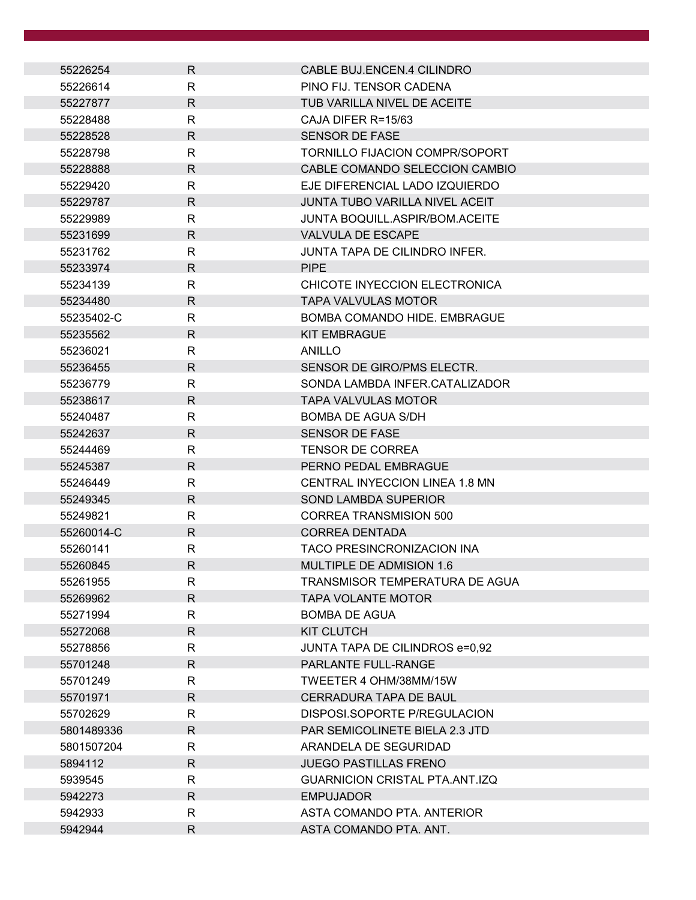| | | |
|---|---|---|
| 55226254 | R | CABLE BUJ.ENCEN.4 CILINDRO |
| 55226614 | R | PINO FIJ. TENSOR CADENA |
| 55227877 | R | TUB VARILLA NIVEL DE ACEITE |
| 55228488 | R | CAJA DIFER R=15/63 |
| 55228528 | R | SENSOR DE FASE |
| 55228798 | R | TORNILLO FIJACION COMPR/SOPORT |
| 55228888 | R | CABLE COMANDO SELECCION CAMBIO |
| 55229420 | R | EJE DIFERENCIAL LADO IZQUIERDO |
| 55229787 | R | JUNTA TUBO VARILLA NIVEL ACEIT |
| 55229989 | R | JUNTA BOQUILL.ASPIR/BOM.ACEITE |
| 55231699 | R | VALVULA DE ESCAPE |
| 55231762 | R | JUNTA TAPA DE CILINDRO INFER. |
| 55233974 | R | PIPE |
| 55234139 | R | CHICOTE INYECCION ELECTRONICA |
| 55234480 | R | TAPA VALVULAS MOTOR |
| 55235402-C | R | BOMBA COMANDO HIDE. EMBRAGUE |
| 55235562 | R | KIT EMBRAGUE |
| 55236021 | R | ANILLO |
| 55236455 | R | SENSOR DE GIRO/PMS ELECTR. |
| 55236779 | R | SONDA LAMBDA INFER.CATALIZADOR |
| 55238617 | R | TAPA VALVULAS MOTOR |
| 55240487 | R | BOMBA DE AGUA S/DH |
| 55242637 | R | SENSOR DE FASE |
| 55244469 | R | TENSOR DE CORREA |
| 55245387 | R | PERNO PEDAL EMBRAGUE |
| 55246449 | R | CENTRAL INYECCION LINEA 1.8 MN |
| 55249345 | R | SOND LAMBDA SUPERIOR |
| 55249821 | R | CORREA TRANSMISION 500 |
| 55260014-C | R | CORREA DENTADA |
| 55260141 | R | TACO PRESINCRONIZACION INA |
| 55260845 | R | MULTIPLE DE ADMISION 1.6 |
| 55261955 | R | TRANSMISOR TEMPERATURA DE AGUA |
| 55269962 | R | TAPA VOLANTE MOTOR |
| 55271994 | R | BOMBA DE AGUA |
| 55272068 | R | KIT CLUTCH |
| 55278856 | R | JUNTA TAPA DE CILINDROS e=0,92 |
| 55701248 | R | PARLANTE FULL-RANGE |
| 55701249 | R | TWEETER 4 OHM/38MM/15W |
| 55701971 | R | CERRADURA TAPA DE BAUL |
| 55702629 | R | DISPOSI.SOPORTE P/REGULACION |
| 5801489336 | R | PAR SEMICOLINETE BIELA 2.3 JTD |
| 5801507204 | R | ARANDELA DE SEGURIDAD |
| 5894112 | R | JUEGO PASTILLAS FRENO |
| 5939545 | R | GUARNICION CRISTAL PTA.ANT.IZQ |
| 5942273 | R | EMPUJADOR |
| 5942933 | R | ASTA COMANDO PTA. ANTERIOR |
| 5942944 | R | ASTA COMANDO PTA. ANT. |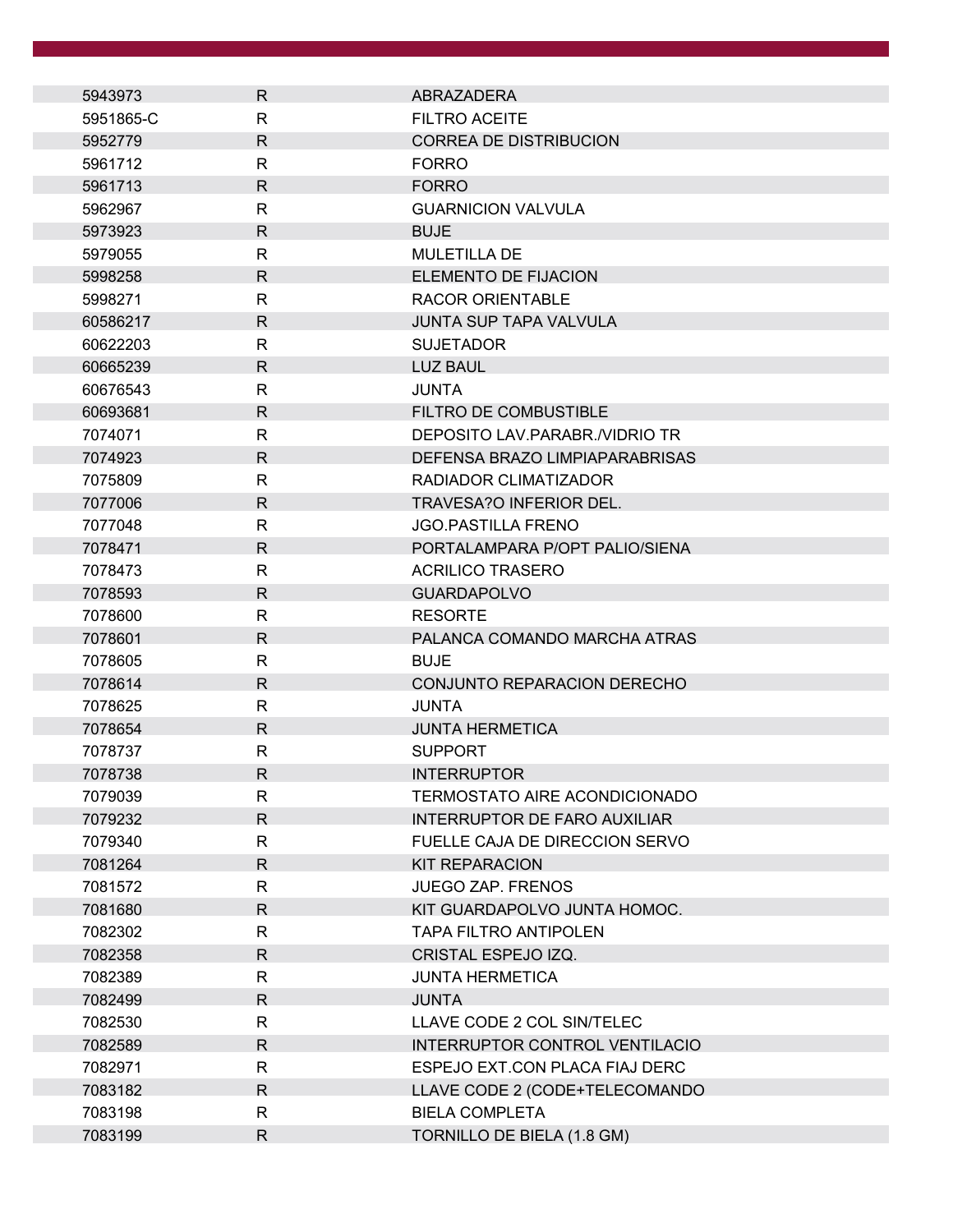| | | |
|---|---|---|
| 5943973 | R | ABRAZADERA |
| 5951865-C | R | FILTRO ACEITE |
| 5952779 | R | CORREA DE DISTRIBUCION |
| 5961712 | R | FORRO |
| 5961713 | R | FORRO |
| 5962967 | R | GUARNICION VALVULA |
| 5973923 | R | BUJE |
| 5979055 | R | MULETILLA DE |
| 5998258 | R | ELEMENTO DE FIJACION |
| 5998271 | R | RACOR ORIENTABLE |
| 60586217 | R | JUNTA SUP TAPA VALVULA |
| 60622203 | R | SUJETADOR |
| 60665239 | R | LUZ BAUL |
| 60676543 | R | JUNTA |
| 60693681 | R | FILTRO DE COMBUSTIBLE |
| 7074071 | R | DEPOSITO LAV.PARABR./VIDRIO TR |
| 7074923 | R | DEFENSA BRAZO LIMPIAPARABRISAS |
| 7075809 | R | RADIADOR CLIMATIZADOR |
| 7077006 | R | TRAVESA?O INFERIOR DEL. |
| 7077048 | R | JGO.PASTILLA FRENO |
| 7078471 | R | PORTALAMPARA P/OPT PALIO/SIENA |
| 7078473 | R | ACRILICO TRASERO |
| 7078593 | R | GUARDAPOLVO |
| 7078600 | R | RESORTE |
| 7078601 | R | PALANCA COMANDO MARCHA ATRAS |
| 7078605 | R | BUJE |
| 7078614 | R | CONJUNTO REPARACION DERECHO |
| 7078625 | R | JUNTA |
| 7078654 | R | JUNTA HERMETICA |
| 7078737 | R | SUPPORT |
| 7078738 | R | INTERRUPTOR |
| 7079039 | R | TERMOSTATO AIRE ACONDICIONADO |
| 7079232 | R | INTERRUPTOR DE FARO AUXILIAR |
| 7079340 | R | FUELLE CAJA DE DIRECCION SERVO |
| 7081264 | R | KIT REPARACION |
| 7081572 | R | JUEGO ZAP. FRENOS |
| 7081680 | R | KIT GUARDAPOLVO JUNTA HOMOC. |
| 7082302 | R | TAPA FILTRO ANTIPOLEN |
| 7082358 | R | CRISTAL ESPEJO IZQ. |
| 7082389 | R | JUNTA HERMETICA |
| 7082499 | R | JUNTA |
| 7082530 | R | LLAVE CODE 2 COL SIN/TELEC |
| 7082589 | R | INTERRUPTOR CONTROL VENTILACIO |
| 7082971 | R | ESPEJO EXT.CON PLACA FIAJ DERC |
| 7083182 | R | LLAVE CODE 2 (CODE+TELECOMANDO |
| 7083198 | R | BIELA COMPLETA |
| 7083199 | R | TORNILLO DE BIELA (1.8 GM) |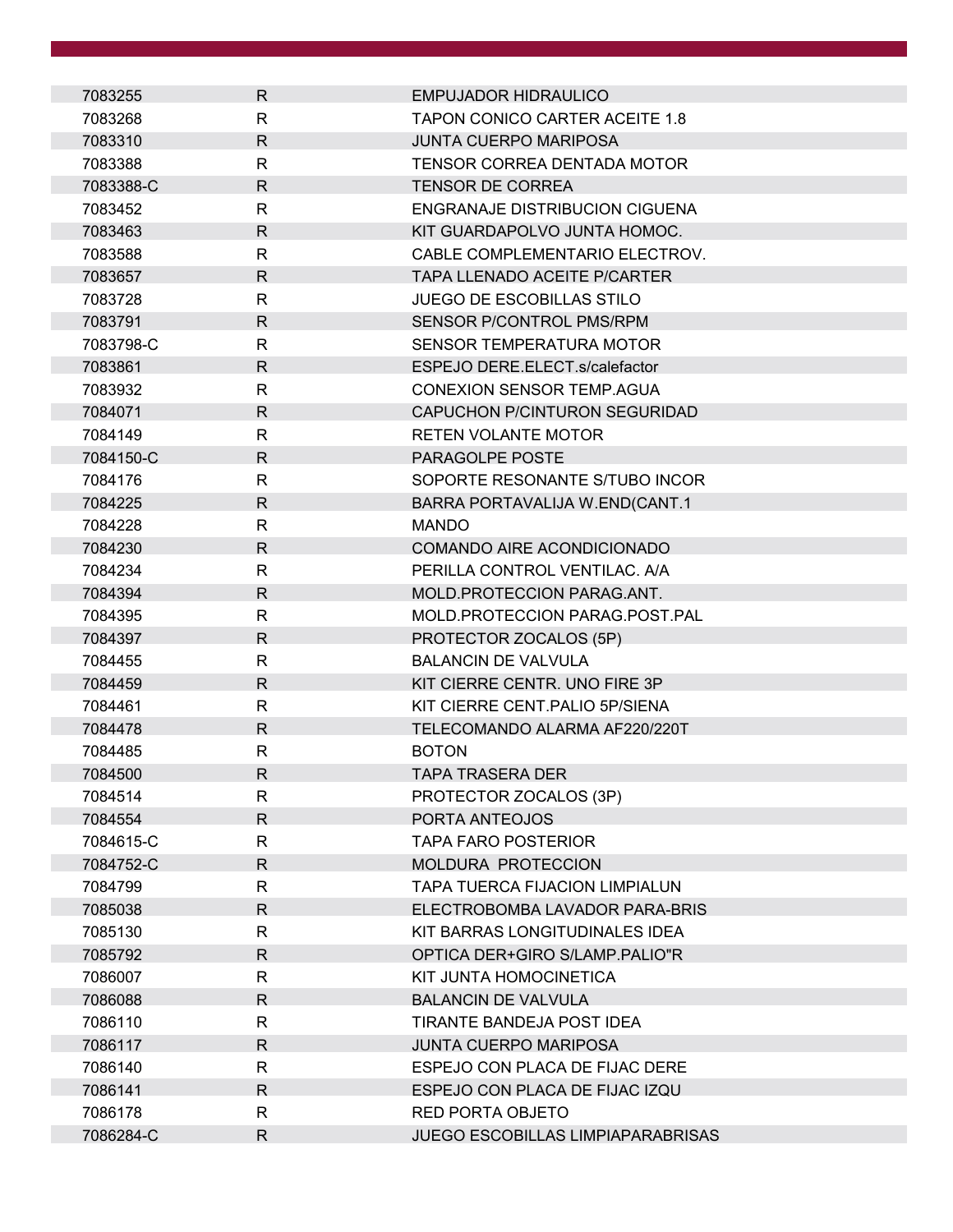| | | |
|---|---|---|
| 7083255 | R | EMPUJADOR HIDRAULICO |
| 7083268 | R | TAPON CONICO CARTER ACEITE 1.8 |
| 7083310 | R | JUNTA CUERPO MARIPOSA |
| 7083388 | R | TENSOR CORREA DENTADA MOTOR |
| 7083388-C | R | TENSOR DE CORREA |
| 7083452 | R | ENGRANAJE DISTRIBUCION CIGUENA |
| 7083463 | R | KIT GUARDAPOLVO JUNTA HOMOC. |
| 7083588 | R | CABLE COMPLEMENTARIO ELECTROV. |
| 7083657 | R | TAPA LLENADO ACEITE P/CARTER |
| 7083728 | R | JUEGO DE ESCOBILLAS STILO |
| 7083791 | R | SENSOR P/CONTROL PMS/RPM |
| 7083798-C | R | SENSOR TEMPERATURA MOTOR |
| 7083861 | R | ESPEJO DERE.ELECT.s/calefactor |
| 7083932 | R | CONEXION SENSOR TEMP.AGUA |
| 7084071 | R | CAPUCHON P/CINTURON SEGURIDAD |
| 7084149 | R | RETEN VOLANTE MOTOR |
| 7084150-C | R | PARAGOLPE POSTE |
| 7084176 | R | SOPORTE RESONANTE S/TUBO INCOR |
| 7084225 | R | BARRA PORTAVALIJA W.END(CANT.1 |
| 7084228 | R | MANDO |
| 7084230 | R | COMANDO AIRE ACONDICIONADO |
| 7084234 | R | PERILLA CONTROL VENTILAC. A/A |
| 7084394 | R | MOLD.PROTECCION PARAG.ANT. |
| 7084395 | R | MOLD.PROTECCION PARAG.POST.PAL |
| 7084397 | R | PROTECTOR ZOCALOS (5P) |
| 7084455 | R | BALANCIN DE VALVULA |
| 7084459 | R | KIT CIERRE CENTR. UNO FIRE 3P |
| 7084461 | R | KIT CIERRE CENT.PALIO 5P/SIENA |
| 7084478 | R | TELECOMANDO ALARMA AF220/220T |
| 7084485 | R | BOTON |
| 7084500 | R | TAPA TRASERA DER |
| 7084514 | R | PROTECTOR ZOCALOS (3P) |
| 7084554 | R | PORTA ANTEOJOS |
| 7084615-C | R | TAPA FARO POSTERIOR |
| 7084752-C | R | MOLDURA PROTECCION |
| 7084799 | R | TAPA TUERCA FIJACION LIMPIALUN |
| 7085038 | R | ELECTROBOMBA LAVADOR PARA-BRIS |
| 7085130 | R | KIT BARRAS LONGITUDINALES IDEA |
| 7085792 | R | OPTICA DER+GIRO S/LAMP.PALIO"R |
| 7086007 | R | KIT JUNTA HOMOCINETICA |
| 7086088 | R | BALANCIN DE VALVULA |
| 7086110 | R | TIRANTE BANDEJA POST IDEA |
| 7086117 | R | JUNTA CUERPO MARIPOSA |
| 7086140 | R | ESPEJO CON PLACA DE FIJAC DERE |
| 7086141 | R | ESPEJO CON PLACA DE FIJAC IZQU |
| 7086178 | R | RED PORTA OBJETO |
| 7086284-C | R | JUEGO ESCOBILLAS LIMPIAPARABRISAS |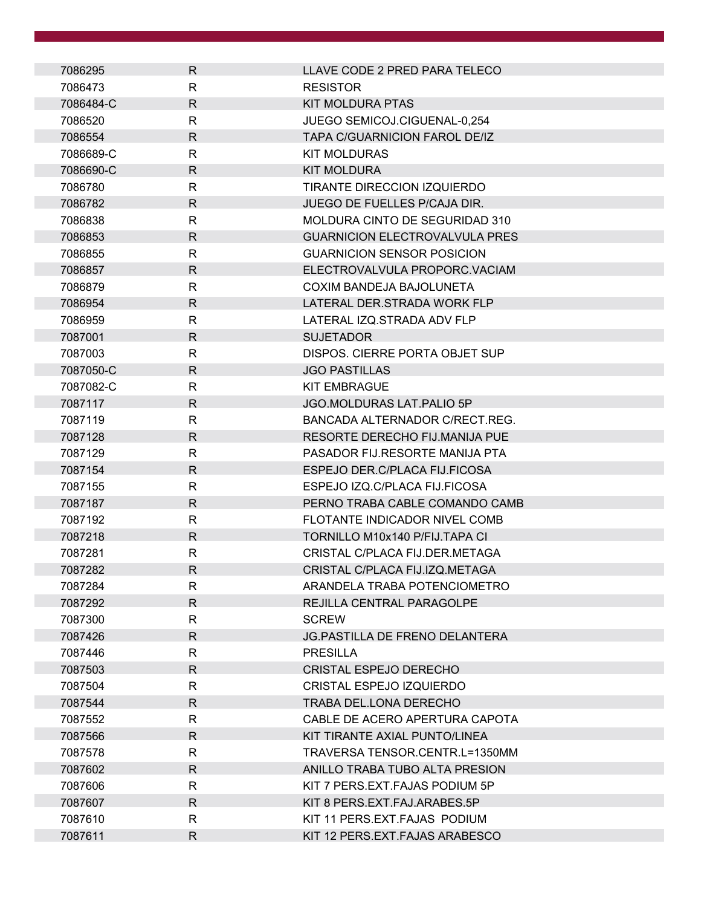| | | |
|---|---|---|
| 7086295 | R | LLAVE CODE 2 PRED PARA TELECO |
| 7086473 | R | RESISTOR |
| 7086484-C | R | KIT MOLDURA PTAS |
| 7086520 | R | JUEGO SEMICOJ.CIGUENAL-0,254 |
| 7086554 | R | TAPA C/GUARNICION FAROL DE/IZ |
| 7086689-C | R | KIT MOLDURAS |
| 7086690-C | R | KIT MOLDURA |
| 7086780 | R | TIRANTE DIRECCION IZQUIERDO |
| 7086782 | R | JUEGO DE FUELLES P/CAJA DIR. |
| 7086838 | R | MOLDURA CINTO DE SEGURIDAD 310 |
| 7086853 | R | GUARNICION ELECTROVALVULA PRES |
| 7086855 | R | GUARNICION SENSOR POSICION |
| 7086857 | R | ELECTROVALVULA PROPORC.VACIAM |
| 7086879 | R | COXIM BANDEJA BAJOLUNETA |
| 7086954 | R | LATERAL DER.STRADA WORK FLP |
| 7086959 | R | LATERAL IZQ.STRADA ADV FLP |
| 7087001 | R | SUJETADOR |
| 7087003 | R | DISPOS. CIERRE PORTA OBJET SUP |
| 7087050-C | R | JGO PASTILLAS |
| 7087082-C | R | KIT EMBRAGUE |
| 7087117 | R | JGO.MOLDURAS LAT.PALIO 5P |
| 7087119 | R | BANCADA ALTERNADOR C/RECT.REG. |
| 7087128 | R | RESORTE DERECHO FIJ.MANIJA PUE |
| 7087129 | R | PASADOR FIJ.RESORTE MANIJA PTA |
| 7087154 | R | ESPEJO DER.C/PLACA FIJ.FICOSA |
| 7087155 | R | ESPEJO IZQ.C/PLACA FIJ.FICOSA |
| 7087187 | R | PERNO TRABA CABLE COMANDO CAMB |
| 7087192 | R | FLOTANTE INDICADOR NIVEL COMB |
| 7087218 | R | TORNILLO M10x140 P/FIJ.TAPA CI |
| 7087281 | R | CRISTAL C/PLACA FIJ.DER.METAGA |
| 7087282 | R | CRISTAL C/PLACA FIJ.IZQ.METAGA |
| 7087284 | R | ARANDELA TRABA POTENCIOMETRO |
| 7087292 | R | REJILLA CENTRAL PARAGOLPE |
| 7087300 | R | SCREW |
| 7087426 | R | JG.PASTILLA DE FRENO DELANTERA |
| 7087446 | R | PRESILLA |
| 7087503 | R | CRISTAL ESPEJO DERECHO |
| 7087504 | R | CRISTAL ESPEJO IZQUIERDO |
| 7087544 | R | TRABA DEL.LONA DERECHO |
| 7087552 | R | CABLE DE ACERO APERTURA CAPOTA |
| 7087566 | R | KIT TIRANTE AXIAL PUNTO/LINEA |
| 7087578 | R | TRAVERSA TENSOR.CENTR.L=1350MM |
| 7087602 | R | ANILLO TRABA TUBO ALTA PRESION |
| 7087606 | R | KIT 7 PERS.EXT.FAJAS PODIUM 5P |
| 7087607 | R | KIT 8 PERS.EXT.FAJ.ARABES.5P |
| 7087610 | R | KIT 11 PERS.EXT.FAJAS PODIUM |
| 7087611 | R | KIT 12 PERS.EXT.FAJAS ARABESCO |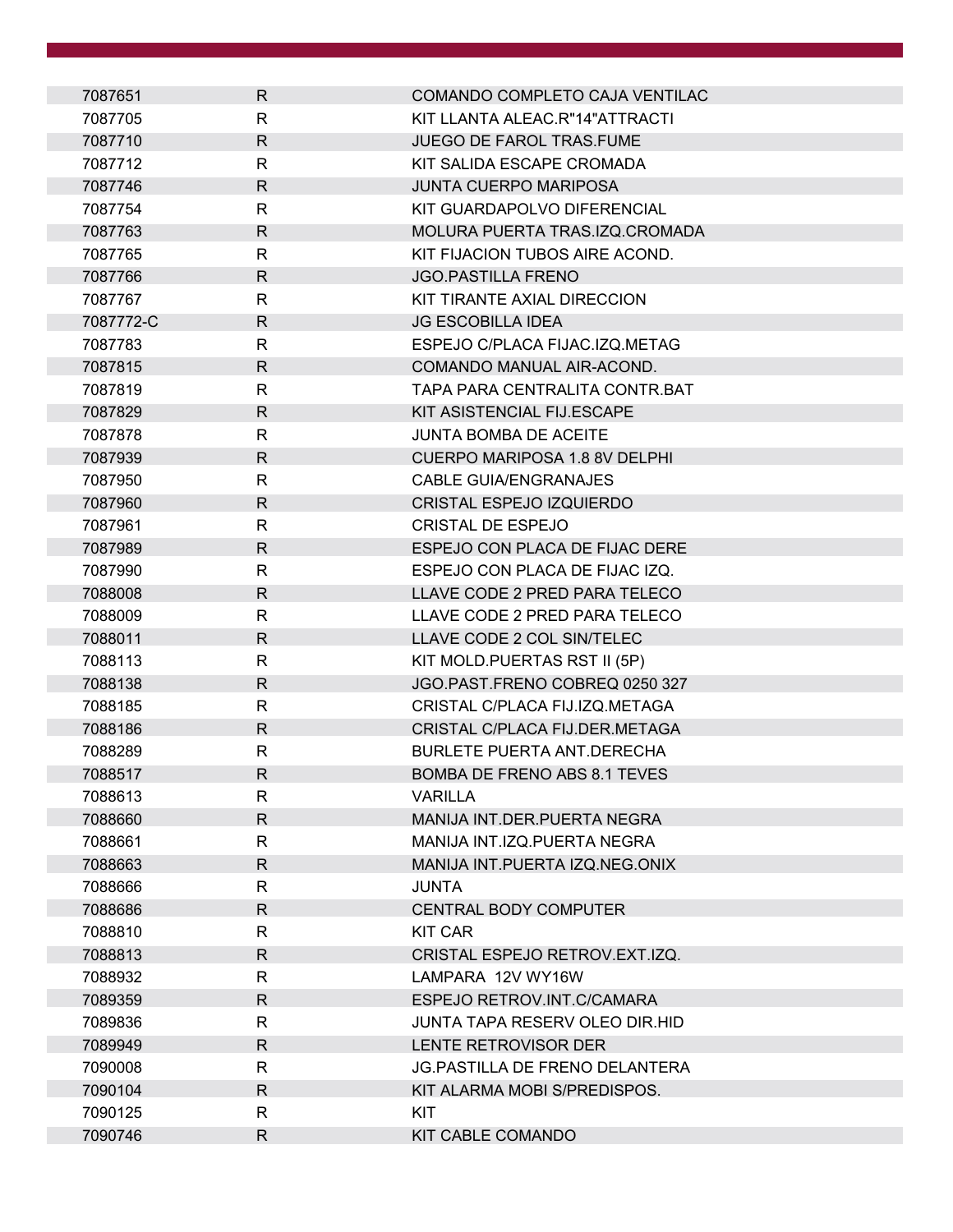| | | |
|---|---|---|
| 7087651 | R | COMANDO COMPLETO CAJA VENTILAC |
| 7087705 | R | KIT LLANTA ALEAC.R"14"ATTRACTI |
| 7087710 | R | JUEGO DE FAROL TRAS.FUME |
| 7087712 | R | KIT SALIDA ESCAPE CROMADA |
| 7087746 | R | JUNTA CUERPO MARIPOSA |
| 7087754 | R | KIT GUARDAPOLVO DIFERENCIAL |
| 7087763 | R | MOLURA PUERTA TRAS.IZQ.CROMADA |
| 7087765 | R | KIT FIJACION TUBOS AIRE ACOND. |
| 7087766 | R | JGO.PASTILLA FRENO |
| 7087767 | R | KIT TIRANTE AXIAL DIRECCION |
| 7087772-C | R | JG ESCOBILLA IDEA |
| 7087783 | R | ESPEJO C/PLACA FIJAC.IZQ.METAG |
| 7087815 | R | COMANDO MANUAL AIR-ACOND. |
| 7087819 | R | TAPA PARA CENTRALITA CONTR.BAT |
| 7087829 | R | KIT ASISTENCIAL FIJ.ESCAPE |
| 7087878 | R | JUNTA BOMBA DE ACEITE |
| 7087939 | R | CUERPO MARIPOSA 1.8 8V DELPHI |
| 7087950 | R | CABLE GUIA/ENGRANAJES |
| 7087960 | R | CRISTAL ESPEJO IZQUIERDO |
| 7087961 | R | CRISTAL DE ESPEJO |
| 7087989 | R | ESPEJO CON PLACA DE FIJAC DERE |
| 7087990 | R | ESPEJO CON PLACA DE FIJAC IZQ. |
| 7088008 | R | LLAVE CODE 2 PRED PARA TELECO |
| 7088009 | R | LLAVE CODE 2 PRED PARA TELECO |
| 7088011 | R | LLAVE CODE 2 COL SIN/TELEC |
| 7088113 | R | KIT MOLD.PUERTAS RST II (5P) |
| 7088138 | R | JGO.PAST.FRENO COBREQ 0250 327 |
| 7088185 | R | CRISTAL C/PLACA FIJ.IZQ.METAGA |
| 7088186 | R | CRISTAL C/PLACA FIJ.DER.METAGA |
| 7088289 | R | BURLETE PUERTA ANT.DERECHA |
| 7088517 | R | BOMBA DE FRENO ABS 8.1 TEVES |
| 7088613 | R | VARILLA |
| 7088660 | R | MANIJA INT.DER.PUERTA NEGRA |
| 7088661 | R | MANIJA INT.IZQ.PUERTA NEGRA |
| 7088663 | R | MANIJA INT.PUERTA IZQ.NEG.ONIX |
| 7088666 | R | JUNTA |
| 7088686 | R | CENTRAL BODY COMPUTER |
| 7088810 | R | KIT CAR |
| 7088813 | R | CRISTAL ESPEJO RETROV.EXT.IZQ. |
| 7088932 | R | LAMPARA 12V WY16W |
| 7089359 | R | ESPEJO RETROV.INT.C/CAMARA |
| 7089836 | R | JUNTA TAPA RESERV OLEO DIR.HID |
| 7089949 | R | LENTE RETROVISOR DER |
| 7090008 | R | JG.PASTILLA DE FRENO DELANTERA |
| 7090104 | R | KIT ALARMA MOBI S/PREDISPOS. |
| 7090125 | R | KIT |
| 7090746 | R | KIT CABLE COMANDO |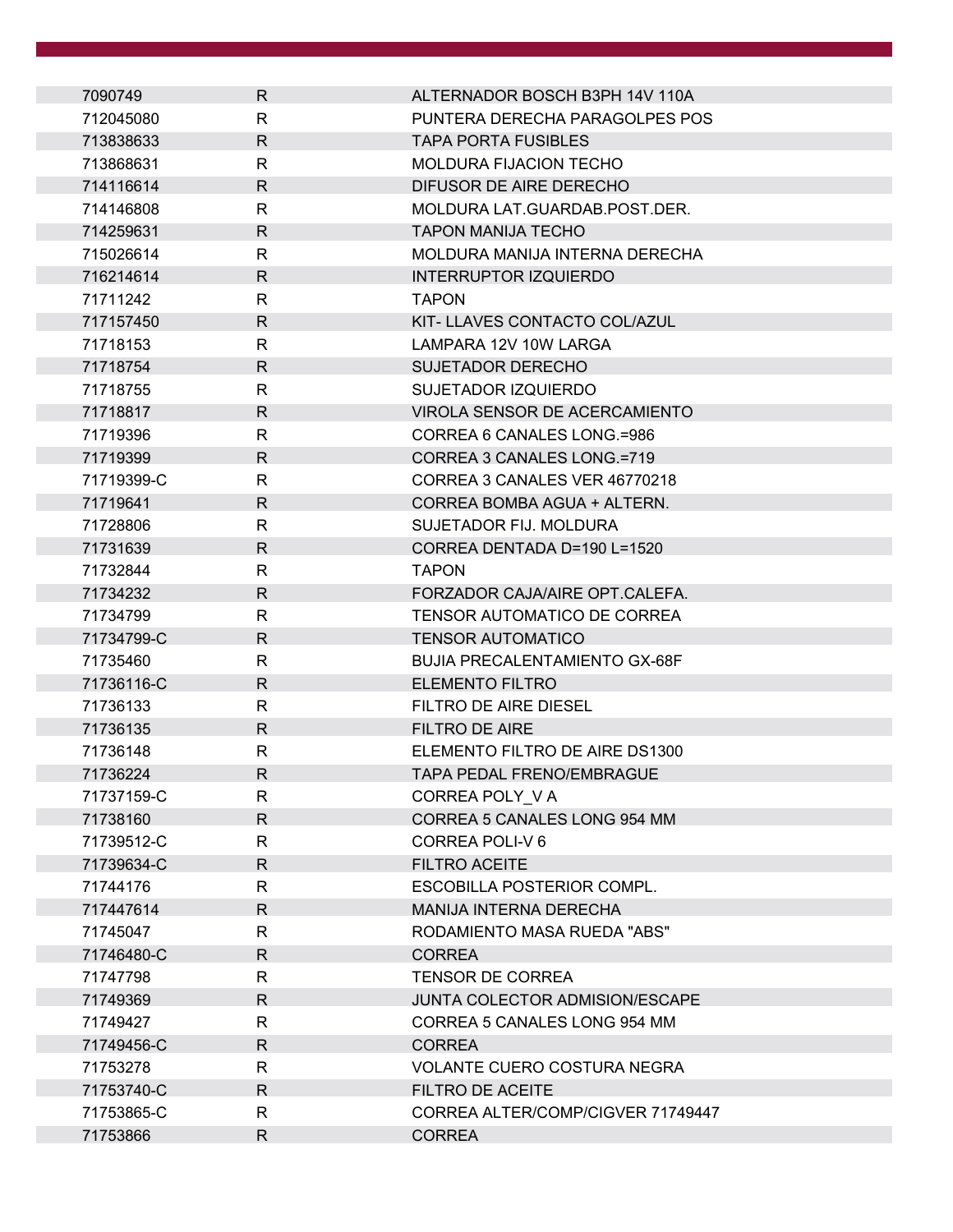| | | |
|---|---|---|
| 7090749 | R | ALTERNADOR BOSCH B3PH 14V 110A |
| 712045080 | R | PUNTERA DERECHA PARAGOLPES POS |
| 713838633 | R | TAPA PORTA FUSIBLES |
| 713868631 | R | MOLDURA FIJACION TECHO |
| 714116614 | R | DIFUSOR DE AIRE DERECHO |
| 714146808 | R | MOLDURA LAT.GUARDAB.POST.DER. |
| 714259631 | R | TAPON MANIJA TECHO |
| 715026614 | R | MOLDURA MANIJA INTERNA DERECHA |
| 716214614 | R | INTERRUPTOR IZQUIERDO |
| 71711242 | R | TAPON |
| 717157450 | R | KIT- LLAVES CONTACTO COL/AZUL |
| 71718153 | R | LAMPARA 12V 10W LARGA |
| 71718754 | R | SUJETADOR DERECHO |
| 71718755 | R | SUJETADOR IZQUIERDO |
| 71718817 | R | VIROLA SENSOR DE ACERCAMIENTO |
| 71719396 | R | CORREA 6 CANALES LONG.=986 |
| 71719399 | R | CORREA 3 CANALES LONG.=719 |
| 71719399-C | R | CORREA 3 CANALES VER 46770218 |
| 71719641 | R | CORREA BOMBA AGUA + ALTERN. |
| 71728806 | R | SUJETADOR FIJ. MOLDURA |
| 71731639 | R | CORREA DENTADA D=190 L=1520 |
| 71732844 | R | TAPON |
| 71734232 | R | FORZADOR CAJA/AIRE OPT.CALEFA. |
| 71734799 | R | TENSOR AUTOMATICO DE CORREA |
| 71734799-C | R | TENSOR AUTOMATICO |
| 71735460 | R | BUJIA PRECALENTAMIENTO GX-68F |
| 71736116-C | R | ELEMENTO FILTRO |
| 71736133 | R | FILTRO DE AIRE DIESEL |
| 71736135 | R | FILTRO DE AIRE |
| 71736148 | R | ELEMENTO FILTRO DE AIRE DS1300 |
| 71736224 | R | TAPA PEDAL FRENO/EMBRAGUE |
| 71737159-C | R | CORREA POLY_V A |
| 71738160 | R | CORREA 5 CANALES LONG 954 MM |
| 71739512-C | R | CORREA POLI-V 6 |
| 71739634-C | R | FILTRO ACEITE |
| 71744176 | R | ESCOBILLA POSTERIOR COMPL. |
| 717447614 | R | MANIJA INTERNA DERECHA |
| 71745047 | R | RODAMIENTO MASA RUEDA "ABS" |
| 71746480-C | R | CORREA |
| 71747798 | R | TENSOR DE CORREA |
| 71749369 | R | JUNTA COLECTOR ADMISION/ESCAPE |
| 71749427 | R | CORREA 5 CANALES LONG 954 MM |
| 71749456-C | R | CORREA |
| 71753278 | R | VOLANTE CUERO COSTURA NEGRA |
| 71753740-C | R | FILTRO DE ACEITE |
| 71753865-C | R | CORREA ALTER/COMP/CIGVER 71749447 |
| 71753866 | R | CORREA |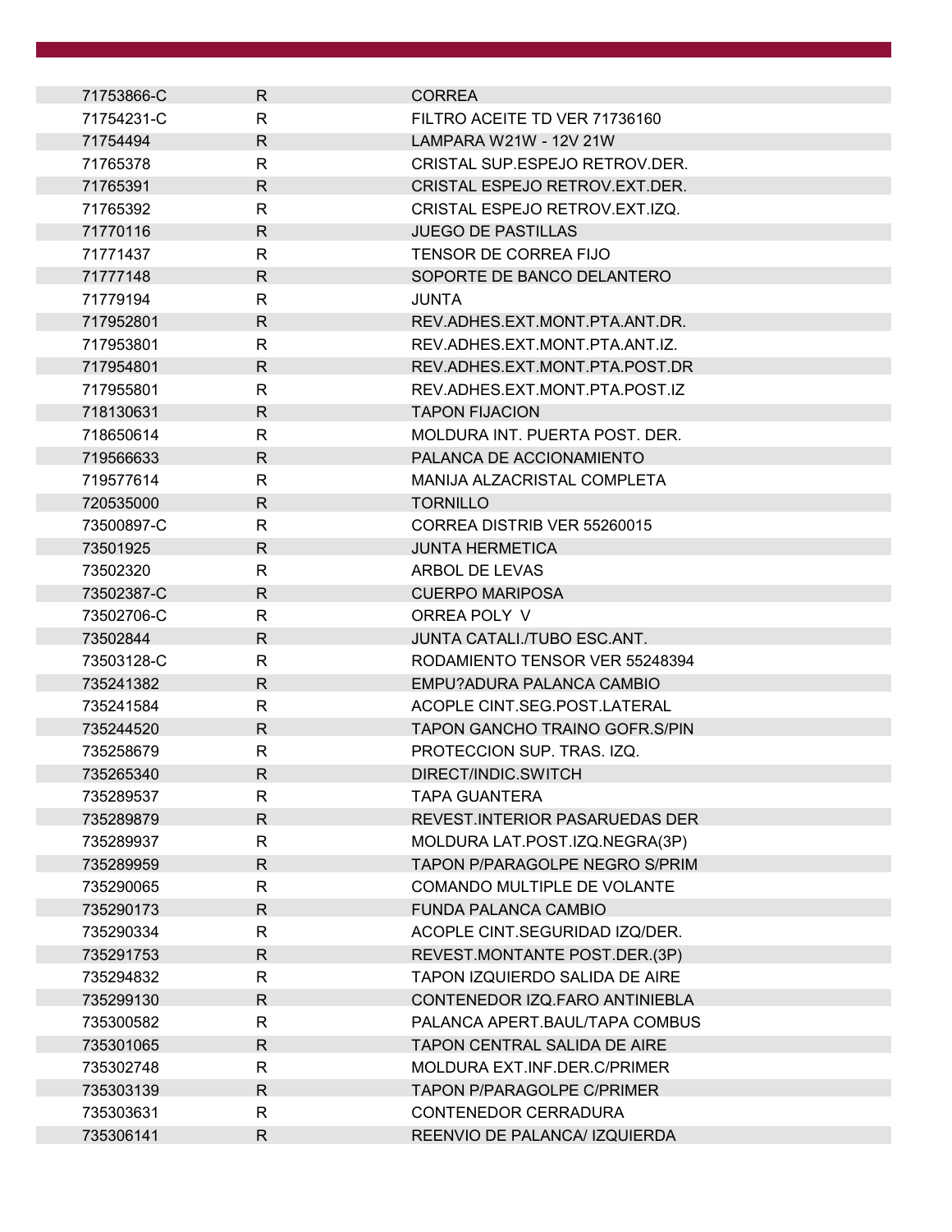| | | |
|---|---|---|
| 71753866-C | R | CORREA |
| 71754231-C | R | FILTRO ACEITE TD VER 71736160 |
| 71754494 | R | LAMPARA W21W - 12V 21W |
| 71765378 | R | CRISTAL SUP.ESPEJO RETROV.DER. |
| 71765391 | R | CRISTAL ESPEJO RETROV.EXT.DER. |
| 71765392 | R | CRISTAL ESPEJO RETROV.EXT.IZQ. |
| 71770116 | R | JUEGO DE PASTILLAS |
| 71771437 | R | TENSOR DE CORREA FIJO |
| 71777148 | R | SOPORTE DE BANCO DELANTERO |
| 71779194 | R | JUNTA |
| 717952801 | R | REV.ADHES.EXT.MONT.PTA.ANT.DR. |
| 717953801 | R | REV.ADHES.EXT.MONT.PTA.ANT.IZ. |
| 717954801 | R | REV.ADHES.EXT.MONT.PTA.POST.DR |
| 717955801 | R | REV.ADHES.EXT.MONT.PTA.POST.IZ |
| 718130631 | R | TAPON FIJACION |
| 718650614 | R | MOLDURA INT. PUERTA POST. DER. |
| 719566633 | R | PALANCA DE ACCIONAMIENTO |
| 719577614 | R | MANIJA ALZACRISTAL COMPLETA |
| 720535000 | R | TORNILLO |
| 73500897-C | R | CORREA DISTRIB VER 55260015 |
| 73501925 | R | JUNTA HERMETICA |
| 73502320 | R | ARBOL DE LEVAS |
| 73502387-C | R | CUERPO MARIPOSA |
| 73502706-C | R | ORREA POLY V |
| 73502844 | R | JUNTA CATALI./TUBO ESC.ANT. |
| 73503128-C | R | RODAMIENTO TENSOR VER 55248394 |
| 735241382 | R | EMPU?ADURA PALANCA CAMBIO |
| 735241584 | R | ACOPLE CINT.SEG.POST.LATERAL |
| 735244520 | R | TAPON GANCHO TRAINO GOFR.S/PIN |
| 735258679 | R | PROTECCION SUP. TRAS. IZQ. |
| 735265340 | R | DIRECT/INDIC.SWITCH |
| 735289537 | R | TAPA GUANTERA |
| 735289879 | R | REVEST.INTERIOR PASARUEDAS DER |
| 735289937 | R | MOLDURA LAT.POST.IZQ.NEGRA(3P) |
| 735289959 | R | TAPON P/PARAGOLPE NEGRO S/PRIM |
| 735290065 | R | COMANDO MULTIPLE DE VOLANTE |
| 735290173 | R | FUNDA PALANCA CAMBIO |
| 735290334 | R | ACOPLE CINT.SEGURIDAD IZQ/DER. |
| 735291753 | R | REVEST.MONTANTE POST.DER.(3P) |
| 735294832 | R | TAPON IZQUIERDO SALIDA DE AIRE |
| 735299130 | R | CONTENEDOR IZQ.FARO ANTINIEBLA |
| 735300582 | R | PALANCA APERT.BAUL/TAPA COMBUS |
| 735301065 | R | TAPON CENTRAL SALIDA DE AIRE |
| 735302748 | R | MOLDURA EXT.INF.DER.C/PRIMER |
| 735303139 | R | TAPON P/PARAGOLPE C/PRIMER |
| 735303631 | R | CONTENEDOR CERRADURA |
| 735306141 | R | REENVIO DE PALANCA/ IZQUIERDA |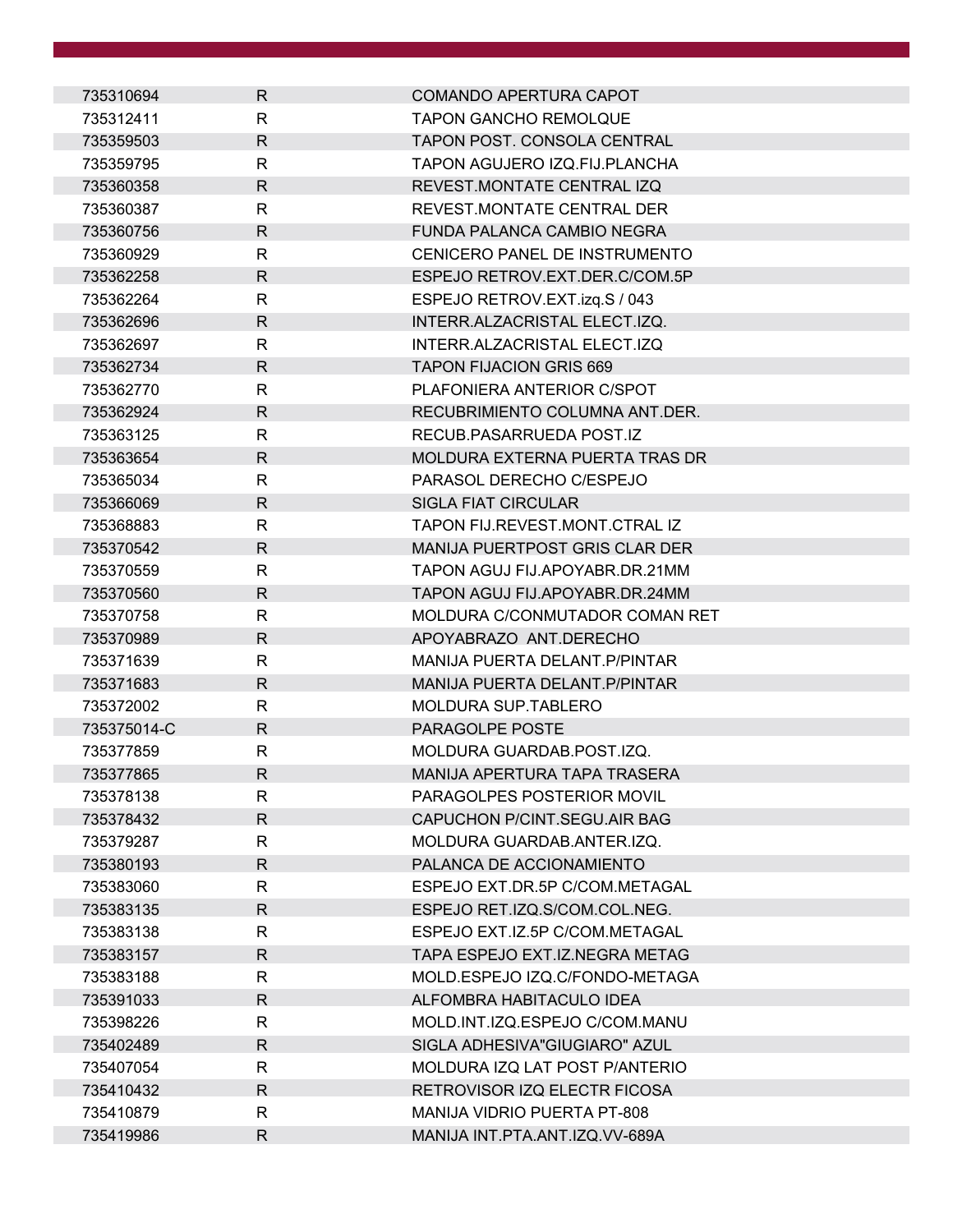| | | |
|---|---|---|
| 735310694 | R | COMANDO APERTURA CAPOT |
| 735312411 | R | TAPON GANCHO REMOLQUE |
| 735359503 | R | TAPON POST. CONSOLA CENTRAL |
| 735359795 | R | TAPON AGUJERO IZQ.FIJ.PLANCHA |
| 735360358 | R | REVEST.MONTATE CENTRAL IZQ |
| 735360387 | R | REVEST.MONTATE CENTRAL DER |
| 735360756 | R | FUNDA PALANCA CAMBIO NEGRA |
| 735360929 | R | CENICERO PANEL DE INSTRUMENTO |
| 735362258 | R | ESPEJO RETROV.EXT.DER.C/COM.5P |
| 735362264 | R | ESPEJO RETROV.EXT.izq.S / 043 |
| 735362696 | R | INTERR.ALZACRISTAL ELECT.IZQ. |
| 735362697 | R | INTERR.ALZACRISTAL ELECT.IZQ |
| 735362734 | R | TAPON FIJACION GRIS 669 |
| 735362770 | R | PLAFONIERA ANTERIOR C/SPOT |
| 735362924 | R | RECUBRIMIENTO COLUMNA ANT.DER. |
| 735363125 | R | RECUB.PASARRUEDA POST.IZ |
| 735363654 | R | MOLDURA EXTERNA PUERTA TRAS DR |
| 735365034 | R | PARASOL DERECHO C/ESPEJO |
| 735366069 | R | SIGLA FIAT CIRCULAR |
| 735368883 | R | TAPON FIJ.REVEST.MONT.CTRAL IZ |
| 735370542 | R | MANIJA PUERTPOST GRIS CLAR DER |
| 735370559 | R | TAPON AGUJ FIJ.APOYABR.DR.21MM |
| 735370560 | R | TAPON AGUJ FIJ.APOYABR.DR.24MM |
| 735370758 | R | MOLDURA C/CONMUTADOR COMAN RET |
| 735370989 | R | APOYABRAZO ANT.DERECHO |
| 735371639 | R | MANIJA PUERTA DELANT.P/PINTAR |
| 735371683 | R | MANIJA PUERTA DELANT.P/PINTAR |
| 735372002 | R | MOLDURA SUP.TABLERO |
| 735375014-C | R | PARAGOLPE POSTE |
| 735377859 | R | MOLDURA GUARDAB.POST.IZQ. |
| 735377865 | R | MANIJA APERTURA TAPA TRASERA |
| 735378138 | R | PARAGOLPES POSTERIOR MOVIL |
| 735378432 | R | CAPUCHON P/CINT.SEGU.AIR BAG |
| 735379287 | R | MOLDURA GUARDAB.ANTER.IZQ. |
| 735380193 | R | PALANCA DE ACCIONAMIENTO |
| 735383060 | R | ESPEJO EXT.DR.5P C/COM.METAGAL |
| 735383135 | R | ESPEJO RET.IZQ.S/COM.COL.NEG. |
| 735383138 | R | ESPEJO EXT.IZ.5P C/COM.METAGAL |
| 735383157 | R | TAPA ESPEJO EXT.IZ.NEGRA METAG |
| 735383188 | R | MOLD.ESPEJO IZQ.C/FONDO-METAGA |
| 735391033 | R | ALFOMBRA HABITACULO IDEA |
| 735398226 | R | MOLD.INT.IZQ.ESPEJO C/COM.MANU |
| 735402489 | R | SIGLA ADHESIVA"GIUGIARO" AZUL |
| 735407054 | R | MOLDURA IZQ LAT POST P/ANTERIO |
| 735410432 | R | RETROVISOR IZQ ELECTR FICOSA |
| 735410879 | R | MANIJA VIDRIO PUERTA PT-808 |
| 735419986 | R | MANIJA INT.PTA.ANT.IZQ.VV-689A |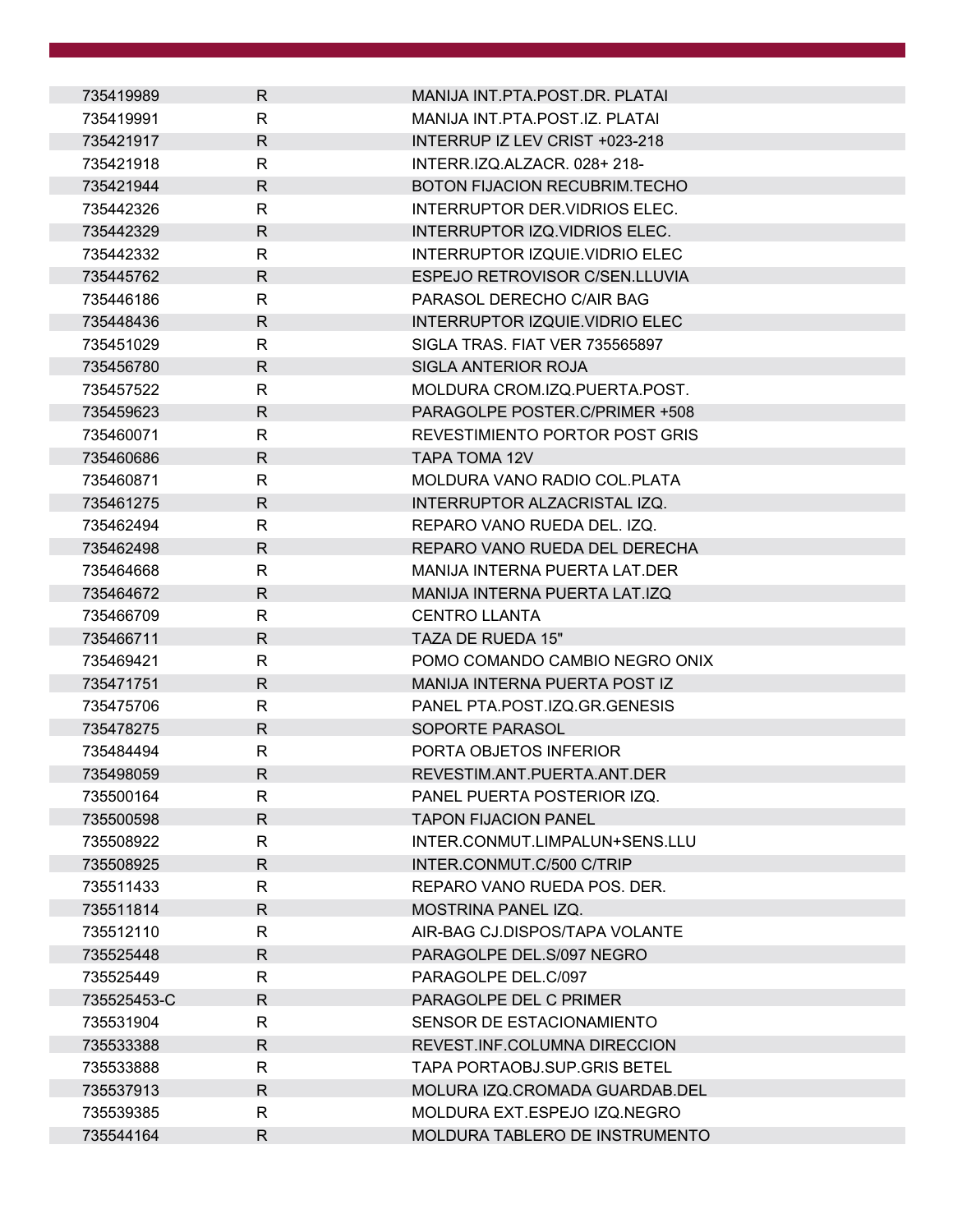| | | |
|---|---|---|
| 735419989 | R | MANIJA INT.PTA.POST.DR. PLATAI |
| 735419991 | R | MANIJA INT.PTA.POST.IZ. PLATAI |
| 735421917 | R | INTERRUP IZ LEV CRIST +023-218 |
| 735421918 | R | INTERR.IZQ.ALZACR. 028+ 218- |
| 735421944 | R | BOTON FIJACION RECUBRIM.TECHO |
| 735442326 | R | INTERRUPTOR DER.VIDRIOS ELEC. |
| 735442329 | R | INTERRUPTOR IZQ.VIDRIOS ELEC. |
| 735442332 | R | INTERRUPTOR IZQUIE.VIDRIO ELEC |
| 735445762 | R | ESPEJO RETROVISOR C/SEN.LLUVIA |
| 735446186 | R | PARASOL DERECHO C/AIR BAG |
| 735448436 | R | INTERRUPTOR IZQUIE.VIDRIO ELEC |
| 735451029 | R | SIGLA TRAS. FIAT VER 735565897 |
| 735456780 | R | SIGLA ANTERIOR ROJA |
| 735457522 | R | MOLDURA CROM.IZQ.PUERTA.POST. |
| 735459623 | R | PARAGOLPE POSTER.C/PRIMER +508 |
| 735460071 | R | REVESTIMIENTO PORTOR POST GRIS |
| 735460686 | R | TAPA TOMA 12V |
| 735460871 | R | MOLDURA VANO RADIO COL.PLATA |
| 735461275 | R | INTERRUPTOR ALZACRISTAL IZQ. |
| 735462494 | R | REPARO VANO RUEDA DEL. IZQ. |
| 735462498 | R | REPARO VANO RUEDA DEL DERECHA |
| 735464668 | R | MANIJA INTERNA PUERTA LAT.DER |
| 735464672 | R | MANIJA INTERNA PUERTA LAT.IZQ |
| 735466709 | R | CENTRO LLANTA |
| 735466711 | R | TAZA DE RUEDA 15" |
| 735469421 | R | POMO COMANDO CAMBIO NEGRO ONIX |
| 735471751 | R | MANIJA INTERNA PUERTA POST IZ |
| 735475706 | R | PANEL PTA.POST.IZQ.GR.GENESIS |
| 735478275 | R | SOPORTE PARASOL |
| 735484494 | R | PORTA OBJETOS INFERIOR |
| 735498059 | R | REVESTIM.ANT.PUERTA.ANT.DER |
| 735500164 | R | PANEL PUERTA POSTERIOR IZQ. |
| 735500598 | R | TAPON FIJACION PANEL |
| 735508922 | R | INTER.CONMUT.LIMPALUN+SENS.LLU |
| 735508925 | R | INTER.CONMUT.C/500 C/TRIP |
| 735511433 | R | REPARO VANO RUEDA POS. DER. |
| 735511814 | R | MOSTRINA PANEL IZQ. |
| 735512110 | R | AIR-BAG CJ.DISPOS/TAPA VOLANTE |
| 735525448 | R | PARAGOLPE DEL.S/097 NEGRO |
| 735525449 | R | PARAGOLPE DEL.C/097 |
| 735525453-C | R | PARAGOLPE DEL C PRIMER |
| 735531904 | R | SENSOR DE ESTACIONAMIENTO |
| 735533388 | R | REVEST.INF.COLUMNA DIRECCION |
| 735533888 | R | TAPA PORTAOBJ.SUP.GRIS BETEL |
| 735537913 | R | MOLURA IZQ.CROMADA GUARDAB.DEL |
| 735539385 | R | MOLDURA EXT.ESPEJO IZQ.NEGRO |
| 735544164 | R | MOLDURA TABLERO DE INSTRUMENTO |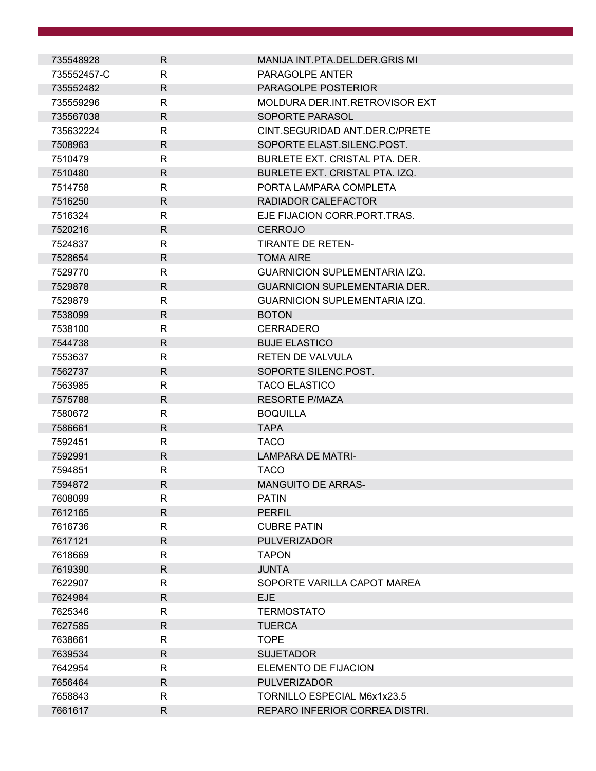| | | |
|---|---|---|
| 735548928 | R | MANIJA INT.PTA.DEL.DER.GRIS MI |
| 735552457-C | R | PARAGOLPE ANTER |
| 735552482 | R | PARAGOLPE POSTERIOR |
| 735559296 | R | MOLDURA DER.INT.RETROVISOR EXT |
| 735567038 | R | SOPORTE PARASOL |
| 735632224 | R | CINT.SEGURIDAD ANT.DER.C/PRETE |
| 7508963 | R | SOPORTE ELAST.SILENC.POST. |
| 7510479 | R | BURLETE EXT. CRISTAL PTA. DER. |
| 7510480 | R | BURLETE EXT. CRISTAL PTA. IZQ. |
| 7514758 | R | PORTA LAMPARA COMPLETA |
| 7516250 | R | RADIADOR CALEFACTOR |
| 7516324 | R | EJE FIJACION CORR.PORT.TRAS. |
| 7520216 | R | CERROJO |
| 7524837 | R | TIRANTE DE RETEN- |
| 7528654 | R | TOMA AIRE |
| 7529770 | R | GUARNICION SUPLEMENTARIA IZQ. |
| 7529878 | R | GUARNICION SUPLEMENTARIA DER. |
| 7529879 | R | GUARNICION SUPLEMENTARIA IZQ. |
| 7538099 | R | BOTON |
| 7538100 | R | CERRADERO |
| 7544738 | R | BUJE ELASTICO |
| 7553637 | R | RETEN DE VALVULA |
| 7562737 | R | SOPORTE SILENC.POST. |
| 7563985 | R | TACO ELASTICO |
| 7575788 | R | RESORTE P/MAZA |
| 7580672 | R | BOQUILLA |
| 7586661 | R | TAPA |
| 7592451 | R | TACO |
| 7592991 | R | LAMPARA DE MATRI- |
| 7594851 | R | TACO |
| 7594872 | R | MANGUITO DE ARRAS- |
| 7608099 | R | PATIN |
| 7612165 | R | PERFIL |
| 7616736 | R | CUBRE PATIN |
| 7617121 | R | PULVERIZADOR |
| 7618669 | R | TAPON |
| 7619390 | R | JUNTA |
| 7622907 | R | SOPORTE VARILLA CAPOT MAREA |
| 7624984 | R | EJE |
| 7625346 | R | TERMOSTATO |
| 7627585 | R | TUERCA |
| 7638661 | R | TOPE |
| 7639534 | R | SUJETADOR |
| 7642954 | R | ELEMENTO DE FIJACION |
| 7656464 | R | PULVERIZADOR |
| 7658843 | R | TORNILLO ESPECIAL M6x1x23.5 |
| 7661617 | R | REPARO INFERIOR CORREA DISTRI. |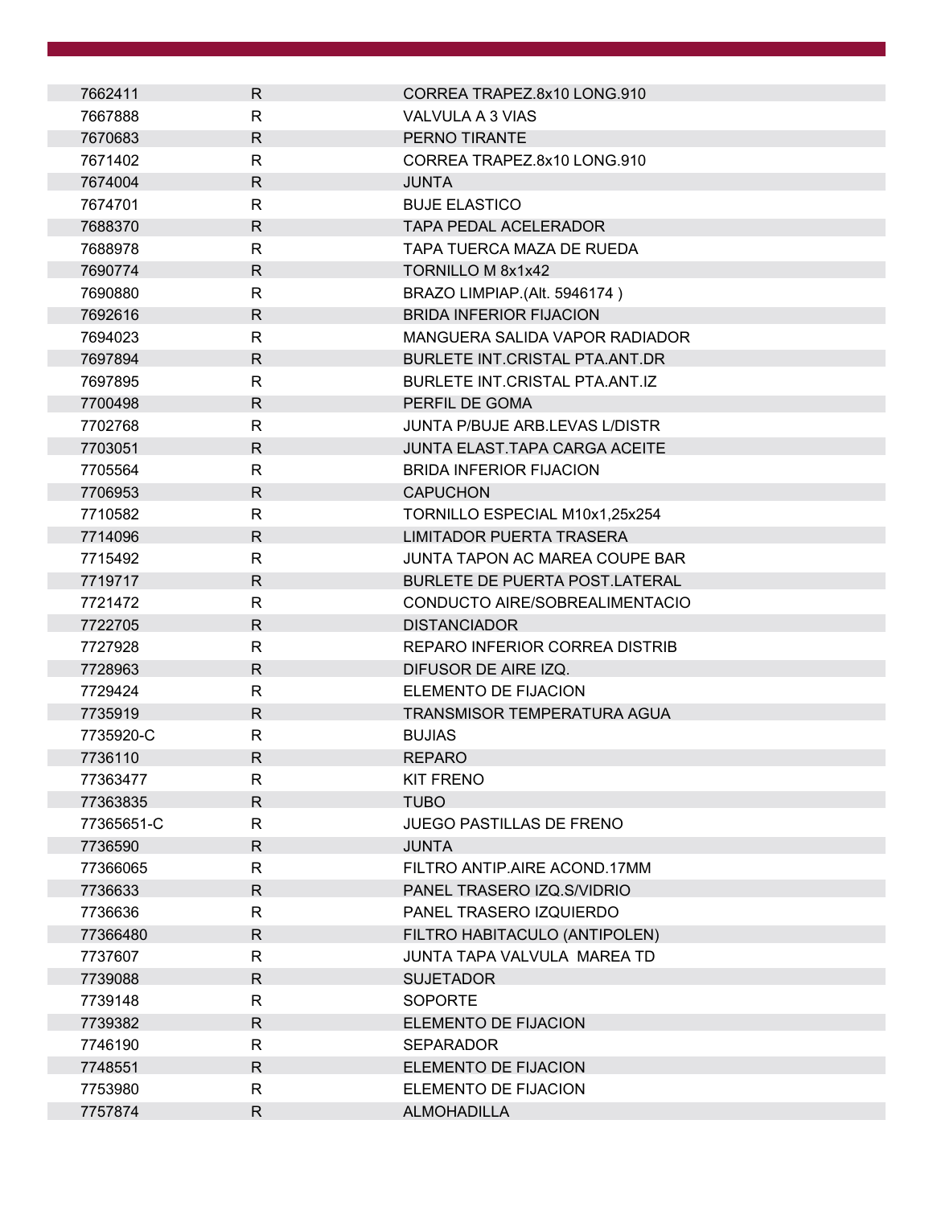| | | |
|---|---|---|
| 7662411 | R | CORREA TRAPEZ.8x10 LONG.910 |
| 7667888 | R | VALVULA A 3 VIAS |
| 7670683 | R | PERNO TIRANTE |
| 7671402 | R | CORREA TRAPEZ.8x10 LONG.910 |
| 7674004 | R | JUNTA |
| 7674701 | R | BUJE ELASTICO |
| 7688370 | R | TAPA PEDAL ACELERADOR |
| 7688978 | R | TAPA TUERCA MAZA DE RUEDA |
| 7690774 | R | TORNILLO M 8x1x42 |
| 7690880 | R | BRAZO LIMPIAP.(Alt. 5946174 ) |
| 7692616 | R | BRIDA INFERIOR FIJACION |
| 7694023 | R | MANGUERA SALIDA VAPOR RADIADOR |
| 7697894 | R | BURLETE INT.CRISTAL PTA.ANT.DR |
| 7697895 | R | BURLETE INT.CRISTAL PTA.ANT.IZ |
| 7700498 | R | PERFIL DE GOMA |
| 7702768 | R | JUNTA P/BUJE ARB.LEVAS L/DISTR |
| 7703051 | R | JUNTA ELAST.TAPA CARGA ACEITE |
| 7705564 | R | BRIDA INFERIOR FIJACION |
| 7706953 | R | CAPUCHON |
| 7710582 | R | TORNILLO ESPECIAL M10x1,25x254 |
| 7714096 | R | LIMITADOR PUERTA TRASERA |
| 7715492 | R | JUNTA TAPON AC MAREA COUPE BAR |
| 7719717 | R | BURLETE DE PUERTA POST.LATERAL |
| 7721472 | R | CONDUCTO AIRE/SOBREALIMENTACIO |
| 7722705 | R | DISTANCIADOR |
| 7727928 | R | REPARO INFERIOR CORREA DISTRIB |
| 7728963 | R | DIFUSOR DE AIRE IZQ. |
| 7729424 | R | ELEMENTO DE FIJACION |
| 7735919 | R | TRANSMISOR TEMPERATURA AGUA |
| 7735920-C | R | BUJIAS |
| 7736110 | R | REPARO |
| 77363477 | R | KIT FRENO |
| 77363835 | R | TUBO |
| 77365651-C | R | JUEGO PASTILLAS DE FRENO |
| 7736590 | R | JUNTA |
| 77366065 | R | FILTRO ANTIP.AIRE ACOND.17MM |
| 7736633 | R | PANEL TRASERO IZQ.S/VIDRIO |
| 7736636 | R | PANEL TRASERO IZQUIERDO |
| 77366480 | R | FILTRO HABITACULO (ANTIPOLEN) |
| 7737607 | R | JUNTA TAPA VALVULA MAREA TD |
| 7739088 | R | SUJETADOR |
| 7739148 | R | SOPORTE |
| 7739382 | R | ELEMENTO DE FIJACION |
| 7746190 | R | SEPARADOR |
| 7748551 | R | ELEMENTO DE FIJACION |
| 7753980 | R | ELEMENTO DE FIJACION |
| 7757874 | R | ALMOHADILLA |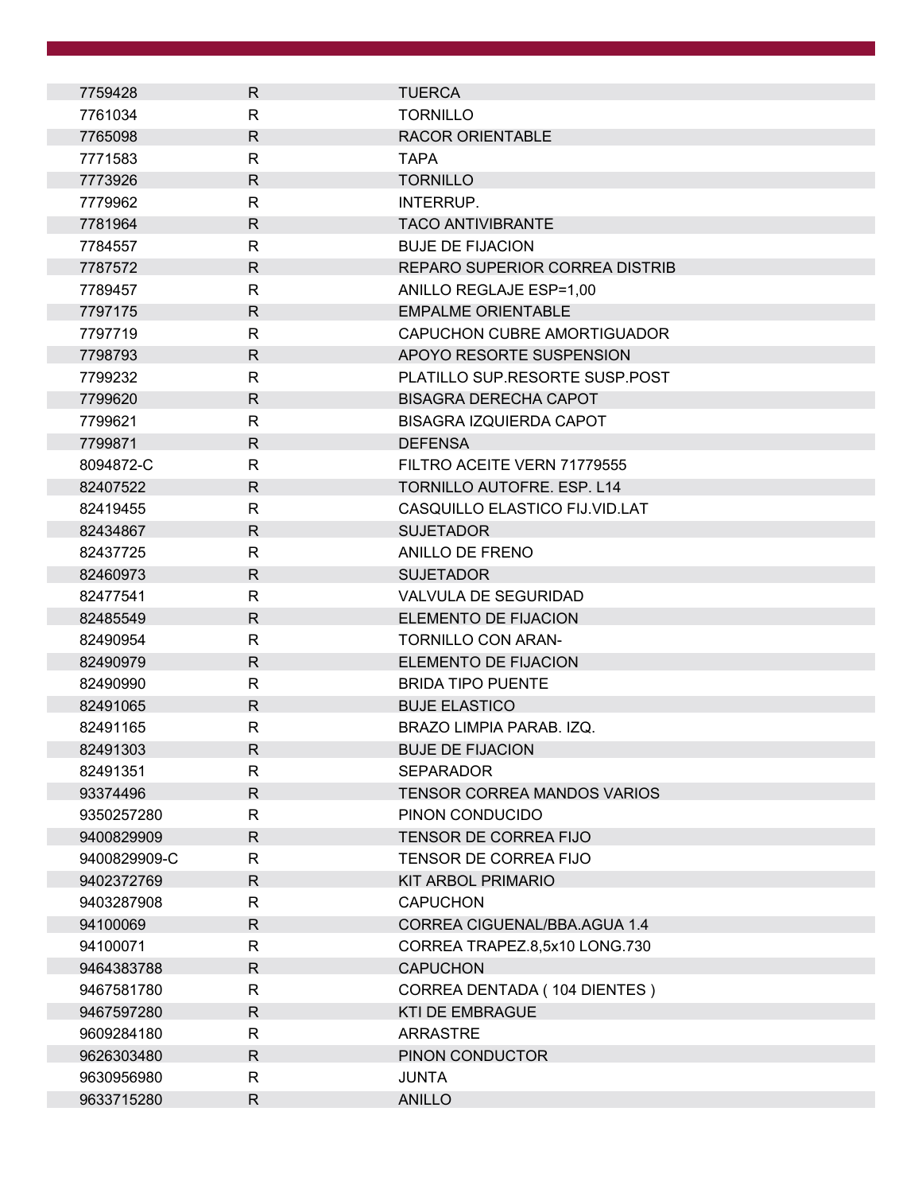| | | |
|---|---|---|
| 7759428 | R | TUERCA |
| 7761034 | R | TORNILLO |
| 7765098 | R | RACOR ORIENTABLE |
| 7771583 | R | TAPA |
| 7773926 | R | TORNILLO |
| 7779962 | R | INTERRUP. |
| 7781964 | R | TACO ANTIVIBRANTE |
| 7784557 | R | BUJE DE FIJACION |
| 7787572 | R | REPARO SUPERIOR CORREA DISTRIB |
| 7789457 | R | ANILLO REGLAJE ESP=1,00 |
| 7797175 | R | EMPALME ORIENTABLE |
| 7797719 | R | CAPUCHON CUBRE AMORTIGUADOR |
| 7798793 | R | APOYO RESORTE SUSPENSION |
| 7799232 | R | PLATILLO SUP.RESORTE SUSP.POST |
| 7799620 | R | BISAGRA DERECHA CAPOT |
| 7799621 | R | BISAGRA IZQUIERDA CAPOT |
| 7799871 | R | DEFENSA |
| 8094872-C | R | FILTRO ACEITE VERN 71779555 |
| 82407522 | R | TORNILLO AUTOFRE. ESP. L14 |
| 82419455 | R | CASQUILLO ELASTICO FIJ.VID.LAT |
| 82434867 | R | SUJETADOR |
| 82437725 | R | ANILLO DE FRENO |
| 82460973 | R | SUJETADOR |
| 82477541 | R | VALVULA DE SEGURIDAD |
| 82485549 | R | ELEMENTO DE FIJACION |
| 82490954 | R | TORNILLO CON ARAN- |
| 82490979 | R | ELEMENTO DE FIJACION |
| 82490990 | R | BRIDA TIPO PUENTE |
| 82491065 | R | BUJE ELASTICO |
| 82491165 | R | BRAZO LIMPIA PARAB. IZQ. |
| 82491303 | R | BUJE DE FIJACION |
| 82491351 | R | SEPARADOR |
| 93374496 | R | TENSOR CORREA MANDOS VARIOS |
| 9350257280 | R | PINON CONDUCIDO |
| 9400829909 | R | TENSOR DE CORREA FIJO |
| 9400829909-C | R | TENSOR DE CORREA FIJO |
| 9402372769 | R | KIT ARBOL PRIMARIO |
| 9403287908 | R | CAPUCHON |
| 94100069 | R | CORREA CIGUENAL/BBA.AGUA 1.4 |
| 94100071 | R | CORREA TRAPEZ.8,5x10 LONG.730 |
| 9464383788 | R | CAPUCHON |
| 9467581780 | R | CORREA DENTADA ( 104 DIENTES ) |
| 9467597280 | R | KTI DE EMBRAGUE |
| 9609284180 | R | ARRASTRE |
| 9626303480 | R | PINON CONDUCTOR |
| 9630956980 | R | JUNTA |
| 9633715280 | R | ANILLO |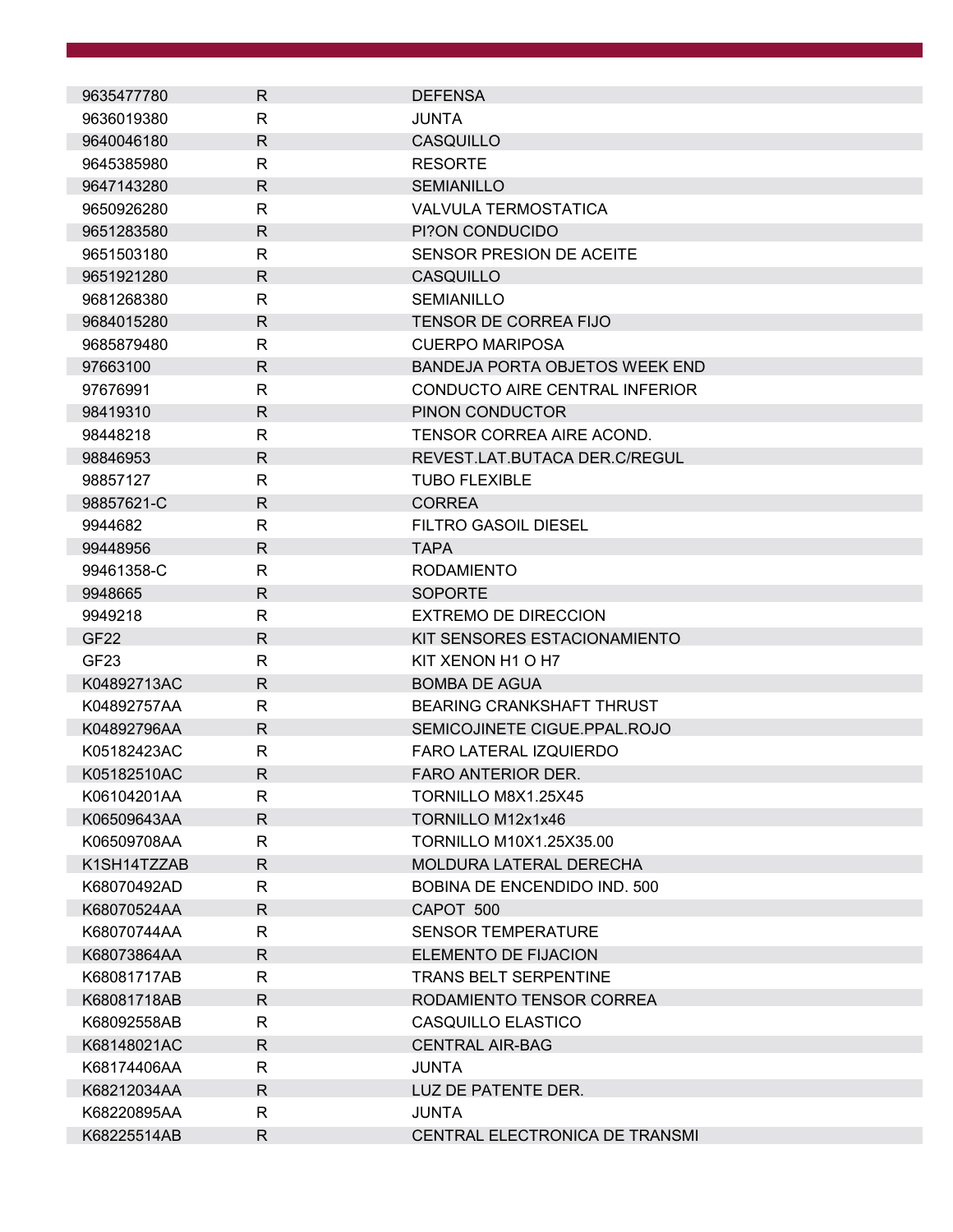| | | |
|---|---|---|
| 9635477780 | R | DEFENSA |
| 9636019380 | R | JUNTA |
| 9640046180 | R | CASQUILLO |
| 9645385980 | R | RESORTE |
| 9647143280 | R | SEMIANILLO |
| 9650926280 | R | VALVULA TERMOSTATICA |
| 9651283580 | R | PI?ON CONDUCIDO |
| 9651503180 | R | SENSOR PRESION DE ACEITE |
| 9651921280 | R | CASQUILLO |
| 9681268380 | R | SEMIANILLO |
| 9684015280 | R | TENSOR DE CORREA FIJO |
| 9685879480 | R | CUERPO MARIPOSA |
| 97663100 | R | BANDEJA PORTA OBJETOS WEEK END |
| 97676991 | R | CONDUCTO AIRE CENTRAL INFERIOR |
| 98419310 | R | PINON CONDUCTOR |
| 98448218 | R | TENSOR CORREA AIRE ACOND. |
| 98846953 | R | REVEST.LAT.BUTACA DER.C/REGUL |
| 98857127 | R | TUBO FLEXIBLE |
| 98857621-C | R | CORREA |
| 9944682 | R | FILTRO GASOIL DIESEL |
| 99448956 | R | TAPA |
| 99461358-C | R | RODAMIENTO |
| 9948665 | R | SOPORTE |
| 9949218 | R | EXTREMO DE DIRECCION |
| GF22 | R | KIT SENSORES ESTACIONAMIENTO |
| GF23 | R | KIT XENON H1 O H7 |
| K04892713AC | R | BOMBA DE AGUA |
| K04892757AA | R | BEARING CRANKSHAFT THRUST |
| K04892796AA | R | SEMICOJINETE CIGUE.PPAL.ROJO |
| K05182423AC | R | FARO LATERAL IZQUIERDO |
| K05182510AC | R | FARO ANTERIOR DER. |
| K06104201AA | R | TORNILLO M8X1.25X45 |
| K06509643AA | R | TORNILLO M12x1x46 |
| K06509708AA | R | TORNILLO M10X1.25X35.00 |
| K1SH14TZZAB | R | MOLDURA LATERAL DERECHA |
| K68070492AD | R | BOBINA DE ENCENDIDO IND. 500 |
| K68070524AA | R | CAPOT 500 |
| K68070744AA | R | SENSOR TEMPERATURE |
| K68073864AA | R | ELEMENTO DE FIJACION |
| K68081717AB | R | TRANS BELT SERPENTINE |
| K68081718AB | R | RODAMIENTO TENSOR CORREA |
| K68092558AB | R | CASQUILLO ELASTICO |
| K68148021AC | R | CENTRAL AIR-BAG |
| K68174406AA | R | JUNTA |
| K68212034AA | R | LUZ DE PATENTE DER. |
| K68220895AA | R | JUNTA |
| K68225514AB | R | CENTRAL ELECTRONICA DE TRANSMI |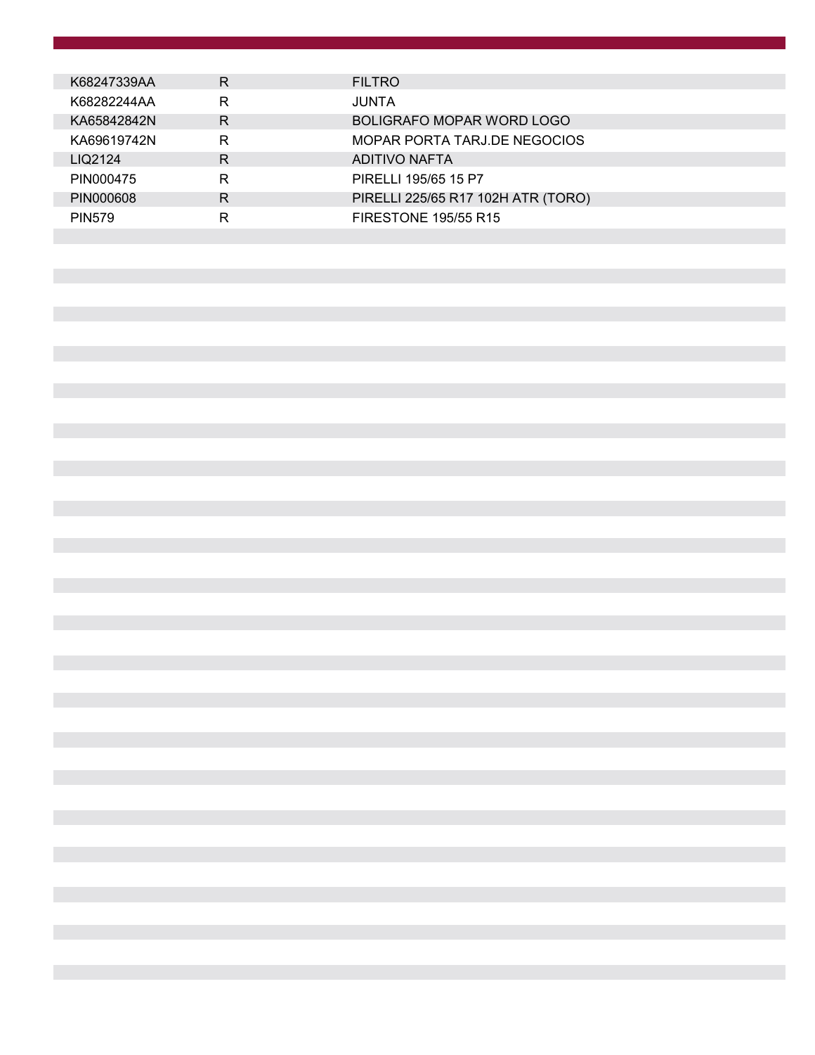| | | |
|---|---|---|
| K68247339AA | R | FILTRO |
| K68282244AA | R | JUNTA |
| KA65842842N | R | BOLIGRAFO MOPAR WORD LOGO |
| KA69619742N | R | MOPAR PORTA TARJ.DE NEGOCIOS |
| LIQ2124 | R | ADITIVO NAFTA |
| PIN000475 | R | PIRELLI 195/65 15 P7 |
| PIN000608 | R | PIRELLI 225/65 R17 102H ATR (TORO) |
| PIN579 | R | FIRESTONE 195/55 R15 |